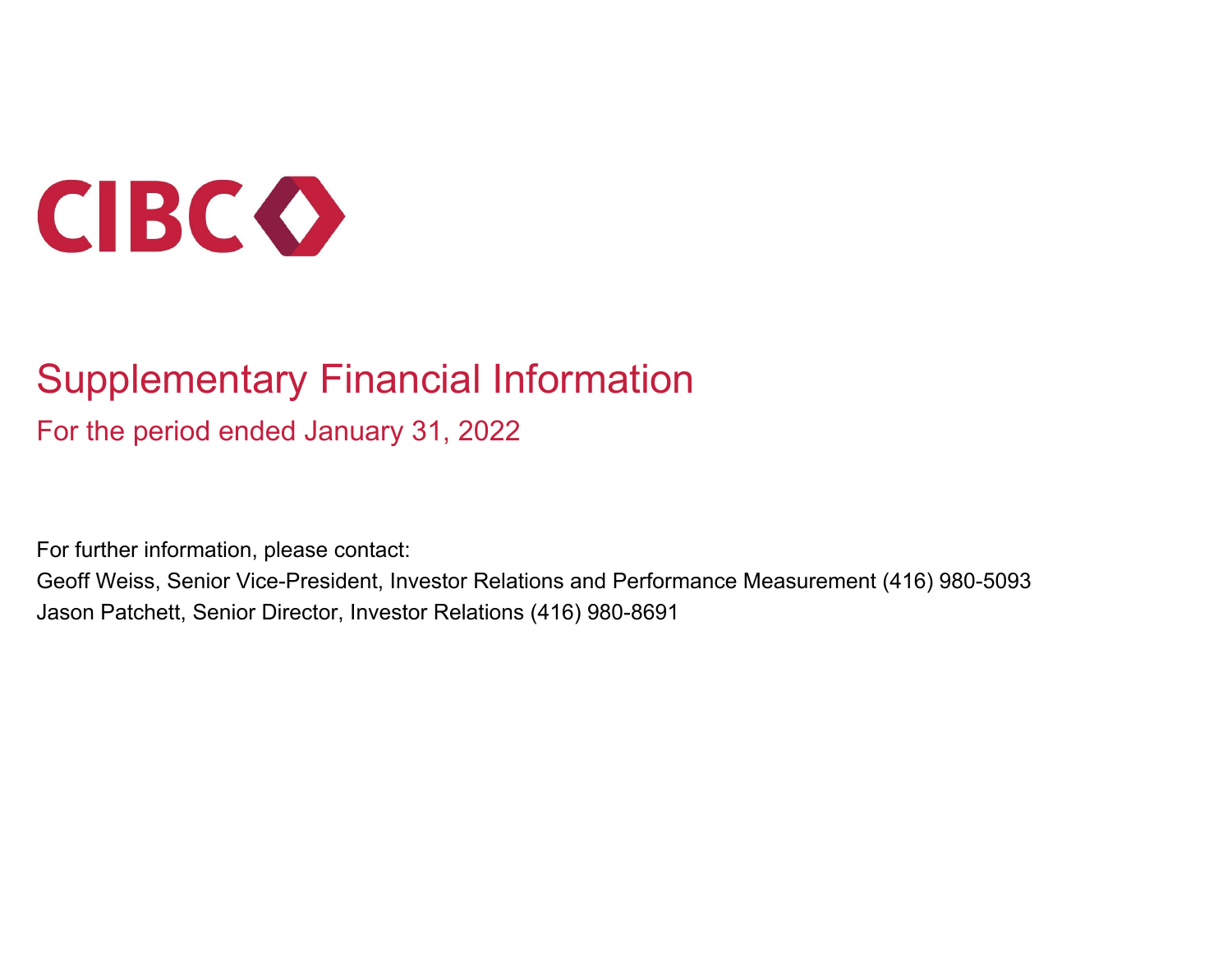# CIBC

# Supplementary Financial Information

## For the period ended January 31, 2022

For further information, please contact:

Geoff Weiss, Senior Vice-President, Investor Relations and Performance Measurement (416) 980-5093

Jason Patchett, Senior Director, Investor Relations (416) 980-8691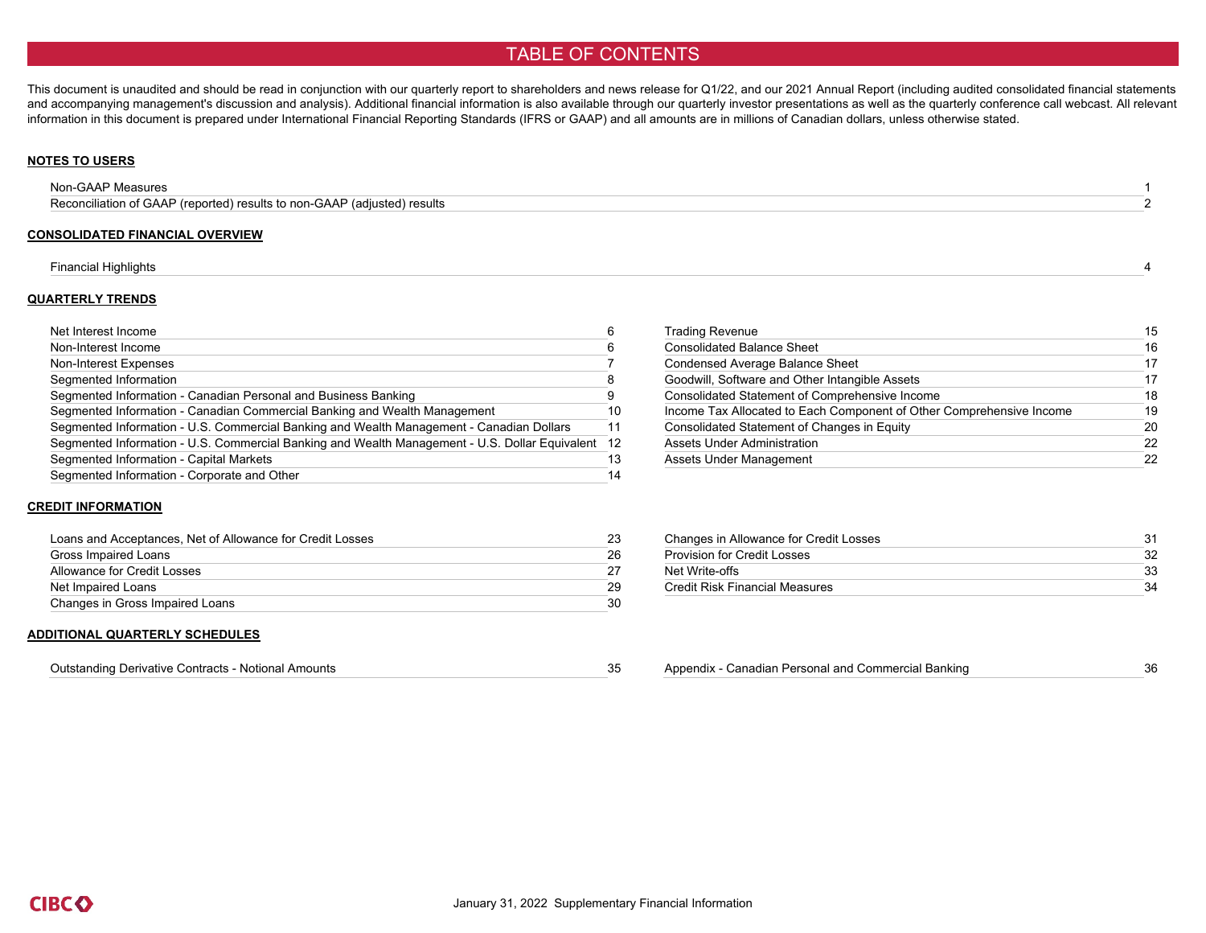# TABLE OF CONTENTS

This document is unaudited and should be read in conjunction with our quarterly report to shareholders and news release for Q1/22, and our 2021 Annual Report (including audited consolidated financial statements and accompanying management's discussion and analysis). Additional financial information is also available through our quarterly investor presentations as well as the quarterly conference call webcast. All relevant information in this document is prepared under International Financial Reporting Standards (IFRS or GAAP) and all amounts are in millions of Canadian dollars, unless otherwise stated.

## NOTES TO USERS

| | |
|---|---|
| Non-GAAP Measures | 1 |
| Reconciliation of GAAP (reported) results to non-GAAP (adjusted) results | 2 |

## CONSOLIDATED FINANCIAL OVERVIEW

| | |
|---|---|
| Financial Highlights | 4 |

## QUARTERLY TRENDS

| | |
|---|---|
| Net Interest Income | 6 |
| Non-Interest Income | 6 |
| Non-Interest Expenses | 7 |
| Segmented Information | 8 |
| Segmented Information - Canadian Personal and Business Banking | 9 |
| Segmented Information - Canadian Commercial Banking and Wealth Management | 10 |
| Segmented Information - U.S. Commercial Banking and Wealth Management - Canadian Dollars | 11 |
| Segmented Information - U.S. Commercial Banking and Wealth Management - U.S. Dollar Equivalent | 12 |
| Segmented Information - Capital Markets | 13 |
| Segmented Information - Corporate and Other | 14 |
| Trading Revenue | 15 |
| Consolidated Balance Sheet | 16 |
| Condensed Average Balance Sheet | 17 |
| Goodwill, Software and Other Intangible Assets | 17 |
| Consolidated Statement of Comprehensive Income | 18 |
| Income Tax Allocated to Each Component of Other Comprehensive Income | 19 |
| Consolidated Statement of Changes in Equity | 20 |
| Assets Under Administration | 22 |
| Assets Under Management | 22 |

## CREDIT INFORMATION

| | |
|---|---|
| Loans and Acceptances, Net of Allowance for Credit Losses | 23 |
| Gross Impaired Loans | 26 |
| Allowance for Credit Losses | 27 |
| Net Impaired Loans | 29 |
| Changes in Gross Impaired Loans | 30 |
| Changes in Allowance for Credit Losses | 31 |
| Provision for Credit Losses | 32 |
| Net Write-offs | 33 |
| Credit Risk Financial Measures | 34 |

## ADDITIONAL QUARTERLY SCHEDULES

| | |
|---|---|
| Outstanding Derivative Contracts - Notional Amounts | 35 |
| Appendix - Canadian Personal and Commercial Banking | 36 |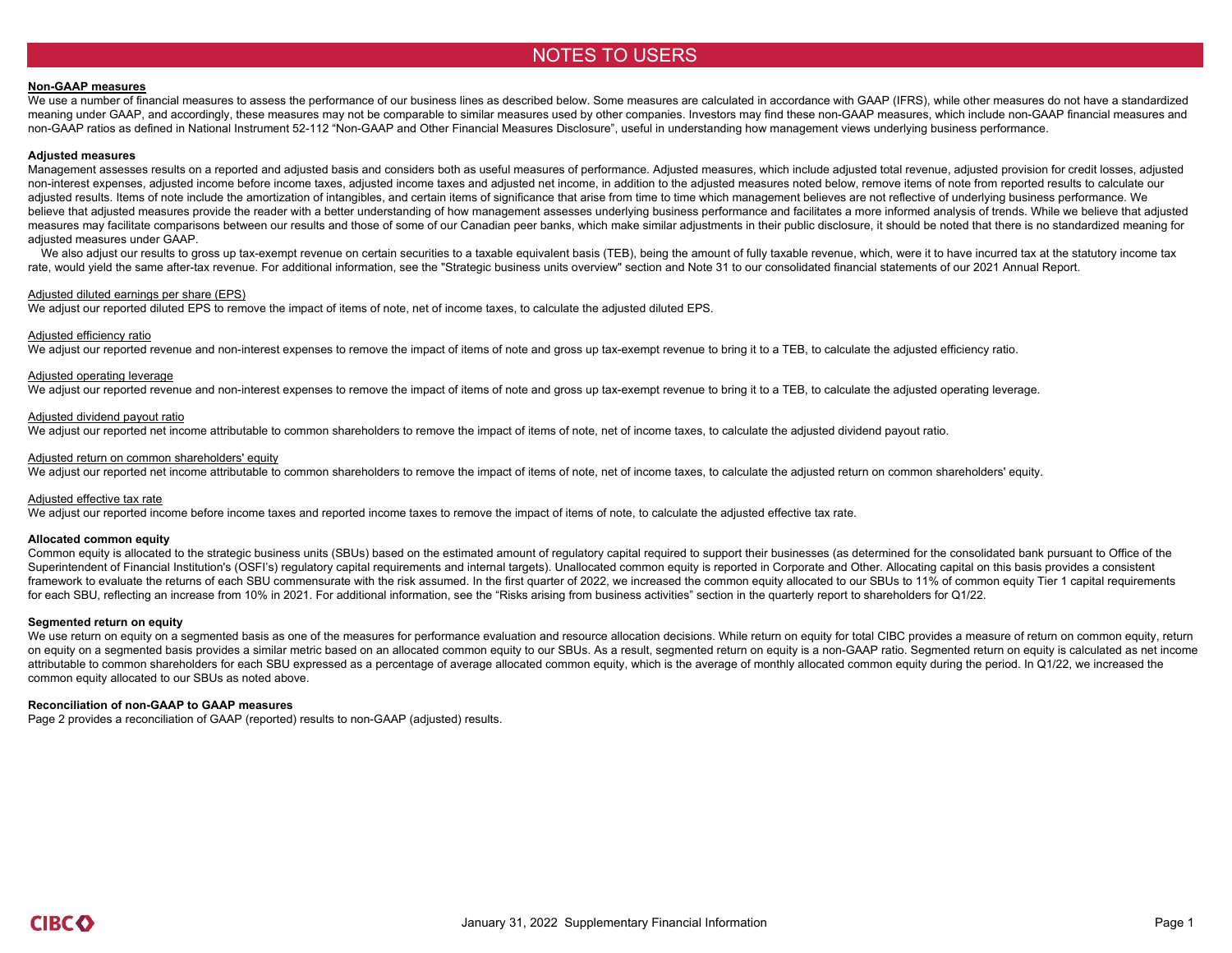# NOTES TO USERS

**Non-GAAP measures**

We use a number of financial measures to assess the performance of our business lines as described below. Some measures are calculated in accordance with GAAP (IFRS), while other measures do not have a standardized meaning under GAAP, and accordingly, these measures may not be comparable to similar measures used by other companies. Investors may find these non-GAAP measures, which include non-GAAP financial measures and non-GAAP ratios as defined in National Instrument 52-112 "Non-GAAP and Other Financial Measures Disclosure", useful in understanding how management views underlying business performance.

**Adjusted measures**

Management assesses results on a reported and adjusted basis and considers both as useful measures of performance. Adjusted measures, which include adjusted total revenue, adjusted provision for credit losses, adjusted non-interest expenses, adjusted income before income taxes, adjusted income taxes and adjusted net income, in addition to the adjusted measures noted below, remove items of note from reported results to calculate our adjusted results. Items of note include the amortization of intangibles, and certain items of significance that arise from time to time which management believes are not reflective of underlying business performance. We believe that adjusted measures provide the reader with a better understanding of how management assesses underlying business performance and facilitates a more informed analysis of trends. While we believe that adjusted measures may facilitate comparisons between our results and those of some of our Canadian peer banks, which make similar adjustments in their public disclosure, it should be noted that there is no standardized meaning for adjusted measures under GAAP.

We also adjust our results to gross up tax-exempt revenue on certain securities to a taxable equivalent basis (TEB), being the amount of fully taxable revenue, which, were it to have incurred tax at the statutory income tax rate, would yield the same after-tax revenue. For additional information, see the "Strategic business units overview" section and Note 31 to our consolidated financial statements of our 2021 Annual Report.

Adjusted diluted earnings per share (EPS)

We adjust our reported diluted EPS to remove the impact of items of note, net of income taxes, to calculate the adjusted diluted EPS.

Adjusted efficiency ratio

We adjust our reported revenue and non-interest expenses to remove the impact of items of note and gross up tax-exempt revenue to bring it to a TEB, to calculate the adjusted efficiency ratio.

Adjusted operating leverage

We adjust our reported revenue and non-interest expenses to remove the impact of items of note and gross up tax-exempt revenue to bring it to a TEB, to calculate the adjusted operating leverage.

Adjusted dividend payout ratio

We adjust our reported net income attributable to common shareholders to remove the impact of items of note, net of income taxes, to calculate the adjusted dividend payout ratio.

Adjusted return on common shareholders' equity

We adjust our reported net income attributable to common shareholders to remove the impact of items of note, net of income taxes, to calculate the adjusted return on common shareholders' equity.

Adjusted effective tax rate

We adjust our reported income before income taxes and reported income taxes to remove the impact of items of note, to calculate the adjusted effective tax rate.

**Allocated common equity**

Common equity is allocated to the strategic business units (SBUs) based on the estimated amount of regulatory capital required to support their businesses (as determined for the consolidated bank pursuant to Office of the Superintendent of Financial Institution's (OSFI's) regulatory capital requirements and internal targets). Unallocated common equity is reported in Corporate and Other. Allocating capital on this basis provides a consistent framework to evaluate the returns of each SBU commensurate with the risk assumed. In the first quarter of 2022, we increased the common equity allocated to our SBUs to 11% of common equity Tier 1 capital requirements for each SBU, reflecting an increase from 10% in 2021. For additional information, see the "Risks arising from business activities" section in the quarterly report to shareholders for Q1/22.

**Segmented return on equity**

We use return on equity on a segmented basis as one of the measures for performance evaluation and resource allocation decisions. While return on equity for total CIBC provides a measure of return on common equity, return on equity on a segmented basis provides a similar metric based on an allocated common equity to our SBUs. As a result, segmented return on equity is a non-GAAP ratio. Segmented return on equity is calculated as net income attributable to common shareholders for each SBU expressed as a percentage of average allocated common equity, which is the average of monthly allocated common equity during the period. In Q1/22, we increased the common equity allocated to our SBUs as noted above.

**Reconciliation of non-GAAP to GAAP measures**

Page 2 provides a reconciliation of GAAP (reported) results to non-GAAP (adjusted) results.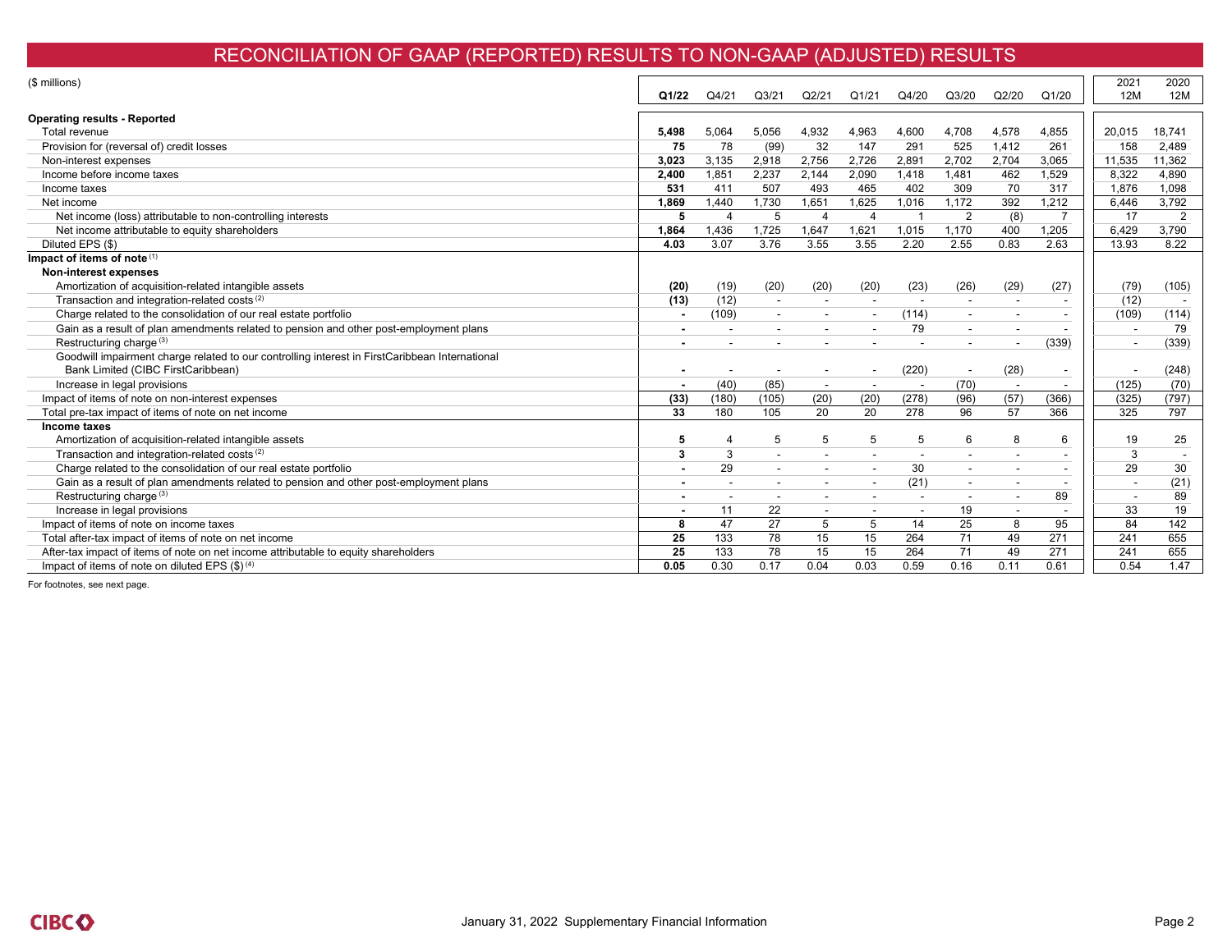# RECONCILIATION OF GAAP (REPORTED) RESULTS TO NON-GAAP (ADJUSTED) RESULTS

| ($ millions) | Q1/22 | Q4/21 | Q3/21 | Q2/21 | Q1/21 | Q4/20 | Q3/20 | Q2/20 | Q1/20 | 2021 12M | 2020 12M |
|---|---|---|---|---|---|---|---|---|---|---|---|
| **Operating results - Reported** | | | | | | | | | | | |
| Total revenue | **5,498** | 5,064 | 5,056 | 4,932 | 4,963 | 4,600 | 4,708 | 4,578 | 4,855 | 20,015 | 18,741 |
| Provision for (reversal of) credit losses | **75** | 78 | (99) | 32 | 147 | 291 | 525 | 1,412 | 261 | 158 | 2,489 |
| Non-interest expenses | **3,023** | 3,135 | 2,918 | 2,756 | 2,726 | 2,891 | 2,702 | 2,704 | 3,065 | 11,535 | 11,362 |
| Income before income taxes | **2,400** | 1,851 | 2,237 | 2,144 | 2,090 | 1,418 | 1,481 | 462 | 1,529 | 8,322 | 4,890 |
| Income taxes | **531** | 411 | 507 | 493 | 465 | 402 | 309 | 70 | 317 | 1,876 | 1,098 |
| Net income | **1,869** | 1,440 | 1,730 | 1,651 | 1,625 | 1,016 | 1,172 | 392 | 1,212 | 6,446 | 3,792 |
| Net income (loss) attributable to non-controlling interests | **5** | 4 | 5 | 4 | 4 | 1 | 2 | (8) | 7 | 17 | 2 |
| Net income attributable to equity shareholders | **1,864** | 1,436 | 1,725 | 1,647 | 1,621 | 1,015 | 1,170 | 400 | 1,205 | 6,429 | 3,790 |
| Diluted EPS ($) | **4.03** | 3.07 | 3.76 | 3.55 | 3.55 | 2.20 | 2.55 | 0.83 | 2.63 | 13.93 | 8.22 |
| **Impact of items of note** [1] | | | | | | | | | | | |
| **Non-interest expenses** | | | | | | | | | | | |
| Amortization of acquisition-related intangible assets | **(20)** | (19) | (20) | (20) | (20) | (23) | (26) | (29) | (27) | (79) | (105) |
| Transaction and integration-related costs [2] | **(13)** | (12) | - | - | - | - | - | - | - | (12) | - |
| Charge related to the consolidation of our real estate portfolio | **-** | (109) | - | - | - | (114) | - | - | - | (109) | (114) |
| Gain as a result of plan amendments related to pension and other post-employment plans | **-** | - | - | - | - | 79 | - | - | - | - | 79 |
| Restructuring charge [3] | **-** | - | - | - | - | - | - | - | (339) | - | (339) |
| Goodwill impairment charge related to our controlling interest in FirstCaribbean International Bank Limited (CIBC FirstCaribbean) | **-** | - | - | - | - | (220) | - | (28) | - | - | (248) |
| Increase in legal provisions | **-** | (40) | (85) | - | - | - | (70) | - | - | (125) | (70) |
| Impact of items of note on non-interest expenses | **(33)** | (180) | (105) | (20) | (20) | (278) | (96) | (57) | (366) | (325) | (797) |
| Total pre-tax impact of items of note on net income | **33** | 180 | 105 | 20 | 20 | 278 | 96 | 57 | 366 | 325 | 797 |
| **Income taxes** | | | | | | | | | | | |
| Amortization of acquisition-related intangible assets | **5** | 4 | 5 | 5 | 5 | 5 | 6 | 8 | 6 | 19 | 25 |
| Transaction and integration-related costs [2] | **3** | 3 | - | - | - | - | - | - | - | 3 | - |
| Charge related to the consolidation of our real estate portfolio | **-** | 29 | - | - | - | 30 | - | - | - | 29 | 30 |
| Gain as a result of plan amendments related to pension and other post-employment plans | **-** | - | - | - | - | (21) | - | - | - | - | (21) |
| Restructuring charge [3] | **-** | - | - | - | - | - | - | - | 89 | - | 89 |
| Increase in legal provisions | **-** | 11 | 22 | - | - | - | 19 | - | - | 33 | 19 |
| Impact of items of note on income taxes | **8** | 47 | 27 | 5 | 5 | 14 | 25 | 8 | 95 | 84 | 142 |
| Total after-tax impact of items of note on net income | **25** | 133 | 78 | 15 | 15 | 264 | 71 | 49 | 271 | 241 | 655 |
| After-tax impact of items of note on net income attributable to equity shareholders | **25** | 133 | 78 | 15 | 15 | 264 | 71 | 49 | 271 | 241 | 655 |
| Impact of items of note on diluted EPS ($) [4] | **0.05** | 0.30 | 0.17 | 0.04 | 0.03 | 0.59 | 0.16 | 0.11 | 0.61 | 0.54 | 1.47 |

For footnotes, see next page.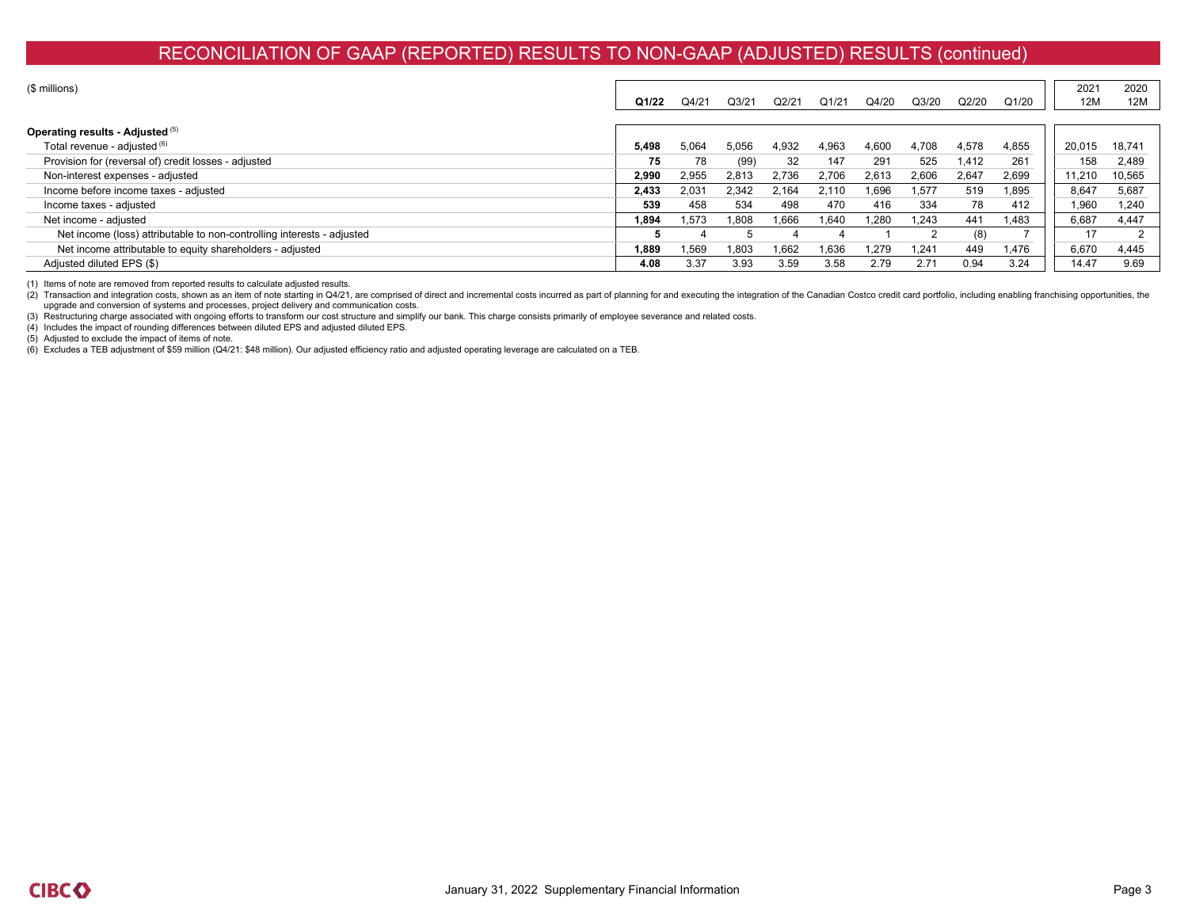# RECONCILIATION OF GAAP (REPORTED) RESULTS TO NON-GAAP (ADJUSTED) RESULTS (continued)

| ($ millions) | Q1/22 | Q4/21 | Q3/21 | Q2/21 | Q1/21 | Q4/20 | Q3/20 | Q2/20 | Q1/20 | 2021 12M | 2020 12M |
|---|---|---|---|---|---|---|---|---|---|---|---|
| **Operating results - Adjusted** [5] | | | | | | | | | | | |
| Total revenue - adjusted [6] | **5,498** | 5,064 | 5,056 | 4,932 | 4,963 | 4,600 | 4,708 | 4,578 | 4,855 | 20,015 | 18,741 |
| Provision for (reversal of) credit losses - adjusted | **75** | 78 | (99) | 32 | 147 | 291 | 525 | 1,412 | 261 | 158 | 2,489 |
| Non-interest expenses - adjusted | **2,990** | 2,955 | 2,813 | 2,736 | 2,706 | 2,613 | 2,606 | 2,647 | 2,699 | 11,210 | 10,565 |
| Income before income taxes - adjusted | **2,433** | 2,031 | 2,342 | 2,164 | 2,110 | 1,696 | 1,577 | 519 | 1,895 | 8,647 | 5,687 |
| Income taxes - adjusted | **539** | 458 | 534 | 498 | 470 | 416 | 334 | 78 | 412 | 1,960 | 1,240 |
| Net income - adjusted | **1,894** | 1,573 | 1,808 | 1,666 | 1,640 | 1,280 | 1,243 | 441 | 1,483 | 6,687 | 4,447 |
| Net income (loss) attributable to non-controlling interests - adjusted | **5** | 4 | 5 | 4 | 4 | 1 | 2 | (8) | 7 | 17 | 2 |
| Net income attributable to equity shareholders - adjusted | **1,889** | 1,569 | 1,803 | 1,662 | 1,636 | 1,279 | 1,241 | 449 | 1,476 | 6,670 | 4,445 |
| Adjusted diluted EPS ($) | **4.08** | 3.37 | 3.93 | 3.59 | 3.58 | 2.79 | 2.71 | 0.94 | 3.24 | 14.47 | 9.69 |

(1) Items of note are removed from reported results to calculate adjusted results.
(2) Transaction and integration costs, shown as an item of note starting in Q4/21, are comprised of direct and incremental costs incurred as part of planning for and executing the integration of the Canadian Costco credit card portfolio, including enabling franchising opportunities, the upgrade and conversion of systems and processes, project delivery and communication costs.
(3) Restructuring charge associated with ongoing efforts to transform our cost structure and simplify our bank. This charge consists primarily of employee severance and related costs.
(4) Includes the impact of rounding differences between diluted EPS and adjusted diluted EPS.
(5) Adjusted to exclude the impact of items of note.
(6) Excludes a TEB adjustment of $59 million (Q4/21: $48 million). Our adjusted efficiency ratio and adjusted operating leverage are calculated on a TEB.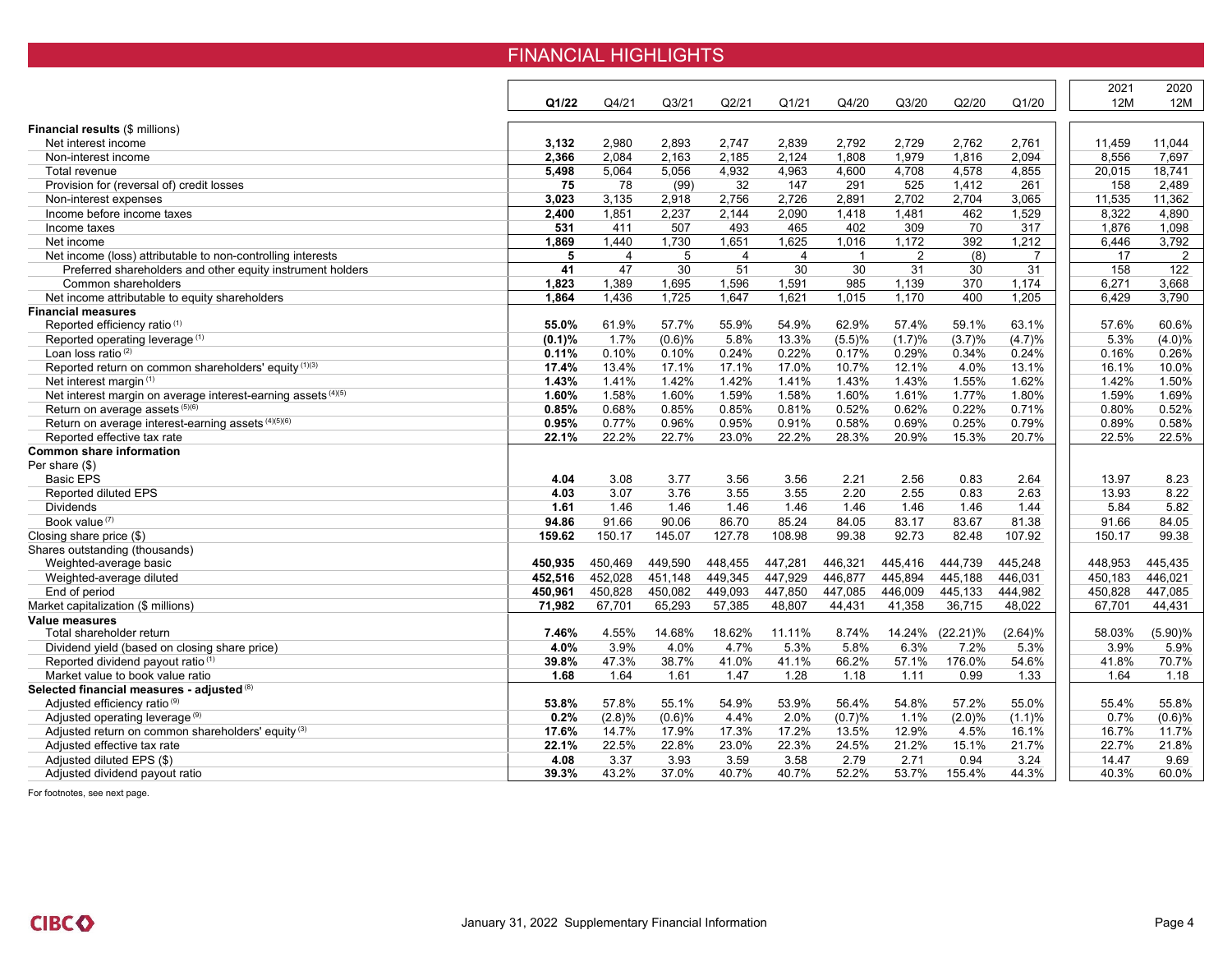# FINANCIAL HIGHLIGHTS

| | Q1/22 | Q4/21 | Q3/21 | Q2/21 | Q1/21 | Q4/20 | Q3/20 | Q2/20 | Q1/20 | 2021 12M | 2020 12M |
|---|---|---|---|---|---|---|---|---|---|---|---|
| **Financial results** ($ millions) | | | | | | | | | | | |
| Net interest income | **3,132** | 2,980 | 2,893 | 2,747 | 2,839 | 2,792 | 2,729 | 2,762 | 2,761 | 11,459 | 11,044 |
| Non-interest income | **2,366** | 2,084 | 2,163 | 2,185 | 2,124 | 1,808 | 1,979 | 1,816 | 2,094 | 8,556 | 7,697 |
| Total revenue | **5,498** | 5,064 | 5,056 | 4,932 | 4,963 | 4,600 | 4,708 | 4,578 | 4,855 | 20,015 | 18,741 |
| Provision for (reversal of) credit losses | **75** | 78 | (99) | 32 | 147 | 291 | 525 | 1,412 | 261 | 158 | 2,489 |
| Non-interest expenses | **3,023** | 3,135 | 2,918 | 2,756 | 2,726 | 2,891 | 2,702 | 2,704 | 3,065 | 11,535 | 11,362 |
| Income before income taxes | **2,400** | 1,851 | 2,237 | 2,144 | 2,090 | 1,418 | 1,481 | 462 | 1,529 | 8,322 | 4,890 |
| Income taxes | **531** | 411 | 507 | 493 | 465 | 402 | 309 | 70 | 317 | 1,876 | 1,098 |
| Net income | **1,869** | 1,440 | 1,730 | 1,651 | 1,625 | 1,016 | 1,172 | 392 | 1,212 | 6,446 | 3,792 |
| Net income (loss) attributable to non-controlling interests | **5** | 4 | 5 | 4 | 4 | 1 | 2 | (8) | 7 | 17 | 2 |
| Preferred shareholders and other equity instrument holders | **41** | 47 | 30 | 51 | 30 | 30 | 31 | 30 | 31 | 158 | 122 |
| Common shareholders | **1,823** | 1,389 | 1,695 | 1,596 | 1,591 | 985 | 1,139 | 370 | 1,174 | 6,271 | 3,668 |
| Net income attributable to equity shareholders | **1,864** | 1,436 | 1,725 | 1,647 | 1,621 | 1,015 | 1,170 | 400 | 1,205 | 6,429 | 3,790 |
| **Financial measures** | | | | | | | | | | | |
| Reported efficiency ratio [1] | **55.0%** | 61.9% | 57.7% | 55.9% | 54.9% | 62.9% | 57.4% | 59.1% | 63.1% | 57.6% | 60.6% |
| Reported operating leverage [1] | **(0.1)%** | 1.7% | (0.6)% | 5.8% | 13.3% | (5.5)% | (1.7)% | (3.7)% | (4.7)% | 5.3% | (4.0)% |
| Loan loss ratio [2] | **0.11%** | 0.10% | 0.10% | 0.24% | 0.22% | 0.17% | 0.29% | 0.34% | 0.24% | 0.16% | 0.26% |
| Reported return on common shareholders' equity [1][3] | **17.4%** | 13.4% | 17.1% | 17.1% | 17.0% | 10.7% | 12.1% | 4.0% | 13.1% | 16.1% | 10.0% |
| Net interest margin [1] | **1.43%** | 1.41% | 1.42% | 1.42% | 1.41% | 1.43% | 1.43% | 1.55% | 1.62% | 1.42% | 1.50% |
| Net interest margin on average interest-earning assets [4][5] | **1.60%** | 1.58% | 1.60% | 1.59% | 1.58% | 1.60% | 1.61% | 1.77% | 1.80% | 1.59% | 1.69% |
| Return on average assets [5][6] | **0.85%** | 0.68% | 0.85% | 0.85% | 0.81% | 0.52% | 0.62% | 0.22% | 0.71% | 0.80% | 0.52% |
| Return on average interest-earning assets [4][5][6] | **0.95%** | 0.77% | 0.96% | 0.95% | 0.91% | 0.58% | 0.69% | 0.25% | 0.79% | 0.89% | 0.58% |
| Reported effective tax rate | **22.1%** | 22.2% | 22.7% | 23.0% | 22.2% | 28.3% | 20.9% | 15.3% | 20.7% | 22.5% | 22.5% |
| **Common share information** | | | | | | | | | | | |
| Per share ($) | | | | | | | | | | | |
| Basic EPS | **4.04** | 3.08 | 3.77 | 3.56 | 3.56 | 2.21 | 2.56 | 0.83 | 2.64 | 13.97 | 8.23 |
| Reported diluted EPS | **4.03** | 3.07 | 3.76 | 3.55 | 3.55 | 2.20 | 2.55 | 0.83 | 2.63 | 13.93 | 8.22 |
| Dividends | **1.61** | 1.46 | 1.46 | 1.46 | 1.46 | 1.46 | 1.46 | 1.46 | 1.44 | 5.84 | 5.82 |
| Book value [7] | **94.86** | 91.66 | 90.06 | 86.70 | 85.24 | 84.05 | 83.17 | 83.67 | 81.38 | 91.66 | 84.05 |
| Closing share price ($) | **159.62** | 150.17 | 145.07 | 127.78 | 108.98 | 99.38 | 92.73 | 82.48 | 107.92 | 150.17 | 99.38 |
| Shares outstanding (thousands) | | | | | | | | | | | |
| Weighted-average basic | **450,935** | 450,469 | 449,590 | 448,455 | 447,281 | 446,321 | 445,416 | 444,739 | 445,248 | 448,953 | 445,435 |
| Weighted-average diluted | **452,516** | 452,028 | 451,148 | 449,345 | 447,929 | 446,877 | 445,894 | 445,188 | 446,031 | 450,183 | 446,021 |
| End of period | **450,961** | 450,828 | 450,082 | 449,093 | 447,850 | 447,085 | 446,009 | 445,133 | 444,982 | 450,828 | 447,085 |
| Market capitalization ($ millions) | **71,982** | 67,701 | 65,293 | 57,385 | 48,807 | 44,431 | 41,358 | 36,715 | 48,022 | 67,701 | 44,431 |
| **Value measures** | | | | | | | | | | | |
| Total shareholder return | **7.46%** | 4.55% | 14.68% | 18.62% | 11.11% | 8.74% | 14.24% | (22.21)% | (2.64)% | 58.03% | (5.90)% |
| Dividend yield (based on closing share price) | **4.0%** | 3.9% | 4.0% | 4.7% | 5.3% | 5.8% | 6.3% | 7.2% | 5.3% | 3.9% | 5.9% |
| Reported dividend payout ratio [1] | **39.8%** | 47.3% | 38.7% | 41.0% | 41.1% | 66.2% | 57.1% | 176.0% | 54.6% | 41.8% | 70.7% |
| Market value to book value ratio | **1.68** | 1.64 | 1.61 | 1.47 | 1.28 | 1.18 | 1.11 | 0.99 | 1.33 | 1.64 | 1.18 |
| **Selected financial measures - adjusted** [8] | | | | | | | | | | | |
| Adjusted efficiency ratio [9] | **53.8%** | 57.8% | 55.1% | 54.9% | 53.9% | 56.4% | 54.8% | 57.2% | 55.0% | 55.4% | 55.8% |
| Adjusted operating leverage [9] | **0.2%** | (2.8)% | (0.6)% | 4.4% | 2.0% | (0.7)% | 1.1% | (2.0)% | (1.1)% | 0.7% | (0.6)% |
| Adjusted return on common shareholders' equity [3] | **17.6%** | 14.7% | 17.9% | 17.3% | 17.2% | 13.5% | 12.9% | 4.5% | 16.1% | 16.7% | 11.7% |
| Adjusted effective tax rate | **22.1%** | 22.5% | 22.8% | 23.0% | 22.3% | 24.5% | 21.2% | 15.1% | 21.7% | 22.7% | 21.8% |
| Adjusted diluted EPS ($) | **4.08** | 3.37 | 3.93 | 3.59 | 3.58 | 2.79 | 2.71 | 0.94 | 3.24 | 14.47 | 9.69 |
| Adjusted dividend payout ratio | **39.3%** | 43.2% | 37.0% | 40.7% | 40.7% | 52.2% | 53.7% | 155.4% | 44.3% | 40.3% | 60.0% |

For footnotes, see next page.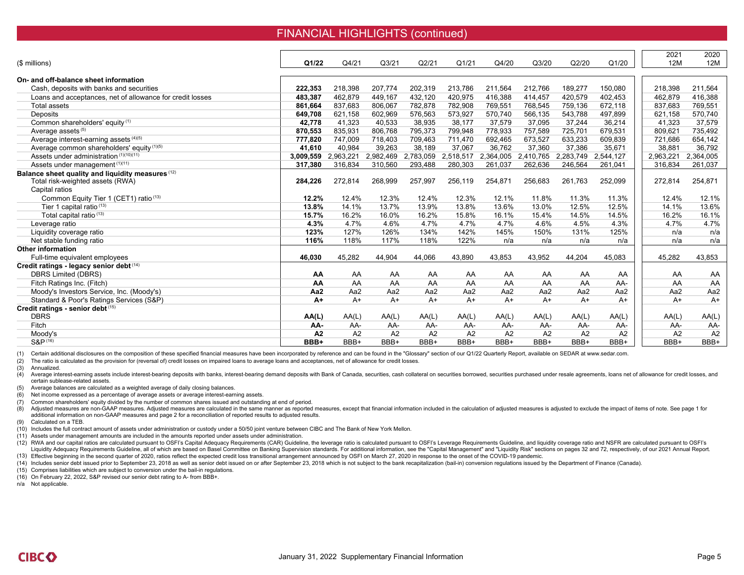# FINANCIAL HIGHLIGHTS (continued)

| ($ millions) | Q1/22 | Q4/21 | Q3/21 | Q2/21 | Q1/21 | Q4/20 | Q3/20 | Q2/20 | Q1/20 | 2021 12M | 2020 12M |
|---|---|---|---|---|---|---|---|---|---|---|---|
| **On- and off-balance sheet information** | | | | | | | | | | | |
| Cash, deposits with banks and securities | **222,353** | 218,398 | 207,774 | 202,319 | 213,786 | 211,564 | 212,766 | 189,277 | 150,080 | 218,398 | 211,564 |
| Loans and acceptances, net of allowance for credit losses | **483,387** | 462,879 | 449,167 | 432,120 | 420,975 | 416,388 | 414,457 | 420,579 | 402,453 | 462,879 | 416,388 |
| Total assets | **861,664** | 837,683 | 806,067 | 782,878 | 782,908 | 769,551 | 768,545 | 759,136 | 672,118 | 837,683 | 769,551 |
| Deposits | **649,708** | 621,158 | 602,969 | 576,563 | 573,927 | 570,740 | 566,135 | 543,788 | 497,899 | 621,158 | 570,740 |
| Common shareholders' equity [1] | **42,778** | 41,323 | 40,533 | 38,935 | 38,177 | 37,579 | 37,095 | 37,244 | 36,214 | 41,323 | 37,579 |
| Average assets [5] | **870,553** | 835,931 | 806,768 | 795,373 | 799,948 | 778,933 | 757,589 | 725,701 | 679,531 | 809,621 | 735,492 |
| Average interest-earning assets [4][5] | **777,820** | 747,009 | 718,403 | 709,463 | 711,470 | 692,465 | 673,527 | 633,233 | 609,839 | 721,686 | 654,142 |
| Average common shareholders' equity [1][5] | **41,610** | 40,984 | 39,263 | 38,189 | 37,067 | 36,762 | 37,360 | 37,386 | 35,671 | 38,881 | 36,792 |
| Assets under administration [1][10][11] | **3,009,559** | 2,963,221 | 2,982,469 | 2,783,059 | 2,518,517 | 2,364,005 | 2,410,765 | 2,283,749 | 2,544,127 | 2,963,221 | 2,364,005 |
| Assets under management [1][11] | **317,380** | 316,834 | 310,560 | 293,488 | 280,303 | 261,037 | 262,636 | 246,564 | 261,041 | 316,834 | 261,037 |
| **Balance sheet quality and liquidity measures** [12] | | | | | | | | | | | |
| Total risk-weighted assets (RWA) | **284,226** | 272,814 | 268,999 | 257,997 | 256,119 | 254,871 | 256,683 | 261,763 | 252,099 | 272,814 | 254,871 |
| Capital ratios | | | | | | | | | | | |
| Common Equity Tier 1 (CET1) ratio [13] | **12.2%** | 12.4% | 12.3% | 12.4% | 12.3% | 12.1% | 11.8% | 11.3% | 11.3% | 12.4% | 12.1% |
| Tier 1 capital ratio [13] | **13.8%** | 14.1% | 13.7% | 13.9% | 13.8% | 13.6% | 13.0% | 12.5% | 12.5% | 14.1% | 13.6% |
| Total capital ratio [13] | **15.7%** | 16.2% | 16.0% | 16.2% | 15.8% | 16.1% | 15.4% | 14.5% | 14.5% | 16.2% | 16.1% |
| Leverage ratio | **4.3%** | 4.7% | 4.6% | 4.7% | 4.7% | 4.7% | 4.6% | 4.5% | 4.3% | 4.7% | 4.7% |
| Liquidity coverage ratio | **123%** | 127% | 126% | 134% | 142% | 145% | 150% | 131% | 125% | n/a | n/a |
| Net stable funding ratio | **116%** | 118% | 117% | 118% | 122% | n/a | n/a | n/a | n/a | n/a | n/a |
| **Other information** | | | | | | | | | | | |
| Full-time equivalent employees | **46,030** | 45,282 | 44,904 | 44,066 | 43,890 | 43,853 | 43,952 | 44,204 | 45,083 | 45,282 | 43,853 |
| **Credit ratings - legacy senior debt** [14] | | | | | | | | | | | |
| DBRS Limited (DBRS) | **AA** | AA | AA | AA | AA | AA | AA | AA | AA | AA | AA |
| Fitch Ratings Inc. (Fitch) | **AA** | AA | AA | AA | AA | AA | AA | AA | AA- | AA | AA |
| Moody's Investors Service, Inc. (Moody's) | **Aa2** | Aa2 | Aa2 | Aa2 | Aa2 | Aa2 | Aa2 | Aa2 | Aa2 | Aa2 | Aa2 |
| Standard & Poor's Ratings Services (S&P) | **A+** | A+ | A+ | A+ | A+ | A+ | A+ | A+ | A+ | A+ | A+ |
| **Credit ratings - senior debt** [15] | | | | | | | | | | | |
| DBRS | **AA(L)** | AA(L) | AA(L) | AA(L) | AA(L) | AA(L) | AA(L) | AA(L) | AA(L) | AA(L) | AA(L) |
| Fitch | **AA-** | AA- | AA- | AA- | AA- | AA- | AA- | AA- | AA- | AA- | AA- |
| Moody's | **A2** | A2 | A2 | A2 | A2 | A2 | A2 | A2 | A2 | A2 | A2 |
| S&P [16] | **BBB+** | BBB+ | BBB+ | BBB+ | BBB+ | BBB+ | BBB+ | BBB+ | BBB+ | BBB+ | BBB+ |

(1) Certain additional disclosures on the composition of these specified financial measures have been incorporated by reference and can be found in the "Glossary" section of our Q1/22 Quarterly Report, available on SEDAR at www.sedar.com.
(2) The ratio is calculated as the provision for (reversal of) credit losses on impaired loans to average loans and acceptances, net of allowance for credit losses.
(3) Annualized.
(4) Average interest-earning assets include interest-bearing deposits with banks, interest-bearing demand deposits with Bank of Canada, securities, cash collateral on securities borrowed, securities purchased under resale agreements, loans net of allowance for credit losses, and certain sublease-related assets.
(5) Average balances are calculated as a weighted average of daily closing balances.
(6) Net income expressed as a percentage of average assets or average interest-earning assets.
(7) Common shareholders' equity divided by the number of common shares issued and outstanding at end of period.
(8) Adjusted measures are non-GAAP measures. Adjusted measures are calculated in the same manner as reported measures, except that financial information included in the calculation of adjusted measures is adjusted to exclude the impact of items of note. See page 1 for additional information on non-GAAP measures and page 2 for a reconciliation of reported results to adjusted results.
(9) Calculated on a TEB.
(10) Includes the full contract amount of assets under administration or custody under a 50/50 joint venture between CIBC and The Bank of New York Mellon.
(11) Assets under management amounts are included in the amounts reported under assets under administration.
(12) RWA and our capital ratios are calculated pursuant to OSFI's Capital Adequacy Requirements (CAR) Guideline, the leverage ratio is calculated pursuant to OSFI's Leverage Requirements Guideline, and liquidity coverage ratio and NSFR are calculated pursuant to OSFI's Liquidity Adequacy Requirements Guideline, all of which are based on Basel Committee on Banking Supervision standards. For additional information, see the "Capital Management" and "Liquidity Risk" sections on pages 32 and 72, respectively, of our 2021 Annual Report.
(13) Effective beginning in the second quarter of 2020, ratios reflect the expected credit loss transitional arrangement announced by OSFI on March 27, 2020 in response to the onset of the COVID-19 pandemic.
(14) Includes senior debt issued prior to September 23, 2018 as well as senior debt issued on or after September 23, 2018 which is not subject to the bank recapitalization (bail-in) conversion regulations issued by the Department of Finance (Canada).
(15) Comprises liabilities which are subject to conversion under the bail-in regulations.
(16) On February 22, 2022, S&P revised our senior debt rating to A- from BBB+.
n/a Not applicable.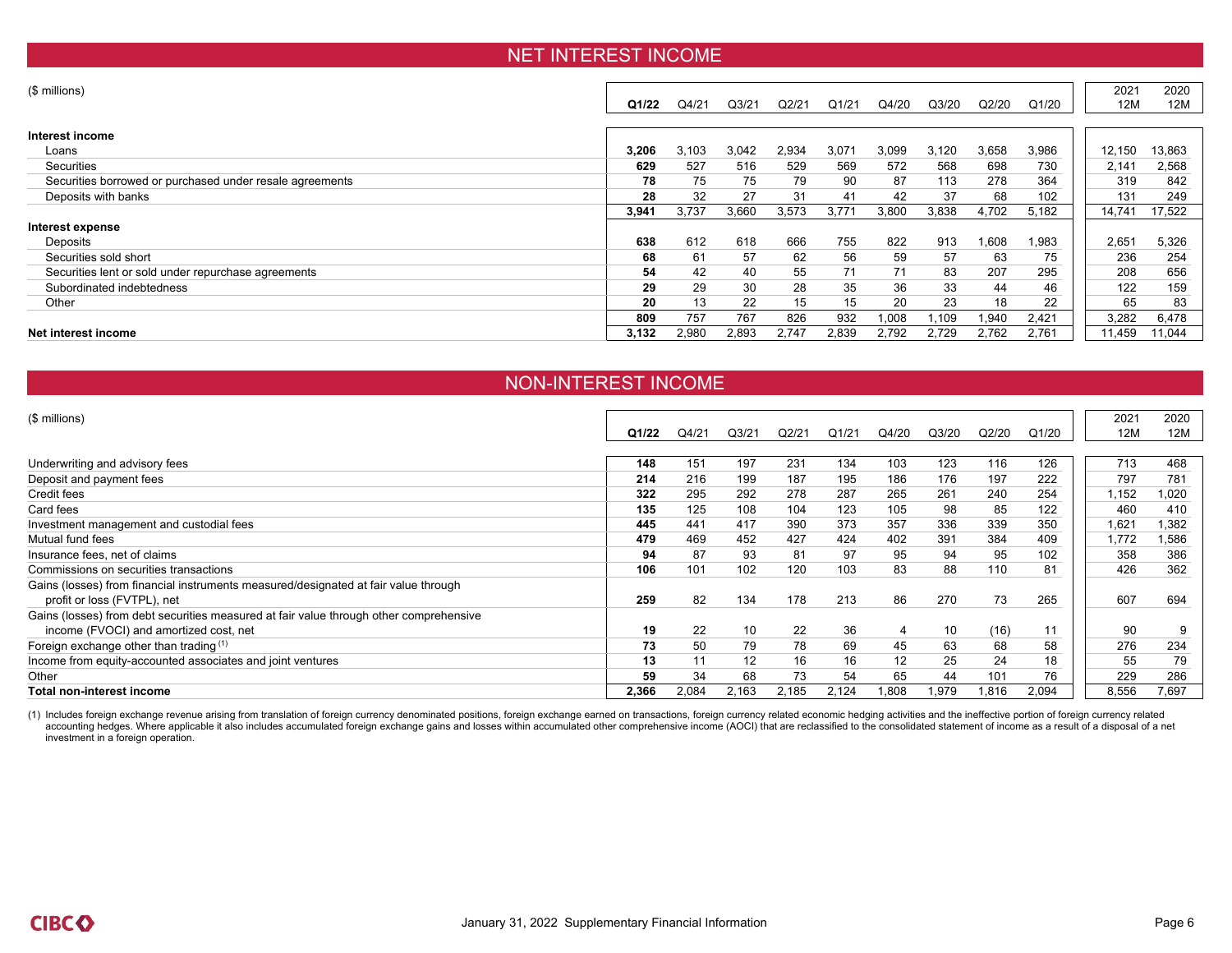## NET INTEREST INCOME

| ($ millions) | **Q1/22** | Q4/21 | Q3/21 | Q2/21 | Q1/21 | Q4/20 | Q3/20 | Q2/20 | Q1/20 | 2021 12M | 2020 12M |
|---|---|---|---|---|---|---|---|---|---|---|---|
| **Interest income** | | | | | | | | | | | |
| Loans | **3,206** | 3,103 | 3,042 | 2,934 | 3,071 | 3,099 | 3,120 | 3,658 | 3,986 | 12,150 | 13,863 |
| Securities | **629** | 527 | 516 | 529 | 569 | 572 | 568 | 698 | 730 | 2,141 | 2,568 |
| Securities borrowed or purchased under resale agreements | **78** | 75 | 75 | 79 | 90 | 87 | 113 | 278 | 364 | 319 | 842 |
| Deposits with banks | **28** | 32 | 27 | 31 | 41 | 42 | 37 | 68 | 102 | 131 | 249 |
| | **3,941** | 3,737 | 3,660 | 3,573 | 3,771 | 3,800 | 3,838 | 4,702 | 5,182 | 14,741 | 17,522 |
| **Interest expense** | | | | | | | | | | | |
| Deposits | **638** | 612 | 618 | 666 | 755 | 822 | 913 | 1,608 | 1,983 | 2,651 | 5,326 |
| Securities sold short | **68** | 61 | 57 | 62 | 56 | 59 | 57 | 63 | 75 | 236 | 254 |
| Securities lent or sold under repurchase agreements | **54** | 42 | 40 | 55 | 71 | 71 | 83 | 207 | 295 | 208 | 656 |
| Subordinated indebtedness | **29** | 29 | 30 | 28 | 35 | 36 | 33 | 44 | 46 | 122 | 159 |
| Other | **20** | 13 | 22 | 15 | 15 | 20 | 23 | 18 | 22 | 65 | 83 |
| | **809** | 757 | 767 | 826 | 932 | 1,008 | 1,109 | 1,940 | 2,421 | 3,282 | 6,478 |
| **Net interest income** | **3,132** | 2,980 | 2,893 | 2,747 | 2,839 | 2,792 | 2,729 | 2,762 | 2,761 | 11,459 | 11,044 |

## NON-INTEREST INCOME

| ($ millions) | **Q1/22** | Q4/21 | Q3/21 | Q2/21 | Q1/21 | Q4/20 | Q3/20 | Q2/20 | Q1/20 | 2021 12M | 2020 12M |
|---|---|---|---|---|---|---|---|---|---|---|---|
| Underwriting and advisory fees | **148** | 151 | 197 | 231 | 134 | 103 | 123 | 116 | 126 | 713 | 468 |
| Deposit and payment fees | **214** | 216 | 199 | 187 | 195 | 186 | 176 | 197 | 222 | 797 | 781 |
| Credit fees | **322** | 295 | 292 | 278 | 287 | 265 | 261 | 240 | 254 | 1,152 | 1,020 |
| Card fees | **135** | 125 | 108 | 104 | 123 | 105 | 98 | 85 | 122 | 460 | 410 |
| Investment management and custodial fees | **445** | 441 | 417 | 390 | 373 | 357 | 336 | 339 | 350 | 1,621 | 1,382 |
| Mutual fund fees | **479** | 469 | 452 | 427 | 424 | 402 | 391 | 384 | 409 | 1,772 | 1,586 |
| Insurance fees, net of claims | **94** | 87 | 93 | 81 | 97 | 95 | 94 | 95 | 102 | 358 | 386 |
| Commissions on securities transactions | **106** | 101 | 102 | 120 | 103 | 83 | 88 | 110 | 81 | 426 | 362 |
| Gains (losses) from financial instruments measured/designated at fair value through profit or loss (FVTPL), net | **259** | 82 | 134 | 178 | 213 | 86 | 270 | 73 | 265 | 607 | 694 |
| Gains (losses) from debt securities measured at fair value through other comprehensive income (FVOCI) and amortized cost, net | **19** | 22 | 10 | 22 | 36 | 4 | 10 | (16) | 11 | 90 | 9 |
| Foreign exchange other than trading [(1)] | **73** | 50 | 79 | 78 | 69 | 45 | 63 | 68 | 58 | 276 | 234 |
| Income from equity-accounted associates and joint ventures | **13** | 11 | 12 | 16 | 16 | 12 | 25 | 24 | 18 | 55 | 79 |
| Other | **59** | 34 | 68 | 73 | 54 | 65 | 44 | 101 | 76 | 229 | 286 |
| **Total non-interest income** | **2,366** | 2,084 | 2,163 | 2,185 | 2,124 | 1,808 | 1,979 | 1,816 | 2,094 | 8,556 | 7,697 |

(1) Includes foreign exchange revenue arising from translation of foreign currency denominated positions, foreign exchange earned on transactions, foreign currency related economic hedging activities and the ineffective portion of foreign currency related accounting hedges. Where applicable it also includes accumulated foreign exchange gains and losses within accumulated other comprehensive income (AOCI) that are reclassified to the consolidated statement of income as a result of a disposal of a net investment in a foreign operation.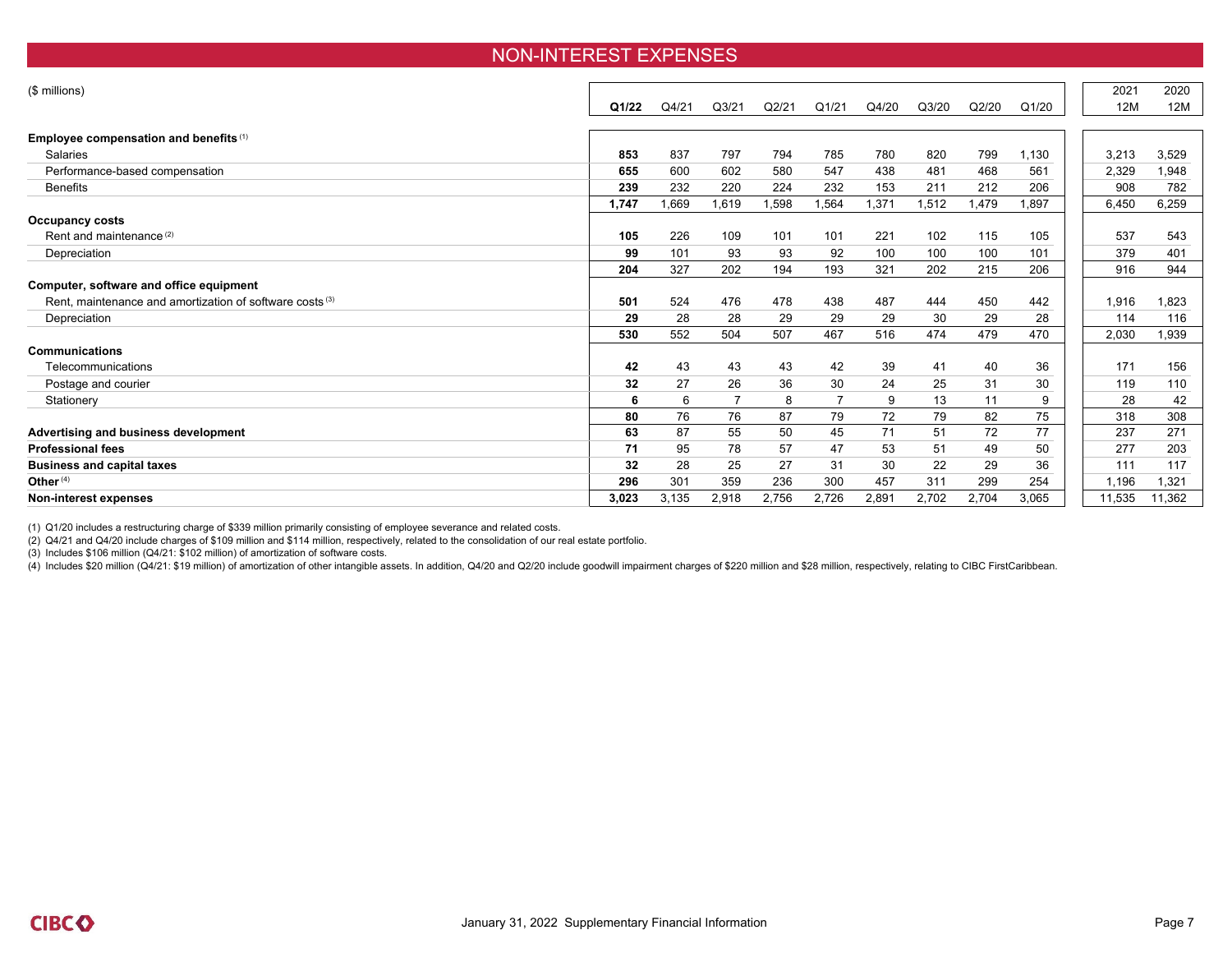# NON-INTEREST EXPENSES

| ($ millions) | Q1/22 | Q4/21 | Q3/21 | Q2/21 | Q1/21 | Q4/20 | Q3/20 | Q2/20 | Q1/20 | 2021 12M | 2020 12M |
|---|---|---|---|---|---|---|---|---|---|---|---|
| **Employee compensation and benefits** [(1)] | | | | | | | | | | | |
| Salaries | **853** | 837 | 797 | 794 | 785 | 780 | 820 | 799 | 1,130 | 3,213 | 3,529 |
| Performance-based compensation | **655** | 600 | 602 | 580 | 547 | 438 | 481 | 468 | 561 | 2,329 | 1,948 |
| Benefits | **239** | 232 | 220 | 224 | 232 | 153 | 211 | 212 | 206 | 908 | 782 |
| | **1,747** | 1,669 | 1,619 | 1,598 | 1,564 | 1,371 | 1,512 | 1,479 | 1,897 | 6,450 | 6,259 |
| **Occupancy costs** | | | | | | | | | | | |
| Rent and maintenance [(2)] | **105** | 226 | 109 | 101 | 101 | 221 | 102 | 115 | 105 | 537 | 543 |
| Depreciation | **99** | 101 | 93 | 93 | 92 | 100 | 100 | 100 | 101 | 379 | 401 |
| | **204** | 327 | 202 | 194 | 193 | 321 | 202 | 215 | 206 | 916 | 944 |
| **Computer, software and office equipment** | | | | | | | | | | | |
| Rent, maintenance and amortization of software costs [(3)] | **501** | 524 | 476 | 478 | 438 | 487 | 444 | 450 | 442 | 1,916 | 1,823 |
| Depreciation | **29** | 28 | 28 | 29 | 29 | 29 | 30 | 29 | 28 | 114 | 116 |
| | **530** | 552 | 504 | 507 | 467 | 516 | 474 | 479 | 470 | 2,030 | 1,939 |
| **Communications** | | | | | | | | | | | |
| Telecommunications | **42** | 43 | 43 | 43 | 42 | 39 | 41 | 40 | 36 | 171 | 156 |
| Postage and courier | **32** | 27 | 26 | 36 | 30 | 24 | 25 | 31 | 30 | 119 | 110 |
| Stationery | **6** | 6 | 7 | 8 | 7 | 9 | 13 | 11 | 9 | 28 | 42 |
| | **80** | 76 | 76 | 87 | 79 | 72 | 79 | 82 | 75 | 318 | 308 |
| **Advertising and business development** | **63** | 87 | 55 | 50 | 45 | 71 | 51 | 72 | 77 | 237 | 271 |
| **Professional fees** | **71** | 95 | 78 | 57 | 47 | 53 | 51 | 49 | 50 | 277 | 203 |
| **Business and capital taxes** | **32** | 28 | 25 | 27 | 31 | 30 | 22 | 29 | 36 | 111 | 117 |
| **Other** [(4)] | **296** | 301 | 359 | 236 | 300 | 457 | 311 | 299 | 254 | 1,196 | 1,321 |
| **Non-interest expenses** | **3,023** | 3,135 | 2,918 | 2,756 | 2,726 | 2,891 | 2,702 | 2,704 | 3,065 | 11,535 | 11,362 |

(1) Q1/20 includes a restructuring charge of $339 million primarily consisting of employee severance and related costs.

(2) Q4/21 and Q4/20 include charges of $109 million and $114 million, respectively, related to the consolidation of our real estate portfolio.

(3) Includes $106 million (Q4/21: $102 million) of amortization of software costs.

(4) Includes $20 million (Q4/21: $19 million) of amortization of other intangible assets. In addition, Q4/20 and Q2/20 include goodwill impairment charges of $220 million and $28 million, respectively, relating to CIBC FirstCaribbean.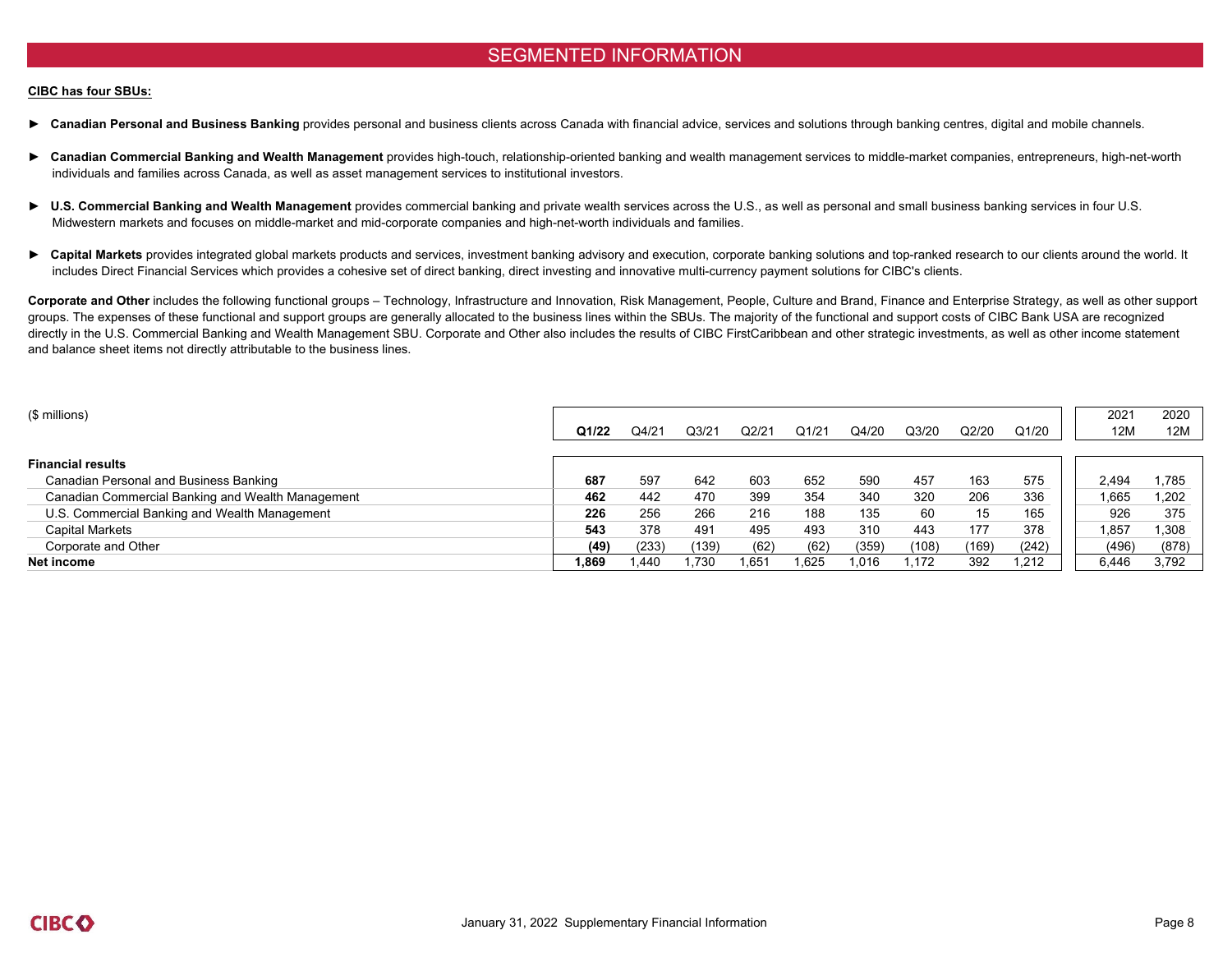# SEGMENTED INFORMATION

**CIBC has four SBUs:**

- **Canadian Personal and Business Banking** provides personal and business clients across Canada with financial advice, services and solutions through banking centres, digital and mobile channels.
- **Canadian Commercial Banking and Wealth Management** provides high-touch, relationship-oriented banking and wealth management services to middle-market companies, entrepreneurs, high-net-worth individuals and families across Canada, as well as asset management services to institutional investors.
- **U.S. Commercial Banking and Wealth Management** provides commercial banking and private wealth services across the U.S., as well as personal and small business banking services in four U.S. Midwestern markets and focuses on middle-market and mid-corporate companies and high-net-worth individuals and families.
- **Capital Markets** provides integrated global markets products and services, investment banking advisory and execution, corporate banking solutions and top-ranked research to our clients around the world. It includes Direct Financial Services which provides a cohesive set of direct banking, direct investing and innovative multi-currency payment solutions for CIBC's clients.

**Corporate and Other** includes the following functional groups – Technology, Infrastructure and Innovation, Risk Management, People, Culture and Brand, Finance and Enterprise Strategy, as well as other support groups. The expenses of these functional and support groups are generally allocated to the business lines within the SBUs. The majority of the functional and support costs of CIBC Bank USA are recognized directly in the U.S. Commercial Banking and Wealth Management SBU. Corporate and Other also includes the results of CIBC FirstCaribbean and other strategic investments, as well as other income statement and balance sheet items not directly attributable to the business lines.

| ($ millions) | Q1/22 | Q4/21 | Q3/21 | Q2/21 | Q1/21 | Q4/20 | Q3/20 | Q2/20 | Q1/20 | 2021 12M | 2020 12M |
|---|---|---|---|---|---|---|---|---|---|---|---|
| **Financial results** | | | | | | | | | | | |
| Canadian Personal and Business Banking | **687** | 597 | 642 | 603 | 652 | 590 | 457 | 163 | 575 | 2,494 | 1,785 |
| Canadian Commercial Banking and Wealth Management | **462** | 442 | 470 | 399 | 354 | 340 | 320 | 206 | 336 | 1,665 | 1,202 |
| U.S. Commercial Banking and Wealth Management | **226** | 256 | 266 | 216 | 188 | 135 | 60 | 15 | 165 | 926 | 375 |
| Capital Markets | **543** | 378 | 491 | 495 | 493 | 310 | 443 | 177 | 378 | 1,857 | 1,308 |
| Corporate and Other | **(49)** | (233) | (139) | (62) | (62) | (359) | (108) | (169) | (242) | (496) | (878) |
| **Net income** | **1,869** | 1,440 | 1,730 | 1,651 | 1,625 | 1,016 | 1,172 | 392 | 1,212 | 6,446 | 3,792 |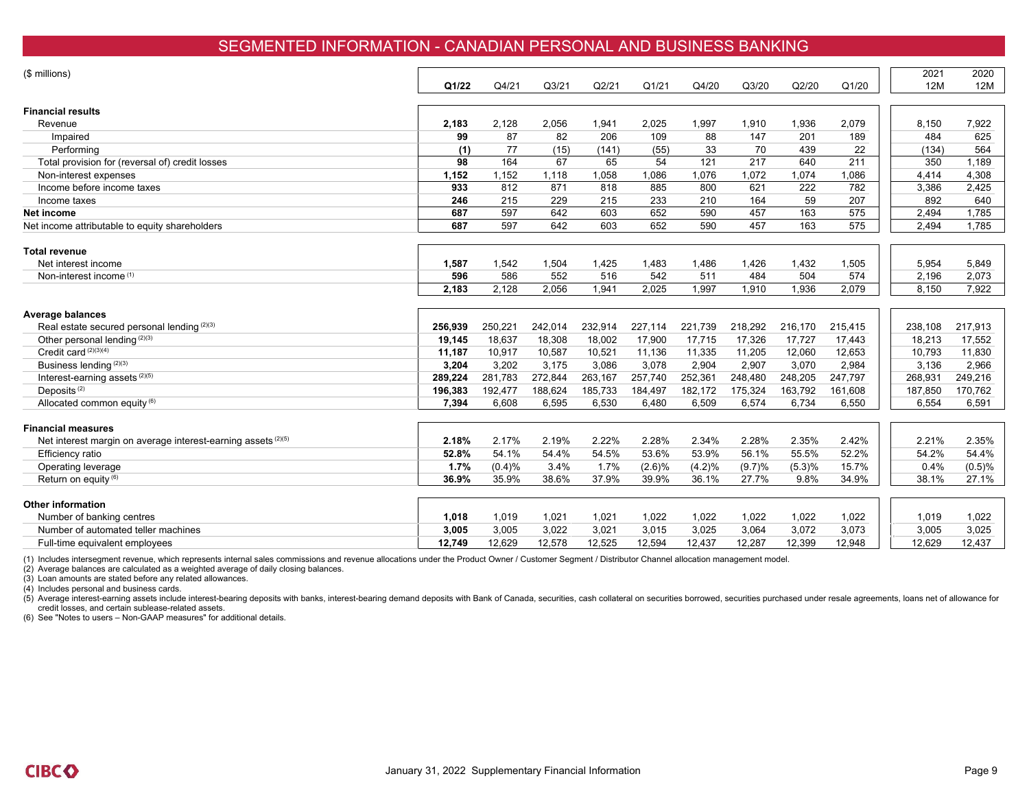# SEGMENTED INFORMATION - CANADIAN PERSONAL AND BUSINESS BANKING

| ($ millions) | Q1/22 | Q4/21 | Q3/21 | Q2/21 | Q1/21 | Q4/20 | Q3/20 | Q2/20 | Q1/20 | 2021 12M | 2020 12M |
|---|---|---|---|---|---|---|---|---|---|---|---|
| **Financial results** | | | | | | | | | | | |
| Revenue | **2,183** | 2,128 | 2,056 | 1,941 | 2,025 | 1,997 | 1,910 | 1,936 | 2,079 | 8,150 | 7,922 |
| Impaired | **99** | 87 | 82 | 206 | 109 | 88 | 147 | 201 | 189 | 484 | 625 |
| Performing | **(1)** | 77 | (15) | (141) | (55) | 33 | 70 | 439 | 22 | (134) | 564 |
| Total provision for (reversal of) credit losses | **98** | 164 | 67 | 65 | 54 | 121 | 217 | 640 | 211 | 350 | 1,189 |
| Non-interest expenses | **1,152** | 1,152 | 1,118 | 1,058 | 1,086 | 1,076 | 1,072 | 1,074 | 1,086 | 4,414 | 4,308 |
| Income before income taxes | **933** | 812 | 871 | 818 | 885 | 800 | 621 | 222 | 782 | 3,386 | 2,425 |
| Income taxes | **246** | 215 | 229 | 215 | 233 | 210 | 164 | 59 | 207 | 892 | 640 |
| **Net income** | **687** | 597 | 642 | 603 | 652 | 590 | 457 | 163 | 575 | 2,494 | 1,785 |
| Net income attributable to equity shareholders | **687** | 597 | 642 | 603 | 652 | 590 | 457 | 163 | 575 | 2,494 | 1,785 |
| **Total revenue** | | | | | | | | | | | |
| Net interest income | **1,587** | 1,542 | 1,504 | 1,425 | 1,483 | 1,486 | 1,426 | 1,432 | 1,505 | 5,954 | 5,849 |
| Non-interest income [1] | **596** | 586 | 552 | 516 | 542 | 511 | 484 | 504 | 574 | 2,196 | 2,073 |
| | **2,183** | 2,128 | 2,056 | 1,941 | 2,025 | 1,997 | 1,910 | 1,936 | 2,079 | 8,150 | 7,922 |
| **Average balances** | | | | | | | | | | | |
| Real estate secured personal lending [2][3] | **256,939** | 250,221 | 242,014 | 232,914 | 227,114 | 221,739 | 218,292 | 216,170 | 215,415 | 238,108 | 217,913 |
| Other personal lending [2][3] | **19,145** | 18,637 | 18,308 | 18,002 | 17,900 | 17,715 | 17,326 | 17,727 | 17,443 | 18,213 | 17,552 |
| Credit card [2][3][4] | **11,187** | 10,917 | 10,587 | 10,521 | 11,136 | 11,335 | 11,205 | 12,060 | 12,653 | 10,793 | 11,830 |
| Business lending [2][3] | **3,204** | 3,202 | 3,175 | 3,086 | 3,078 | 2,904 | 2,907 | 3,070 | 2,984 | 3,136 | 2,966 |
| Interest-earning assets [2][5] | **289,224** | 281,783 | 272,844 | 263,167 | 257,740 | 252,361 | 248,480 | 248,205 | 247,797 | 268,931 | 249,216 |
| Deposits [2] | **196,383** | 192,477 | 188,624 | 185,733 | 184,497 | 182,172 | 175,324 | 163,792 | 161,608 | 187,850 | 170,762 |
| Allocated common equity [6] | **7,394** | 6,608 | 6,595 | 6,530 | 6,480 | 6,509 | 6,574 | 6,734 | 6,550 | 6,554 | 6,591 |
| **Financial measures** | | | | | | | | | | | |
| Net interest margin on average interest-earning assets [2][5] | **2.18%** | 2.17% | 2.19% | 2.22% | 2.28% | 2.34% | 2.28% | 2.35% | 2.42% | 2.21% | 2.35% |
| Efficiency ratio | **52.8%** | 54.1% | 54.4% | 54.5% | 53.6% | 53.9% | 56.1% | 55.5% | 52.2% | 54.2% | 54.4% |
| Operating leverage | **1.7%** | (0.4)% | 3.4% | 1.7% | (2.6)% | (4.2)% | (9.7)% | (5.3)% | 15.7% | 0.4% | (0.5)% |
| Return on equity [6] | **36.9%** | 35.9% | 38.6% | 37.9% | 39.9% | 36.1% | 27.7% | 9.8% | 34.9% | 38.1% | 27.1% |
| **Other information** | | | | | | | | | | | |
| Number of banking centres | **1,018** | 1,019 | 1,021 | 1,021 | 1,022 | 1,022 | 1,022 | 1,022 | 1,022 | 1,019 | 1,022 |
| Number of automated teller machines | **3,005** | 3,005 | 3,022 | 3,021 | 3,015 | 3,025 | 3,064 | 3,072 | 3,073 | 3,005 | 3,025 |
| Full-time equivalent employees | **12,749** | 12,629 | 12,578 | 12,525 | 12,594 | 12,437 | 12,287 | 12,399 | 12,948 | 12,629 | 12,437 |

(1) Includes intersegment revenue, which represents internal sales commissions and revenue allocations under the Product Owner / Customer Segment / Distributor Channel allocation management model.
(2) Average balances are calculated as a weighted average of daily closing balances.
(3) Loan amounts are stated before any related allowances.
(4) Includes personal and business cards.
(5) Average interest-earning assets include interest-bearing deposits with banks, interest-bearing demand deposits with Bank of Canada, securities, cash collateral on securities borrowed, securities purchased under resale agreements, loans net of allowance for credit losses, and certain sublease-related assets.
(6) See "Notes to users – Non-GAAP measures" for additional details.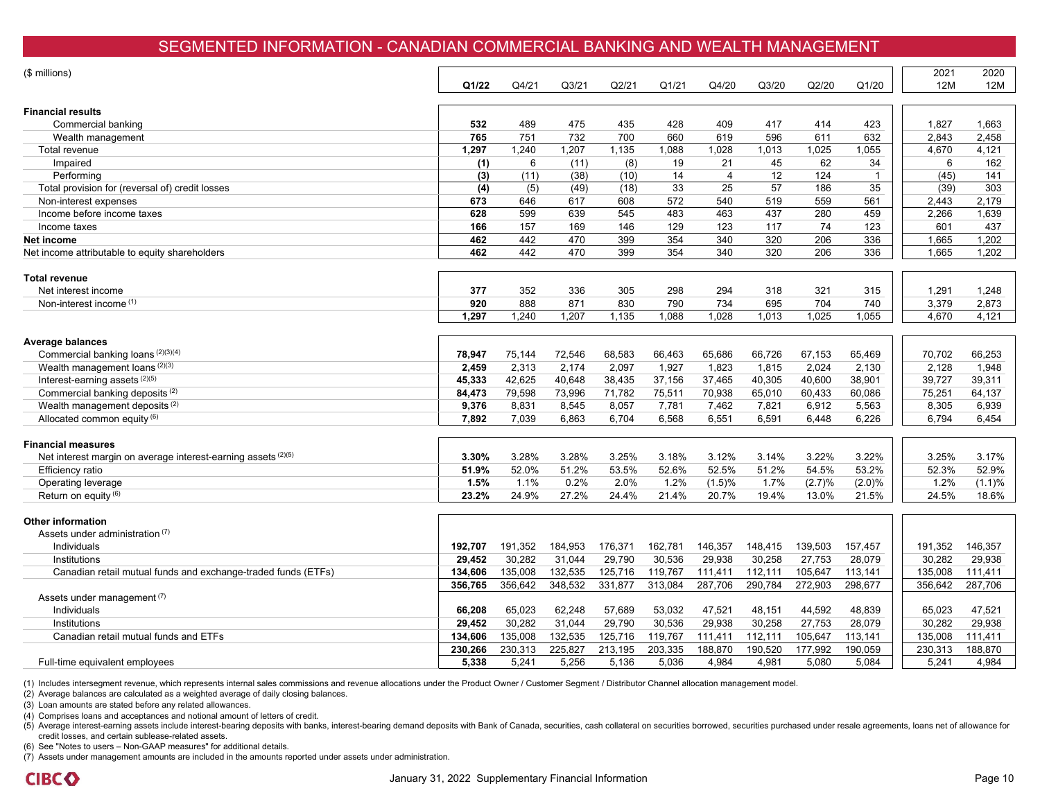# SEGMENTED INFORMATION - CANADIAN COMMERCIAL BANKING AND WEALTH MANAGEMENT

| ($ millions) | Q1/22 | Q4/21 | Q3/21 | Q2/21 | Q1/21 | Q4/20 | Q3/20 | Q2/20 | Q1/20 | 2021 12M | 2020 12M |
|---|---|---|---|---|---|---|---|---|---|---|---|
| **Financial results** | | | | | | | | | | | |
| Commercial banking | **532** | 489 | 475 | 435 | 428 | 409 | 417 | 414 | 423 | 1,827 | 1,663 |
| Wealth management | **765** | 751 | 732 | 700 | 660 | 619 | 596 | 611 | 632 | 2,843 | 2,458 |
| Total revenue | **1,297** | 1,240 | 1,207 | 1,135 | 1,088 | 1,028 | 1,013 | 1,025 | 1,055 | 4,670 | 4,121 |
| Impaired | **(1)** | 6 | (11) | (8) | 19 | 21 | 45 | 62 | 34 | 6 | 162 |
| Performing | **(3)** | (11) | (38) | (10) | 14 | 4 | 12 | 124 | 1 | (45) | 141 |
| Total provision for (reversal of) credit losses | **(4)** | (5) | (49) | (18) | 33 | 25 | 57 | 186 | 35 | (39) | 303 |
| Non-interest expenses | **673** | 646 | 617 | 608 | 572 | 540 | 519 | 559 | 561 | 2,443 | 2,179 |
| Income before income taxes | **628** | 599 | 639 | 545 | 483 | 463 | 437 | 280 | 459 | 2,266 | 1,639 |
| Income taxes | **166** | 157 | 169 | 146 | 129 | 123 | 117 | 74 | 123 | 601 | 437 |
| **Net income** | **462** | 442 | 470 | 399 | 354 | 340 | 320 | 206 | 336 | 1,665 | 1,202 |
| Net income attributable to equity shareholders | **462** | 442 | 470 | 399 | 354 | 340 | 320 | 206 | 336 | 1,665 | 1,202 |
| **Total revenue** | | | | | | | | | | | |
| Net interest income | **377** | 352 | 336 | 305 | 298 | 294 | 318 | 321 | 315 | 1,291 | 1,248 |
| Non-interest income [1] | **920** | 888 | 871 | 830 | 790 | 734 | 695 | 704 | 740 | 3,379 | 2,873 |
| | **1,297** | 1,240 | 1,207 | 1,135 | 1,088 | 1,028 | 1,013 | 1,025 | 1,055 | 4,670 | 4,121 |
| **Average balances** | | | | | | | | | | | |
| Commercial banking loans [2][3][4] | **78,947** | 75,144 | 72,546 | 68,583 | 66,463 | 65,686 | 66,726 | 67,153 | 65,469 | 70,702 | 66,253 |
| Wealth management loans [2][3] | **2,459** | 2,313 | 2,174 | 2,097 | 1,927 | 1,823 | 1,815 | 2,024 | 2,130 | 2,128 | 1,948 |
| Interest-earning assets [2][5] | **45,333** | 42,625 | 40,648 | 38,435 | 37,156 | 37,465 | 40,305 | 40,600 | 38,901 | 39,727 | 39,311 |
| Commercial banking deposits [2] | **84,473** | 79,598 | 73,996 | 71,782 | 75,511 | 70,938 | 65,010 | 60,433 | 60,086 | 75,251 | 64,137 |
| Wealth management deposits [2] | **9,376** | 8,831 | 8,545 | 8,057 | 7,781 | 7,462 | 7,821 | 6,912 | 5,563 | 8,305 | 6,939 |
| Allocated common equity [6] | **7,892** | 7,039 | 6,863 | 6,704 | 6,568 | 6,551 | 6,591 | 6,448 | 6,226 | 6,794 | 6,454 |
| **Financial measures** | | | | | | | | | | | |
| Net interest margin on average interest-earning assets [2][5] | **3.30%** | 3.28% | 3.28% | 3.25% | 3.18% | 3.12% | 3.14% | 3.22% | 3.22% | 3.25% | 3.17% |
| Efficiency ratio | **51.9%** | 52.0% | 51.2% | 53.5% | 52.6% | 52.5% | 51.2% | 54.5% | 53.2% | 52.3% | 52.9% |
| Operating leverage | **1.5%** | 1.1% | 0.2% | 2.0% | 1.2% | (1.5)% | 1.7% | (2.7)% | (2.0)% | 1.2% | (1.1)% |
| Return on equity [6] | **23.2%** | 24.9% | 27.2% | 24.4% | 21.4% | 20.7% | 19.4% | 13.0% | 21.5% | 24.5% | 18.6% |
| **Other information** | | | | | | | | | | | |
| Assets under administration [7] | | | | | | | | | | | |
| Individuals | **192,707** | 191,352 | 184,953 | 176,371 | 162,781 | 146,357 | 148,415 | 139,503 | 157,457 | 191,352 | 146,357 |
| Institutions | **29,452** | 30,282 | 31,044 | 29,790 | 30,536 | 29,938 | 30,258 | 27,753 | 28,079 | 30,282 | 29,938 |
| Canadian retail mutual funds and exchange-traded funds (ETFs) | **134,606** | 135,008 | 132,535 | 125,716 | 119,767 | 111,411 | 112,111 | 105,647 | 113,141 | 135,008 | 111,411 |
| | **356,765** | 356,642 | 348,532 | 331,877 | 313,084 | 287,706 | 290,784 | 272,903 | 298,677 | 356,642 | 287,706 |
| Assets under management [7] | | | | | | | | | | | |
| Individuals | **66,208** | 65,023 | 62,248 | 57,689 | 53,032 | 47,521 | 48,151 | 44,592 | 48,839 | 65,023 | 47,521 |
| Institutions | **29,452** | 30,282 | 31,044 | 29,790 | 30,536 | 29,938 | 30,258 | 27,753 | 28,079 | 30,282 | 29,938 |
| Canadian retail mutual funds and ETFs | **134,606** | 135,008 | 132,535 | 125,716 | 119,767 | 111,411 | 112,111 | 105,647 | 113,141 | 135,008 | 111,411 |
| | **230,266** | 230,313 | 225,827 | 213,195 | 203,335 | 188,870 | 190,520 | 177,992 | 190,059 | 230,313 | 188,870 |
| Full-time equivalent employees | **5,338** | 5,241 | 5,256 | 5,136 | 5,036 | 4,984 | 4,981 | 5,080 | 5,084 | 5,241 | 4,984 |

(1) Includes intersegment revenue, which represents internal sales commissions and revenue allocations under the Product Owner / Customer Segment / Distributor Channel allocation management model.
(2) Average balances are calculated as a weighted average of daily closing balances.
(3) Loan amounts are stated before any related allowances.
(4) Comprises loans and acceptances and notional amount of letters of credit.
(5) Average interest-earning assets include interest-bearing deposits with banks, interest-bearing demand deposits with Bank of Canada, securities, cash collateral on securities borrowed, securities purchased under resale agreements, loans net of allowance for credit losses, and certain sublease-related assets.
(6) See "Notes to users – Non-GAAP measures" for additional details.
(7) Assets under management amounts are included in the amounts reported under assets under administration.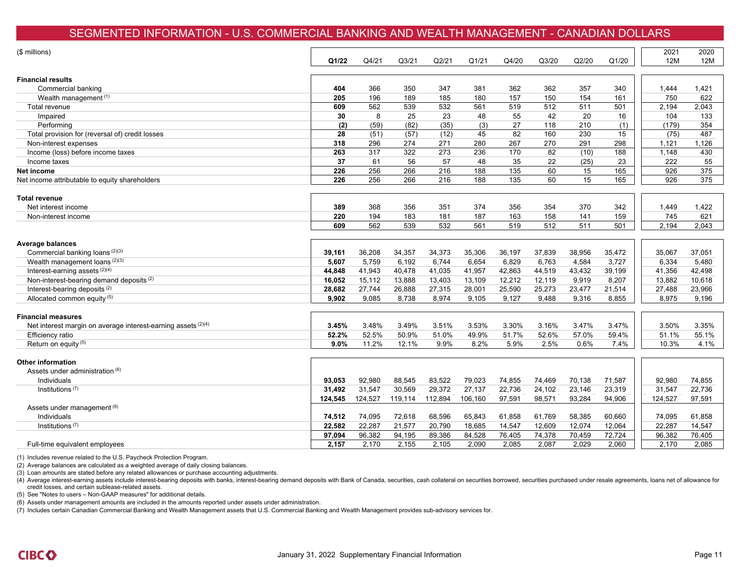# SEGMENTED INFORMATION - U.S. COMMERCIAL BANKING AND WEALTH MANAGEMENT - CANADIAN DOLLARS

| ($ millions) | Q1/22 | Q4/21 | Q3/21 | Q2/21 | Q1/21 | Q4/20 | Q3/20 | Q2/20 | Q1/20 | 2021 12M | 2020 12M |
|---|---|---|---|---|---|---|---|---|---|---|---|
| **Financial results** | | | | | | | | | | | |
| Commercial banking | **404** | 366 | 350 | 347 | 381 | 362 | 362 | 357 | 340 | 1,444 | 1,421 |
| Wealth management [1] | **205** | 196 | 189 | 185 | 180 | 157 | 150 | 154 | 161 | 750 | 622 |
| Total revenue | **609** | 562 | 539 | 532 | 561 | 519 | 512 | 511 | 501 | 2,194 | 2,043 |
| Impaired | **30** | 8 | 25 | 23 | 48 | 55 | 42 | 20 | 16 | 104 | 133 |
| Performing | **(2)** | (59) | (82) | (35) | (3) | 27 | 118 | 210 | (1) | (179) | 354 |
| Total provision for (reversal of) credit losses | **28** | (51) | (57) | (12) | 45 | 82 | 160 | 230 | 15 | (75) | 487 |
| Non-interest expenses | **318** | 296 | 274 | 271 | 280 | 267 | 270 | 291 | 298 | 1,121 | 1,126 |
| Income (loss) before income taxes | **263** | 317 | 322 | 273 | 236 | 170 | 82 | (10) | 188 | 1,148 | 430 |
| Income taxes | **37** | 61 | 56 | 57 | 48 | 35 | 22 | (25) | 23 | 222 | 55 |
| **Net income** | **226** | 256 | 266 | 216 | 188 | 135 | 60 | 15 | 165 | 926 | 375 |
| Net income attributable to equity shareholders | **226** | 256 | 266 | 216 | 188 | 135 | 60 | 15 | 165 | 926 | 375 |
| **Total revenue** | | | | | | | | | | | |
| Net interest income | **389** | 368 | 356 | 351 | 374 | 356 | 354 | 370 | 342 | 1,449 | 1,422 |
| Non-interest income | **220** | 194 | 183 | 181 | 187 | 163 | 158 | 141 | 159 | 745 | 621 |
| | **609** | 562 | 539 | 532 | 561 | 519 | 512 | 511 | 501 | 2,194 | 2,043 |
| **Average balances** | | | | | | | | | | | |
| Commercial banking loans [2][3] | **39,161** | 36,208 | 34,357 | 34,373 | 35,306 | 36,197 | 37,839 | 38,956 | 35,472 | 35,067 | 37,051 |
| Wealth management loans [2][3] | **5,607** | 5,759 | 6,192 | 6,744 | 6,654 | 6,829 | 6,763 | 4,584 | 3,727 | 6,334 | 5,480 |
| Interest-earning assets [2][4] | **44,848** | 41,943 | 40,478 | 41,035 | 41,957 | 42,863 | 44,519 | 43,432 | 39,199 | 41,356 | 42,498 |
| Non-interest-bearing demand deposits [2] | **16,052** | 15,112 | 13,888 | 13,403 | 13,109 | 12,212 | 12,119 | 9,919 | 8,207 | 13,882 | 10,618 |
| Interest-bearing deposits [2] | **28,682** | 27,744 | 26,888 | 27,315 | 28,001 | 25,590 | 25,273 | 23,477 | 21,514 | 27,488 | 23,966 |
| Allocated common equity [5] | **9,902** | 9,085 | 8,738 | 8,974 | 9,105 | 9,127 | 9,488 | 9,316 | 8,855 | 8,975 | 9,196 |
| **Financial measures** | | | | | | | | | | | |
| Net interest margin on average interest-earning assets [2][4] | **3.45%** | 3.48% | 3.49% | 3.51% | 3.53% | 3.30% | 3.16% | 3.47% | 3.47% | 3.50% | 3.35% |
| Efficiency ratio | **52.2%** | 52.5% | 50.9% | 51.0% | 49.9% | 51.7% | 52.6% | 57.0% | 59.4% | 51.1% | 55.1% |
| Return on equity [5] | **9.0%** | 11.2% | 12.1% | 9.9% | 8.2% | 5.9% | 2.5% | 0.6% | 7.4% | 10.3% | 4.1% |
| **Other information** | | | | | | | | | | | |
| Assets under administration [6] | | | | | | | | | | | |
| Individuals | **93,053** | 92,980 | 88,545 | 83,522 | 79,023 | 74,855 | 74,469 | 70,138 | 71,587 | 92,980 | 74,855 |
| Institutions [7] | **31,492** | 31,547 | 30,569 | 29,372 | 27,137 | 22,736 | 24,102 | 23,146 | 23,319 | 31,547 | 22,736 |
| | **124,545** | 124,527 | 119,114 | 112,894 | 106,160 | 97,591 | 98,571 | 93,284 | 94,906 | 124,527 | 97,591 |
| Assets under management [6] | | | | | | | | | | | |
| Individuals | **74,512** | 74,095 | 72,618 | 68,596 | 65,843 | 61,858 | 61,769 | 58,385 | 60,660 | 74,095 | 61,858 |
| Institutions [7] | **22,582** | 22,287 | 21,577 | 20,790 | 18,685 | 14,547 | 12,609 | 12,074 | 12,064 | 22,287 | 14,547 |
| | **97,094** | 96,382 | 94,195 | 89,386 | 84,528 | 76,405 | 74,378 | 70,459 | 72,724 | 96,382 | 76,405 |
| Full-time equivalent employees | **2,157** | 2,170 | 2,155 | 2,105 | 2,090 | 2,085 | 2,087 | 2,029 | 2,060 | 2,170 | 2,085 |

(1) Includes revenue related to the U.S. Paycheck Protection Program.
(2) Average balances are calculated as a weighted average of daily closing balances.
(3) Loan amounts are stated before any related allowances or purchase accounting adjustments.
(4) Average interest-earning assets include interest-bearing deposits with banks, interest-bearing demand deposits with Bank of Canada, securities, cash collateral on securities borrowed, securities purchased under resale agreements, loans net of allowance for credit losses, and certain sublease-related assets.
(5) See "Notes to users – Non-GAAP measures" for additional details.
(6) Assets under management amounts are included in the amounts reported under assets under administration.
(7) Includes certain Canadian Commercial Banking and Wealth Management assets that U.S. Commercial Banking and Wealth Management provides sub-advisory services for.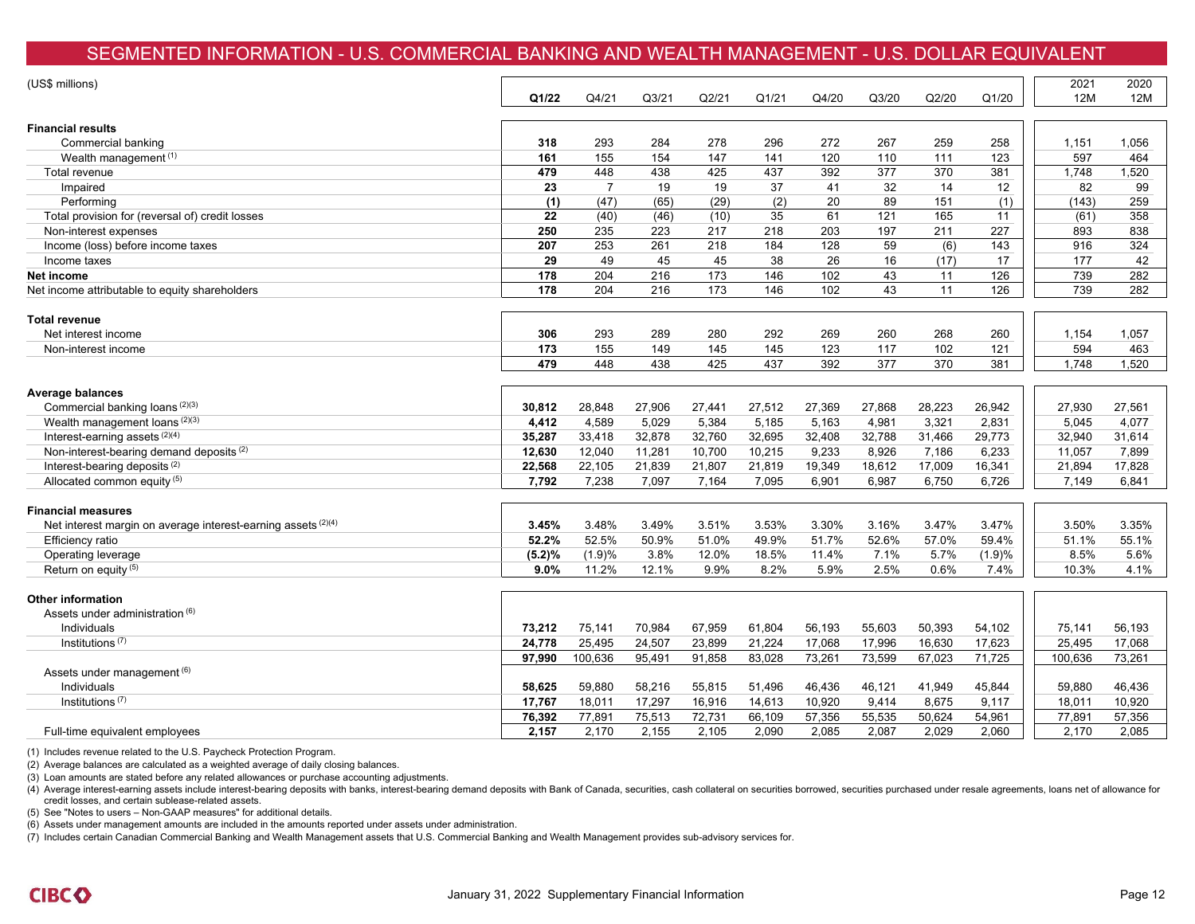# SEGMENTED INFORMATION - U.S. COMMERCIAL BANKING AND WEALTH MANAGEMENT - U.S. DOLLAR EQUIVALENT

| (US$ millions) | Q1/22 | Q4/21 | Q3/21 | Q2/21 | Q1/21 | Q4/20 | Q3/20 | Q2/20 | Q1/20 | 2021 12M | 2020 12M |
|---|---|---|---|---|---|---|---|---|---|---|---|
| **Financial results** | | | | | | | | | | | |
| Commercial banking | **318** | 293 | 284 | 278 | 296 | 272 | 267 | 259 | 258 | 1,151 | 1,056 |
| Wealth management [1] | **161** | 155 | 154 | 147 | 141 | 120 | 110 | 111 | 123 | 597 | 464 |
| Total revenue | **479** | 448 | 438 | 425 | 437 | 392 | 377 | 370 | 381 | 1,748 | 1,520 |
| Impaired | **23** | 7 | 19 | 19 | 37 | 41 | 32 | 14 | 12 | 82 | 99 |
| Performing | **(1)** | (47) | (65) | (29) | (2) | 20 | 89 | 151 | (1) | (143) | 259 |
| Total provision for (reversal of) credit losses | **22** | (40) | (46) | (10) | 35 | 61 | 121 | 165 | 11 | (61) | 358 |
| Non-interest expenses | **250** | 235 | 223 | 217 | 218 | 203 | 197 | 211 | 227 | 893 | 838 |
| Income (loss) before income taxes | **207** | 253 | 261 | 218 | 184 | 128 | 59 | (6) | 143 | 916 | 324 |
| Income taxes | **29** | 49 | 45 | 45 | 38 | 26 | 16 | (17) | 17 | 177 | 42 |
| **Net income** | **178** | 204 | 216 | 173 | 146 | 102 | 43 | 11 | 126 | 739 | 282 |
| Net income attributable to equity shareholders | **178** | 204 | 216 | 173 | 146 | 102 | 43 | 11 | 126 | 739 | 282 |
| **Total revenue** | | | | | | | | | | | |
| Net interest income | **306** | 293 | 289 | 280 | 292 | 269 | 260 | 268 | 260 | 1,154 | 1,057 |
| Non-interest income | **173** | 155 | 149 | 145 | 145 | 123 | 117 | 102 | 121 | 594 | 463 |
| | **479** | 448 | 438 | 425 | 437 | 392 | 377 | 370 | 381 | 1,748 | 1,520 |
| **Average balances** | | | | | | | | | | | |
| Commercial banking loans [2][3] | **30,812** | 28,848 | 27,906 | 27,441 | 27,512 | 27,369 | 27,868 | 28,223 | 26,942 | 27,930 | 27,561 |
| Wealth management loans [2][3] | **4,412** | 4,589 | 5,029 | 5,384 | 5,185 | 5,163 | 4,981 | 3,321 | 2,831 | 5,045 | 4,077 |
| Interest-earning assets [2][4] | **35,287** | 33,418 | 32,878 | 32,760 | 32,695 | 32,408 | 32,788 | 31,466 | 29,773 | 32,940 | 31,614 |
| Non-interest-bearing demand deposits [2] | **12,630** | 12,040 | 11,281 | 10,700 | 10,215 | 9,233 | 8,926 | 7,186 | 6,233 | 11,057 | 7,899 |
| Interest-bearing deposits [2] | **22,568** | 22,105 | 21,839 | 21,807 | 21,819 | 19,349 | 18,612 | 17,009 | 16,341 | 21,894 | 17,828 |
| Allocated common equity [5] | **7,792** | 7,238 | 7,097 | 7,164 | 7,095 | 6,901 | 6,987 | 6,750 | 6,726 | 7,149 | 6,841 |
| **Financial measures** | | | | | | | | | | | |
| Net interest margin on average interest-earning assets [2][4] | **3.45%** | 3.48% | 3.49% | 3.51% | 3.53% | 3.30% | 3.16% | 3.47% | 3.47% | 3.50% | 3.35% |
| Efficiency ratio | **52.2%** | 52.5% | 50.9% | 51.0% | 49.9% | 51.7% | 52.6% | 57.0% | 59.4% | 51.1% | 55.1% |
| Operating leverage | **(5.2)%** | (1.9)% | 3.8% | 12.0% | 18.5% | 11.4% | 7.1% | 5.7% | (1.9)% | 8.5% | 5.6% |
| Return on equity [5] | **9.0%** | 11.2% | 12.1% | 9.9% | 8.2% | 5.9% | 2.5% | 0.6% | 7.4% | 10.3% | 4.1% |
| **Other information** | | | | | | | | | | | |
| Assets under administration [6] | | | | | | | | | | | |
| Individuals | **73,212** | 75,141 | 70,984 | 67,959 | 61,804 | 56,193 | 55,603 | 50,393 | 54,102 | 75,141 | 56,193 |
| Institutions [7] | **24,778** | 25,495 | 24,507 | 23,899 | 21,224 | 17,068 | 17,996 | 16,630 | 17,623 | 25,495 | 17,068 |
| | **97,990** | 100,636 | 95,491 | 91,858 | 83,028 | 73,261 | 73,599 | 67,023 | 71,725 | 100,636 | 73,261 |
| Assets under management [6] | | | | | | | | | | | |
| Individuals | **58,625** | 59,880 | 58,216 | 55,815 | 51,496 | 46,436 | 46,121 | 41,949 | 45,844 | 59,880 | 46,436 |
| Institutions [7] | **17,767** | 18,011 | 17,297 | 16,916 | 14,613 | 10,920 | 9,414 | 8,675 | 9,117 | 18,011 | 10,920 |
| | **76,392** | 77,891 | 75,513 | 72,731 | 66,109 | 57,356 | 55,535 | 50,624 | 54,961 | 77,891 | 57,356 |
| Full-time equivalent employees | **2,157** | 2,170 | 2,155 | 2,105 | 2,090 | 2,085 | 2,087 | 2,029 | 2,060 | 2,170 | 2,085 |

(1) Includes revenue related to the U.S. Paycheck Protection Program.
(2) Average balances are calculated as a weighted average of daily closing balances.
(3) Loan amounts are stated before any related allowances or purchase accounting adjustments.
(4) Average interest-earning assets include interest-bearing deposits with banks, interest-bearing demand deposits with Bank of Canada, securities, cash collateral on securities borrowed, securities purchased under resale agreements, loans net of allowance for credit losses, and certain sublease-related assets.
(5) See "Notes to users – Non-GAAP measures" for additional details.
(6) Assets under management amounts are included in the amounts reported under assets under administration.
(7) Includes certain Canadian Commercial Banking and Wealth Management assets that U.S. Commercial Banking and Wealth Management provides sub-advisory services for.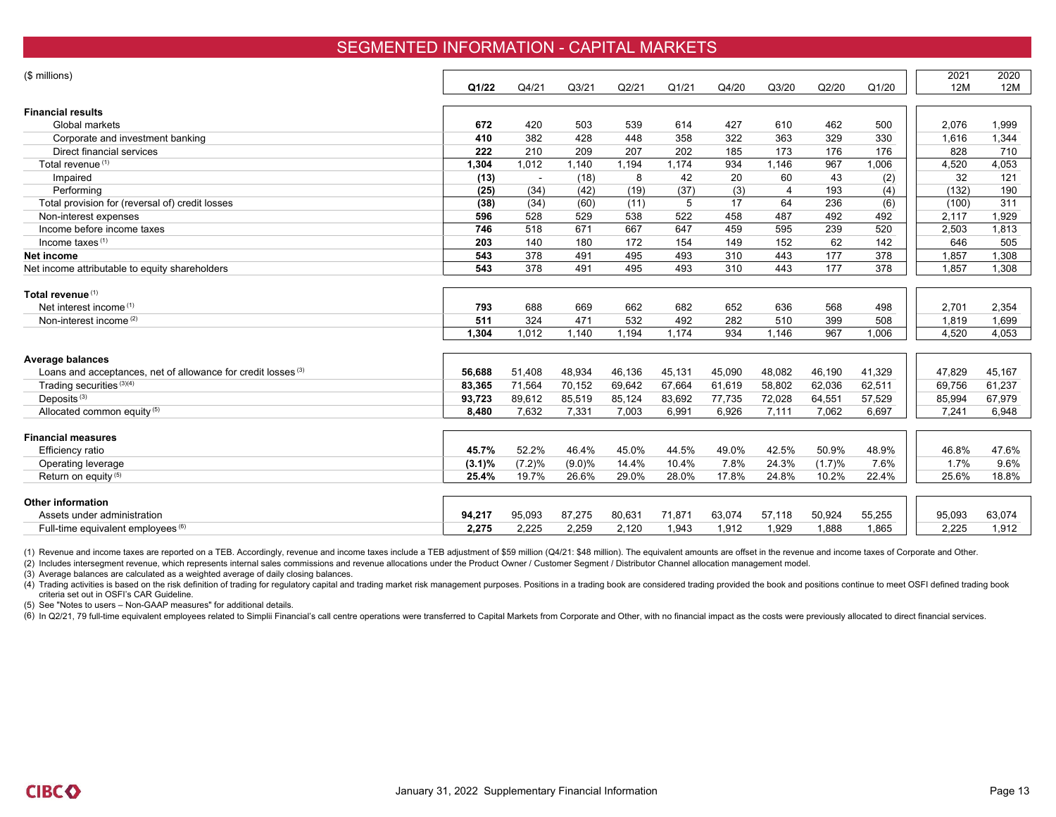# SEGMENTED INFORMATION - CAPITAL MARKETS

| ($ millions) | Q1/22 | Q4/21 | Q3/21 | Q2/21 | Q1/21 | Q4/20 | Q3/20 | Q2/20 | Q1/20 | 2021 12M | 2020 12M |
|---|---|---|---|---|---|---|---|---|---|---|---|
| **Financial results** | | | | | | | | | | | |
| Global markets | **672** | 420 | 503 | 539 | 614 | 427 | 610 | 462 | 500 | 2,076 | 1,999 |
| Corporate and investment banking | **410** | 382 | 428 | 448 | 358 | 322 | 363 | 329 | 330 | 1,616 | 1,344 |
| Direct financial services | **222** | 210 | 209 | 207 | 202 | 185 | 173 | 176 | 176 | 828 | 710 |
| Total revenue [1] | **1,304** | 1,012 | 1,140 | 1,194 | 1,174 | 934 | 1,146 | 967 | 1,006 | 4,520 | 4,053 |
| Impaired | **(13)** | - | (18) | 8 | 42 | 20 | 60 | 43 | (2) | 32 | 121 |
| Performing | **(25)** | (34) | (42) | (19) | (37) | (3) | 4 | 193 | (4) | (132) | 190 |
| Total provision for (reversal of) credit losses | **(38)** | (34) | (60) | (11) | 5 | 17 | 64 | 236 | (6) | (100) | 311 |
| Non-interest expenses | **596** | 528 | 529 | 538 | 522 | 458 | 487 | 492 | 492 | 2,117 | 1,929 |
| Income before income taxes | **746** | 518 | 671 | 667 | 647 | 459 | 595 | 239 | 520 | 2,503 | 1,813 |
| Income taxes [1] | **203** | 140 | 180 | 172 | 154 | 149 | 152 | 62 | 142 | 646 | 505 |
| **Net income** | **543** | 378 | 491 | 495 | 493 | 310 | 443 | 177 | 378 | 1,857 | 1,308 |
| Net income attributable to equity shareholders | **543** | 378 | 491 | 495 | 493 | 310 | 443 | 177 | 378 | 1,857 | 1,308 |
| **Total revenue** [1] | | | | | | | | | | | |
| Net interest income [1] | **793** | 688 | 669 | 662 | 682 | 652 | 636 | 568 | 498 | 2,701 | 2,354 |
| Non-interest income [2] | **511** | 324 | 471 | 532 | 492 | 282 | 510 | 399 | 508 | 1,819 | 1,699 |
| | **1,304** | 1,012 | 1,140 | 1,194 | 1,174 | 934 | 1,146 | 967 | 1,006 | 4,520 | 4,053 |
| **Average balances** | | | | | | | | | | | |
| Loans and acceptances, net of allowance for credit losses [3] | **56,688** | 51,408 | 48,934 | 46,136 | 45,131 | 45,090 | 48,082 | 46,190 | 41,329 | 47,829 | 45,167 |
| Trading securities [3][4] | **83,365** | 71,564 | 70,152 | 69,642 | 67,664 | 61,619 | 58,802 | 62,036 | 62,511 | 69,756 | 61,237 |
| Deposits [3] | **93,723** | 89,612 | 85,519 | 85,124 | 83,692 | 77,735 | 72,028 | 64,551 | 57,529 | 85,994 | 67,979 |
| Allocated common equity [5] | **8,480** | 7,632 | 7,331 | 7,003 | 6,991 | 6,926 | 7,111 | 7,062 | 6,697 | 7,241 | 6,948 |
| **Financial measures** | | | | | | | | | | | |
| Efficiency ratio | **45.7%** | 52.2% | 46.4% | 45.0% | 44.5% | 49.0% | 42.5% | 50.9% | 48.9% | 46.8% | 47.6% |
| Operating leverage | **(3.1)%** | (7.2)% | (9.0)% | 14.4% | 10.4% | 7.8% | 24.3% | (1.7)% | 7.6% | 1.7% | 9.6% |
| Return on equity [5] | **25.4%** | 19.7% | 26.6% | 29.0% | 28.0% | 17.8% | 24.8% | 10.2% | 22.4% | 25.6% | 18.8% |
| **Other information** | | | | | | | | | | | |
| Assets under administration | **94,217** | 95,093 | 87,275 | 80,631 | 71,871 | 63,074 | 57,118 | 50,924 | 55,255 | 95,093 | 63,074 |
| Full-time equivalent employees [6] | **2,275** | 2,225 | 2,259 | 2,120 | 1,943 | 1,912 | 1,929 | 1,888 | 1,865 | 2,225 | 1,912 |

(1) Revenue and income taxes are reported on a TEB. Accordingly, revenue and income taxes include a TEB adjustment of $59 million (Q4/21: $48 million). The equivalent amounts are offset in the revenue and income taxes of Corporate and Other.

(2) Includes intersegment revenue, which represents internal sales commissions and revenue allocations under the Product Owner / Customer Segment / Distributor Channel allocation management model.

(3) Average balances are calculated as a weighted average of daily closing balances.

(4) Trading activities is based on the risk definition of trading for regulatory capital and trading market risk management purposes. Positions in a trading book are considered trading provided the book and positions continue to meet OSFI defined trading book criteria set out in OSFI's CAR Guideline.

(5) See "Notes to users – Non-GAAP measures" for additional details.

(6) In Q2/21, 79 full-time equivalent employees related to Simplii Financial's call centre operations were transferred to Capital Markets from Corporate and Other, with no financial impact as the costs were previously allocated to direct financial services.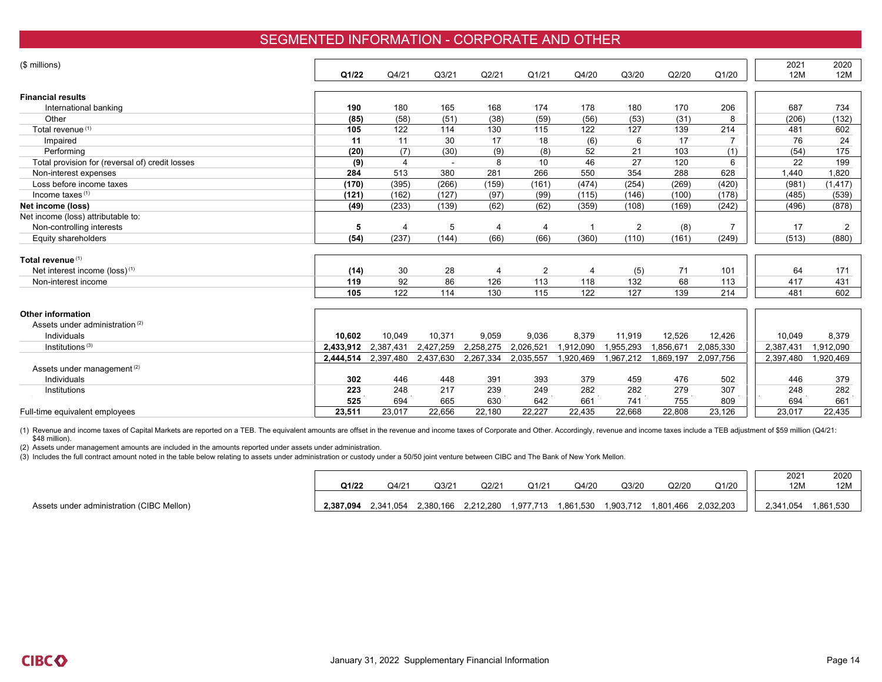# SEGMENTED INFORMATION - CORPORATE AND OTHER

| ($ millions) | Q1/22 | Q4/21 | Q3/21 | Q2/21 | Q1/21 | Q4/20 | Q3/20 | Q2/20 | Q1/20 | 2021 12M | 2020 12M |
|---|---|---|---|---|---|---|---|---|---|---|---|
| **Financial results** | | | | | | | | | | | |
| International banking | **190** | 180 | 165 | 168 | 174 | 178 | 180 | 170 | 206 | 687 | 734 |
| Other | **(85)** | (58) | (51) | (38) | (59) | (56) | (53) | (31) | 8 | (206) | (132) |
| Total revenue [1] | **105** | 122 | 114 | 130 | 115 | 122 | 127 | 139 | 214 | 481 | 602 |
| Impaired | **11** | 11 | 30 | 17 | 18 | (6) | 6 | 17 | 7 | 76 | 24 |
| Performing | **(20)** | (7) | (30) | (9) | (8) | 52 | 21 | 103 | (1) | (54) | 175 |
| Total provision for (reversal of) credit losses | **(9)** | 4 | - | 8 | 10 | 46 | 27 | 120 | 6 | 22 | 199 |
| Non-interest expenses | **284** | 513 | 380 | 281 | 266 | 550 | 354 | 288 | 628 | 1,440 | 1,820 |
| Loss before income taxes | **(170)** | (395) | (266) | (159) | (161) | (474) | (254) | (269) | (420) | (981) | (1,417) |
| Income taxes [1] | **(121)** | (162) | (127) | (97) | (99) | (115) | (146) | (100) | (178) | (485) | (539) |
| **Net income (loss)** | **(49)** | (233) | (139) | (62) | (62) | (359) | (108) | (169) | (242) | (496) | (878) |
| Net income (loss) attributable to: | | | | | | | | | | | |
| Non-controlling interests | **5** | 4 | 5 | 4 | 4 | 1 | 2 | (8) | 7 | 17 | 2 |
| Equity shareholders | **(54)** | (237) | (144) | (66) | (66) | (360) | (110) | (161) | (249) | (513) | (880) |
| **Total revenue** [1] | | | | | | | | | | | |
| Net interest income (loss) [1] | **(14)** | 30 | 28 | 4 | 2 | 4 | (5) | 71 | 101 | 64 | 171 |
| Non-interest income | **119** | 92 | 86 | 126 | 113 | 118 | 132 | 68 | 113 | 417 | 431 |
| | **105** | 122 | 114 | 130 | 115 | 122 | 127 | 139 | 214 | 481 | 602 |
| **Other information** | | | | | | | | | | | |
| Assets under administration [2] | | | | | | | | | | | |
| Individuals | **10,602** | 10,049 | 10,371 | 9,059 | 9,036 | 8,379 | 11,919 | 12,526 | 12,426 | 10,049 | 8,379 |
| Institutions [3] | **2,433,912** | 2,387,431 | 2,427,259 | 2,258,275 | 2,026,521 | 1,912,090 | 1,955,293 | 1,856,671 | 2,085,330 | 2,387,431 | 1,912,090 |
| | **2,444,514** | 2,397,480 | 2,437,630 | 2,267,334 | 2,035,557 | 1,920,469 | 1,967,212 | 1,869,197 | 2,097,756 | 2,397,480 | 1,920,469 |
| Assets under management [2] | | | | | | | | | | | |
| Individuals | **302** | 446 | 448 | 391 | 393 | 379 | 459 | 476 | 502 | 446 | 379 |
| Institutions | **223** | 248 | 217 | 239 | 249 | 282 | 282 | 279 | 307 | 248 | 282 |
| | **525** | 694 | 665 | 630 | 642 | 661 | 741 | 755 | 809 | 694 | 661 |
| Full-time equivalent employees | **23,511** | 23,017 | 22,656 | 22,180 | 22,227 | 22,435 | 22,668 | 22,808 | 23,126 | 23,017 | 22,435 |

(1) Revenue and income taxes of Capital Markets are reported on a TEB. The equivalent amounts are offset in the revenue and income taxes of Corporate and Other. Accordingly, revenue and income taxes include a TEB adjustment of $59 million (Q4/21: $48 million).
(2) Assets under management amounts are included in the amounts reported under assets under administration.
(3) Includes the full contract amount noted in the table below relating to assets under administration or custody under a 50/50 joint venture between CIBC and The Bank of New York Mellon.

| | Q1/22 | Q4/21 | Q3/21 | Q2/21 | Q1/21 | Q4/20 | Q3/20 | Q2/20 | Q1/20 | 2021 12M | 2020 12M |
|---|---|---|---|---|---|---|---|---|---|---|---|
| Assets under administration (CIBC Mellon) | **2,387,094** | 2,341,054 | 2,380,166 | 2,212,280 | 1,977,713 | 1,861,530 | 1,903,712 | 1,801,466 | 2,032,203 | 2,341,054 | 1,861,530 |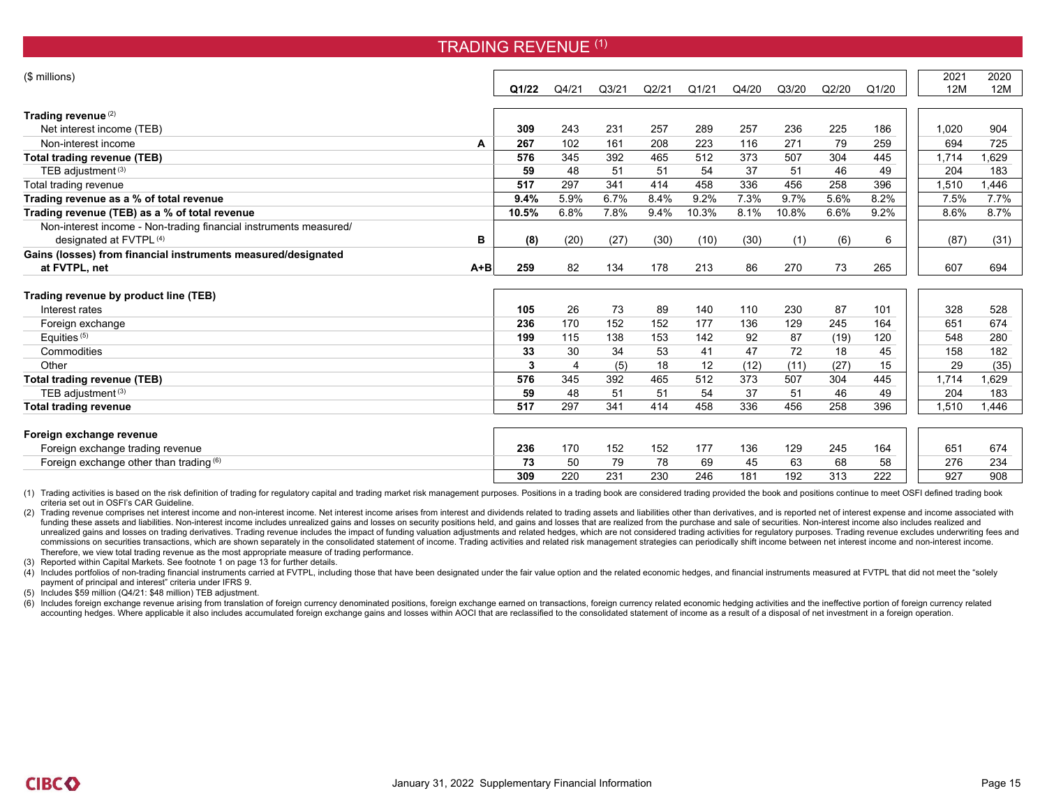# TRADING REVENUE [(1)]

| ($ millions) | | Q1/22 | Q4/21 | Q3/21 | Q2/21 | Q1/21 | Q4/20 | Q3/20 | Q2/20 | Q1/20 | 2021 12M | 2020 12M |
|---|---|---|---|---|---|---|---|---|---|---|---|---|
| **Trading revenue** [(2)] | | | | | | | | | | | | |
| Net interest income (TEB) | | **309** | 243 | 231 | 257 | 289 | 257 | 236 | 225 | 186 | 1,020 | 904 |
| Non-interest income | A | **267** | 102 | 161 | 208 | 223 | 116 | 271 | 79 | 259 | 694 | 725 |
| **Total trading revenue (TEB)** | | **576** | 345 | 392 | 465 | 512 | 373 | 507 | 304 | 445 | 1,714 | 1,629 |
| TEB adjustment [(3)] | | **59** | 48 | 51 | 51 | 54 | 37 | 51 | 46 | 49 | 204 | 183 |
| Total trading revenue | | **517** | 297 | 341 | 414 | 458 | 336 | 456 | 258 | 396 | 1,510 | 1,446 |
| **Trading revenue as a % of total revenue** | | **9.4%** | 5.9% | 6.7% | 8.4% | 9.2% | 7.3% | 9.7% | 5.6% | 8.2% | 7.5% | 7.7% |
| **Trading revenue (TEB) as a % of total revenue** | | **10.5%** | 6.8% | 7.8% | 9.4% | 10.3% | 8.1% | 10.8% | 6.6% | 9.2% | 8.6% | 8.7% |
| Non-interest income - Non-trading financial instruments measured/ designated at FVTPL [(4)] | B | **(8)** | (20) | (27) | (30) | (10) | (30) | (1) | (6) | 6 | (87) | (31) |
| **Gains (losses) from financial instruments measured/designated at FVTPL, net** | A+B | **259** | 82 | 134 | 178 | 213 | 86 | 270 | 73 | 265 | 607 | 694 |
| **Trading revenue by product line (TEB)** | | | | | | | | | | | | |
| Interest rates | | **105** | 26 | 73 | 89 | 140 | 110 | 230 | 87 | 101 | 328 | 528 |
| Foreign exchange | | **236** | 170 | 152 | 152 | 177 | 136 | 129 | 245 | 164 | 651 | 674 |
| Equities [(5)] | | **199** | 115 | 138 | 153 | 142 | 92 | 87 | (19) | 120 | 548 | 280 |
| Commodities | | **33** | 30 | 34 | 53 | 41 | 47 | 72 | 18 | 45 | 158 | 182 |
| Other | | **3** | 4 | (5) | 18 | 12 | (12) | (11) | (27) | 15 | 29 | (35) |
| **Total trading revenue (TEB)** | | **576** | 345 | 392 | 465 | 512 | 373 | 507 | 304 | 445 | 1,714 | 1,629 |
| TEB adjustment [(3)] | | **59** | 48 | 51 | 51 | 54 | 37 | 51 | 46 | 49 | 204 | 183 |
| **Total trading revenue** | | **517** | 297 | 341 | 414 | 458 | 336 | 456 | 258 | 396 | 1,510 | 1,446 |
| **Foreign exchange revenue** | | | | | | | | | | | | |
| Foreign exchange trading revenue | | **236** | 170 | 152 | 152 | 177 | 136 | 129 | 245 | 164 | 651 | 674 |
| Foreign exchange other than trading [(6)] | | **73** | 50 | 79 | 78 | 69 | 45 | 63 | 68 | 58 | 276 | 234 |
| | | **309** | 220 | 231 | 230 | 246 | 181 | 192 | 313 | 222 | 927 | 908 |

(1) Trading activities is based on the risk definition of trading for regulatory capital and trading market risk management purposes. Positions in a trading book are considered trading provided the book and positions continue to meet OSFI defined trading book criteria set out in OSFI's CAR Guideline.

(2) Trading revenue comprises net interest income and non-interest income. Net interest income arises from interest and dividends related to trading assets and liabilities other than derivatives, and is reported net of interest expense and income associated with funding these assets and liabilities. Non-interest income includes unrealized gains and losses on security positions held, and gains and losses that are realized from the purchase and sale of securities. Non-interest income also includes realized and unrealized gains and losses on trading derivatives. Trading revenue includes the impact of funding valuation adjustments and related hedges, which are not considered trading activities for regulatory purposes. Trading revenue excludes underwriting fees and commissions on securities transactions, which are shown separately in the consolidated statement of income. Trading activities and related risk management strategies can periodically shift income between net interest income and non-interest income. Therefore, we view total trading revenue as the most appropriate measure of trading performance.

(3) Reported within Capital Markets. See footnote 1 on page 13 for further details.

(4) Includes portfolios of non-trading financial instruments carried at FVTPL, including those that have been designated under the fair value option and the related economic hedges, and financial instruments measured at FVTPL that did not meet the "solely payment of principal and interest" criteria under IFRS 9.

(5) Includes $59 million (Q4/21: $48 million) TEB adjustment.

(6) Includes foreign exchange revenue arising from translation of foreign currency denominated positions, foreign exchange earned on transactions, foreign currency related economic hedging activities and the ineffective portion of foreign currency related accounting hedges. Where applicable it also includes accumulated foreign exchange gains and losses within AOCI that are reclassified to the consolidated statement of income as a result of a disposal of net investment in a foreign operation.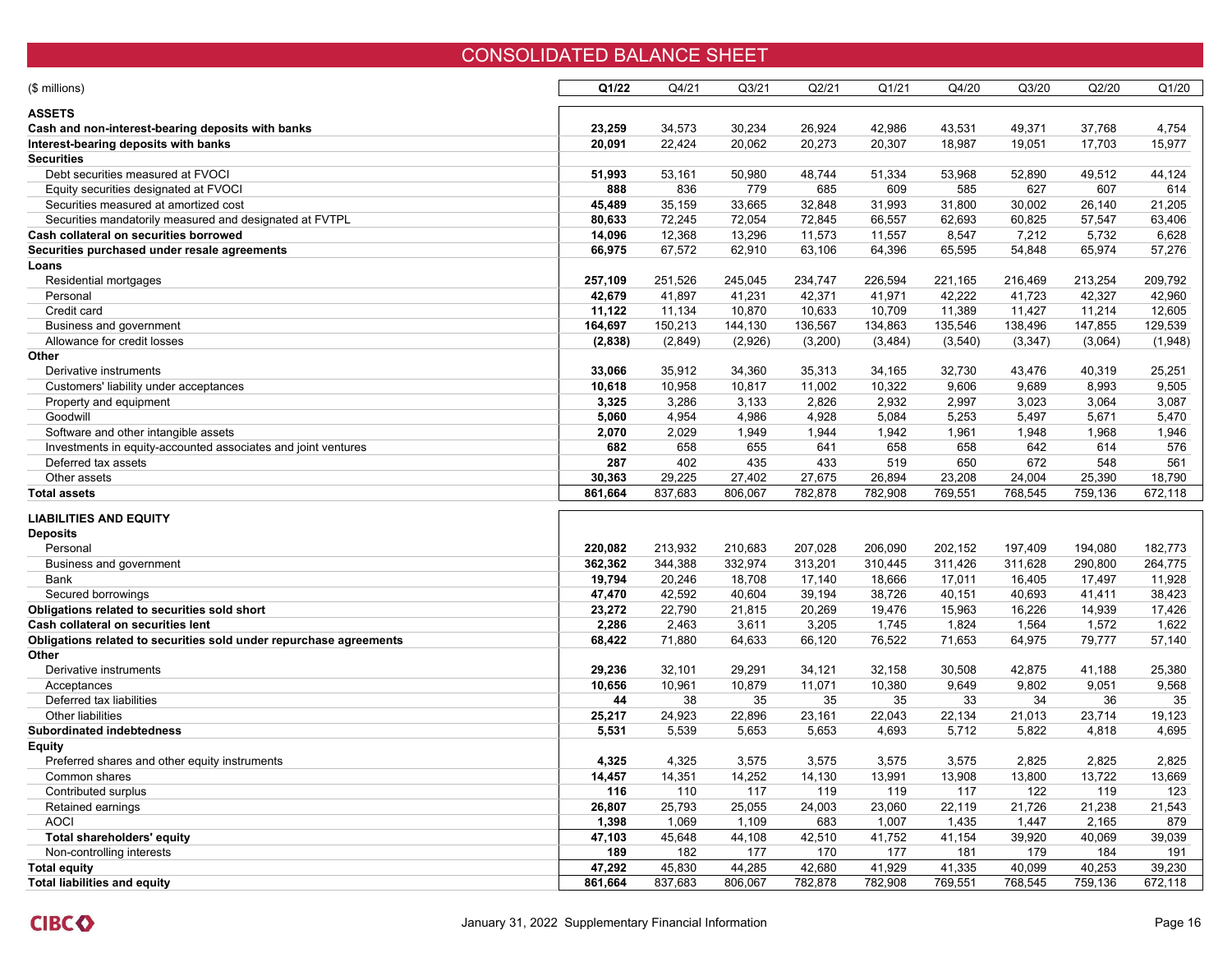# CONSOLIDATED BALANCE SHEET

| ($ millions) | Q1/22 | Q4/21 | Q3/21 | Q2/21 | Q1/21 | Q4/20 | Q3/20 | Q2/20 | Q1/20 |
|---|---|---|---|---|---|---|---|---|---|
| **ASSETS** | | | | | | | | | |
| **Cash and non-interest-bearing deposits with banks** | **23,259** | 34,573 | 30,234 | 26,924 | 42,986 | 43,531 | 49,371 | 37,768 | 4,754 |
| **Interest-bearing deposits with banks** | **20,091** | 22,424 | 20,062 | 20,273 | 20,307 | 18,987 | 19,051 | 17,703 | 15,977 |
| **Securities** | | | | | | | | | |
| Debt securities measured at FVOCI | **51,993** | 53,161 | 50,980 | 48,744 | 51,334 | 53,968 | 52,890 | 49,512 | 44,124 |
| Equity securities designated at FVOCI | **888** | 836 | 779 | 685 | 609 | 585 | 627 | 607 | 614 |
| Securities measured at amortized cost | **45,489** | 35,159 | 33,665 | 32,848 | 31,993 | 31,800 | 30,002 | 26,140 | 21,205 |
| Securities mandatorily measured and designated at FVTPL | **80,633** | 72,245 | 72,054 | 72,845 | 66,557 | 62,693 | 60,825 | 57,547 | 63,406 |
| **Cash collateral on securities borrowed** | **14,096** | 12,368 | 13,296 | 11,573 | 11,557 | 8,547 | 7,212 | 5,732 | 6,628 |
| **Securities purchased under resale agreements** | **66,975** | 67,572 | 62,910 | 63,106 | 64,396 | 65,595 | 54,848 | 65,974 | 57,276 |
| **Loans** | | | | | | | | | |
| Residential mortgages | **257,109** | 251,526 | 245,045 | 234,747 | 226,594 | 221,165 | 216,469 | 213,254 | 209,792 |
| Personal | **42,679** | 41,897 | 41,231 | 42,371 | 41,971 | 42,222 | 41,723 | 42,327 | 42,960 |
| Credit card | **11,122** | 11,134 | 10,870 | 10,633 | 10,709 | 11,389 | 11,427 | 11,214 | 12,605 |
| Business and government | **164,697** | 150,213 | 144,130 | 136,567 | 134,863 | 135,546 | 138,496 | 147,855 | 129,539 |
| Allowance for credit losses | **(2,838)** | (2,849) | (2,926) | (3,200) | (3,484) | (3,540) | (3,347) | (3,064) | (1,948) |
| **Other** | | | | | | | | | |
| Derivative instruments | **33,066** | 35,912 | 34,360 | 35,313 | 34,165 | 32,730 | 43,476 | 40,319 | 25,251 |
| Customers' liability under acceptances | **10,618** | 10,958 | 10,817 | 11,002 | 10,322 | 9,606 | 9,689 | 8,993 | 9,505 |
| Property and equipment | **3,325** | 3,286 | 3,133 | 2,826 | 2,932 | 2,997 | 3,023 | 3,064 | 3,087 |
| Goodwill | **5,060** | 4,954 | 4,986 | 4,928 | 5,084 | 5,253 | 5,497 | 5,671 | 5,470 |
| Software and other intangible assets | **2,070** | 2,029 | 1,949 | 1,944 | 1,942 | 1,961 | 1,948 | 1,968 | 1,946 |
| Investments in equity-accounted associates and joint ventures | **682** | 658 | 655 | 641 | 658 | 658 | 642 | 614 | 576 |
| Deferred tax assets | **287** | 402 | 435 | 433 | 519 | 650 | 672 | 548 | 561 |
| Other assets | **30,363** | 29,225 | 27,402 | 27,675 | 26,894 | 23,208 | 24,004 | 25,390 | 18,790 |
| **Total assets** | **861,664** | 837,683 | 806,067 | 782,878 | 782,908 | 769,551 | 768,545 | 759,136 | 672,118 |
| **LIABILITIES AND EQUITY** | | | | | | | | | |
| **Deposits** | | | | | | | | | |
| Personal | **220,082** | 213,932 | 210,683 | 207,028 | 206,090 | 202,152 | 197,409 | 194,080 | 182,773 |
| Business and government | **362,362** | 344,388 | 332,974 | 313,201 | 310,445 | 311,426 | 311,628 | 290,800 | 264,775 |
| Bank | **19,794** | 20,246 | 18,708 | 17,140 | 18,666 | 17,011 | 16,405 | 17,497 | 11,928 |
| Secured borrowings | **47,470** | 42,592 | 40,604 | 39,194 | 38,726 | 40,151 | 40,693 | 41,411 | 38,423 |
| **Obligations related to securities sold short** | **23,272** | 22,790 | 21,815 | 20,269 | 19,476 | 15,963 | 16,226 | 14,939 | 17,426 |
| **Cash collateral on securities lent** | **2,286** | 2,463 | 3,611 | 3,205 | 1,745 | 1,824 | 1,564 | 1,572 | 1,622 |
| **Obligations related to securities sold under repurchase agreements** | **68,422** | 71,880 | 64,633 | 66,120 | 76,522 | 71,653 | 64,975 | 79,777 | 57,140 |
| **Other** | | | | | | | | | |
| Derivative instruments | **29,236** | 32,101 | 29,291 | 34,121 | 32,158 | 30,508 | 42,875 | 41,188 | 25,380 |
| Acceptances | **10,656** | 10,961 | 10,879 | 11,071 | 10,380 | 9,649 | 9,802 | 9,051 | 9,568 |
| Deferred tax liabilities | **44** | 38 | 35 | 35 | 35 | 33 | 34 | 36 | 35 |
| Other liabilities | **25,217** | 24,923 | 22,896 | 23,161 | 22,043 | 22,134 | 21,013 | 23,714 | 19,123 |
| **Subordinated indebtedness** | **5,531** | 5,539 | 5,653 | 5,653 | 4,693 | 5,712 | 5,822 | 4,818 | 4,695 |
| **Equity** | | | | | | | | | |
| Preferred shares and other equity instruments | **4,325** | 4,325 | 3,575 | 3,575 | 3,575 | 3,575 | 2,825 | 2,825 | 2,825 |
| Common shares | **14,457** | 14,351 | 14,252 | 14,130 | 13,991 | 13,908 | 13,800 | 13,722 | 13,669 |
| Contributed surplus | **116** | 110 | 117 | 119 | 119 | 117 | 122 | 119 | 123 |
| Retained earnings | **26,807** | 25,793 | 25,055 | 24,003 | 23,060 | 22,119 | 21,726 | 21,238 | 21,543 |
| AOCI | **1,398** | 1,069 | 1,109 | 683 | 1,007 | 1,435 | 1,447 | 2,165 | 879 |
| **Total shareholders' equity** | **47,103** | 45,648 | 44,108 | 42,510 | 41,752 | 41,154 | 39,920 | 40,069 | 39,039 |
| Non-controlling interests | **189** | 182 | 177 | 170 | 177 | 181 | 179 | 184 | 191 |
| **Total equity** | **47,292** | 45,830 | 44,285 | 42,680 | 41,929 | 41,335 | 40,099 | 40,253 | 39,230 |
| **Total liabilities and equity** | **861,664** | 837,683 | 806,067 | 782,878 | 782,908 | 769,551 | 768,545 | 759,136 | 672,118 |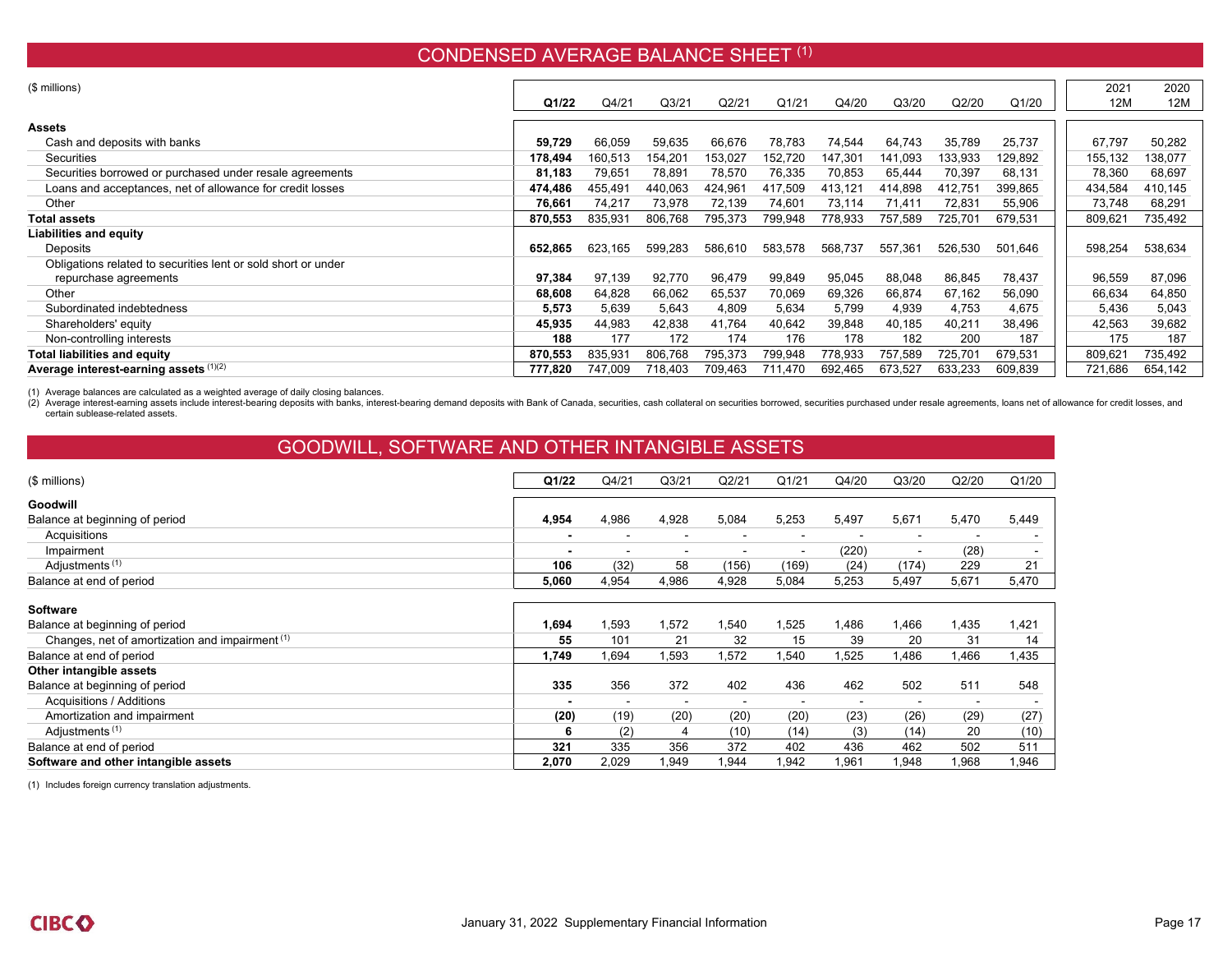## CONDENSED AVERAGE BALANCE SHEET [1]

| ($ millions) | Q1/22 | Q4/21 | Q3/21 | Q2/21 | Q1/21 | Q4/20 | Q3/20 | Q2/20 | Q1/20 | 2021 12M | 2020 12M |
|---|---|---|---|---|---|---|---|---|---|---|---|
| **Assets** | | | | | | | | | | | |
| Cash and deposits with banks | **59,729** | 66,059 | 59,635 | 66,676 | 78,783 | 74,544 | 64,743 | 35,789 | 25,737 | 67,797 | 50,282 |
| Securities | **178,494** | 160,513 | 154,201 | 153,027 | 152,720 | 147,301 | 141,093 | 133,933 | 129,892 | 155,132 | 138,077 |
| Securities borrowed or purchased under resale agreements | **81,183** | 79,651 | 78,891 | 78,570 | 76,335 | 70,853 | 65,444 | 70,397 | 68,131 | 78,360 | 68,697 |
| Loans and acceptances, net of allowance for credit losses | **474,486** | 455,491 | 440,063 | 424,961 | 417,509 | 413,121 | 414,898 | 412,751 | 399,865 | 434,584 | 410,145 |
| Other | **76,661** | 74,217 | 73,978 | 72,139 | 74,601 | 73,114 | 71,411 | 72,831 | 55,906 | 73,748 | 68,291 |
| **Total assets** | **870,553** | 835,931 | 806,768 | 795,373 | 799,948 | 778,933 | 757,589 | 725,701 | 679,531 | 809,621 | 735,492 |
| **Liabilities and equity** | | | | | | | | | | | |
| Deposits | **652,865** | 623,165 | 599,283 | 586,610 | 583,578 | 568,737 | 557,361 | 526,530 | 501,646 | 598,254 | 538,634 |
| Obligations related to securities lent or sold short or under repurchase agreements | **97,384** | 97,139 | 92,770 | 96,479 | 99,849 | 95,045 | 88,048 | 86,845 | 78,437 | 96,559 | 87,096 |
| Other | **68,608** | 64,828 | 66,062 | 65,537 | 70,069 | 69,326 | 66,874 | 67,162 | 56,090 | 66,634 | 64,850 |
| Subordinated indebtedness | **5,573** | 5,639 | 5,643 | 4,809 | 5,634 | 5,799 | 4,939 | 4,753 | 4,675 | 5,436 | 5,043 |
| Shareholders' equity | **45,935** | 44,983 | 42,838 | 41,764 | 40,642 | 39,848 | 40,185 | 40,211 | 38,496 | 42,563 | 39,682 |
| Non-controlling interests | **188** | 177 | 172 | 174 | 176 | 178 | 182 | 200 | 187 | 175 | 187 |
| **Total liabilities and equity** | **870,553** | 835,931 | 806,768 | 795,373 | 799,948 | 778,933 | 757,589 | 725,701 | 679,531 | 809,621 | 735,492 |
| **Average interest-earning assets** [1][2] | **777,820** | 747,009 | 718,403 | 709,463 | 711,470 | 692,465 | 673,527 | 633,233 | 609,839 | 721,686 | 654,142 |

(1) Average balances are calculated as a weighted average of daily closing balances.
(2) Average interest-earning assets include interest-bearing deposits with banks, interest-bearing demand deposits with Bank of Canada, securities, cash collateral on securities borrowed, securities purchased under resale agreements, loans net of allowance for credit losses, and certain sublease-related assets.

## GOODWILL, SOFTWARE AND OTHER INTANGIBLE ASSETS

| ($ millions) | Q1/22 | Q4/21 | Q3/21 | Q2/21 | Q1/21 | Q4/20 | Q3/20 | Q2/20 | Q1/20 |
|---|---|---|---|---|---|---|---|---|---|
| **Goodwill** | | | | | | | | | |
| Balance at beginning of period | **4,954** | 4,986 | 4,928 | 5,084 | 5,253 | 5,497 | 5,671 | 5,470 | 5,449 |
| Acquisitions | **-** | - | - | - | - | - | - | - | - |
| Impairment | **-** | - | - | - | - | (220) | - | (28) | - |
| Adjustments [1] | **106** | (32) | 58 | (156) | (169) | (24) | (174) | 229 | 21 |
| Balance at end of period | **5,060** | 4,954 | 4,986 | 4,928 | 5,084 | 5,253 | 5,497 | 5,671 | 5,470 |
| **Software** | | | | | | | | | |
| Balance at beginning of period | **1,694** | 1,593 | 1,572 | 1,540 | 1,525 | 1,486 | 1,466 | 1,435 | 1,421 |
| Changes, net of amortization and impairment [1] | **55** | 101 | 21 | 32 | 15 | 39 | 20 | 31 | 14 |
| Balance at end of period | **1,749** | 1,694 | 1,593 | 1,572 | 1,540 | 1,525 | 1,486 | 1,466 | 1,435 |
| **Other intangible assets** | | | | | | | | | |
| Balance at beginning of period | **335** | 356 | 372 | 402 | 436 | 462 | 502 | 511 | 548 |
| Acquisitions / Additions | **-** | - | - | - | - | - | - | - | - |
| Amortization and impairment | **(20)** | (19) | (20) | (20) | (20) | (23) | (26) | (29) | (27) |
| Adjustments [1] | **6** | (2) | 4 | (10) | (14) | (3) | (14) | 20 | (10) |
| Balance at end of period | **321** | 335 | 356 | 372 | 402 | 436 | 462 | 502 | 511 |
| **Software and other intangible assets** | **2,070** | 2,029 | 1,949 | 1,944 | 1,942 | 1,961 | 1,948 | 1,968 | 1,946 |

(1) Includes foreign currency translation adjustments.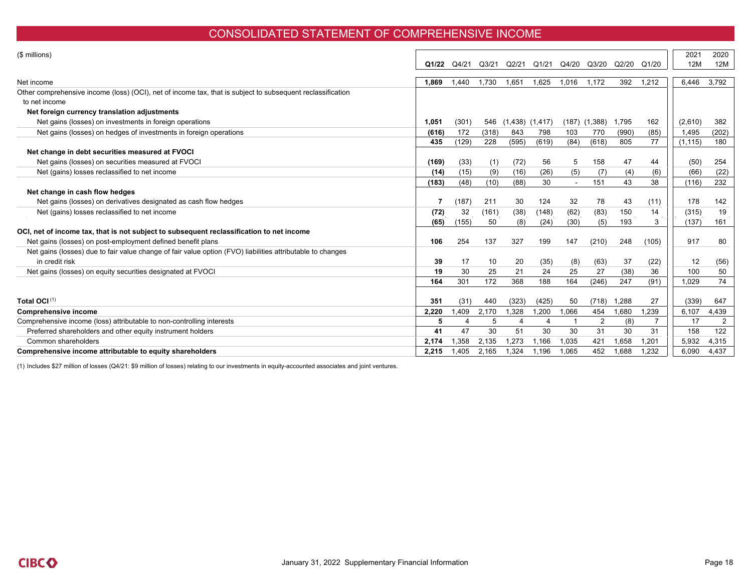# CONSOLIDATED STATEMENT OF COMPREHENSIVE INCOME

| ($ millions) | Q1/22 | Q4/21 | Q3/21 | Q2/21 | Q1/21 | Q4/20 | Q3/20 | Q2/20 | Q1/20 | 2021 12M | 2020 12M |
|---|---|---|---|---|---|---|---|---|---|---|---|
| Net income | **1,869** | 1,440 | 1,730 | 1,651 | 1,625 | 1,016 | 1,172 | 392 | 1,212 | 6,446 | 3,792 |
| Other comprehensive income (loss) (OCI), net of income tax, that is subject to subsequent reclassification to net income | | | | | | | | | | | |
| **Net foreign currency translation adjustments** | | | | | | | | | | | |
| Net gains (losses) on investments in foreign operations | **1,051** | (301) | 546 | (1,438) | (1,417) | (187) | (1,388) | 1,795 | 162 | (2,610) | 382 |
| Net gains (losses) on hedges of investments in foreign operations | **(616)** | 172 | (318) | 843 | 798 | 103 | 770 | (990) | (85) | 1,495 | (202) |
| | **435** | (129) | 228 | (595) | (619) | (84) | (618) | 805 | 77 | (1,115) | 180 |
| **Net change in debt securities measured at FVOCI** | | | | | | | | | | | |
| Net gains (losses) on securities measured at FVOCI | **(169)** | (33) | (1) | (72) | 56 | 5 | 158 | 47 | 44 | (50) | 254 |
| Net (gains) losses reclassified to net income | **(14)** | (15) | (9) | (16) | (26) | (5) | (7) | (4) | (6) | (66) | (22) |
| | **(183)** | (48) | (10) | (88) | 30 | - | 151 | 43 | 38 | (116) | 232 |
| **Net change in cash flow hedges** | | | | | | | | | | | |
| Net gains (losses) on derivatives designated as cash flow hedges | **7** | (187) | 211 | 30 | 124 | 32 | 78 | 43 | (11) | 178 | 142 |
| Net (gains) losses reclassified to net income | **(72)** | 32 | (161) | (38) | (148) | (62) | (83) | 150 | 14 | (315) | 19 |
| | **(65)** | (155) | 50 | (8) | (24) | (30) | (5) | 193 | 3 | (137) | 161 |
| **OCI, net of income tax, that is not subject to subsequent reclassification to net income** | | | | | | | | | | | |
| Net gains (losses) on post-employment defined benefit plans | **106** | 254 | 137 | 327 | 199 | 147 | (210) | 248 | (105) | 917 | 80 |
| Net gains (losses) due to fair value change of fair value option (FVO) liabilities attributable to changes in credit risk | **39** | 17 | 10 | 20 | (35) | (8) | (63) | 37 | (22) | 12 | (56) |
| Net gains (losses) on equity securities designated at FVOCI | **19** | 30 | 25 | 21 | 24 | 25 | 27 | (38) | 36 | 100 | 50 |
| | **164** | 301 | 172 | 368 | 188 | 164 | (246) | 247 | (91) | 1,029 | 74 |
| **Total OCI** (1) | **351** | (31) | 440 | (323) | (425) | 50 | (718) | 1,288 | 27 | (339) | 647 |
| **Comprehensive income** | **2,220** | 1,409 | 2,170 | 1,328 | 1,200 | 1,066 | 454 | 1,680 | 1,239 | 6,107 | 4,439 |
| Comprehensive income (loss) attributable to non-controlling interests | **5** | 4 | 5 | 4 | 4 | 1 | 2 | (8) | 7 | 17 | 2 |
| Preferred shareholders and other equity instrument holders | **41** | 47 | 30 | 51 | 30 | 30 | 31 | 30 | 31 | 158 | 122 |
| Common shareholders | **2,174** | 1,358 | 2,135 | 1,273 | 1,166 | 1,035 | 421 | 1,658 | 1,201 | 5,932 | 4,315 |
| **Comprehensive income attributable to equity shareholders** | **2,215** | 1,405 | 2,165 | 1,324 | 1,196 | 1,065 | 452 | 1,688 | 1,232 | 6,090 | 4,437 |

(1) Includes $27 million of losses (Q4/21: $9 million of losses) relating to our investments in equity-accounted associates and joint ventures.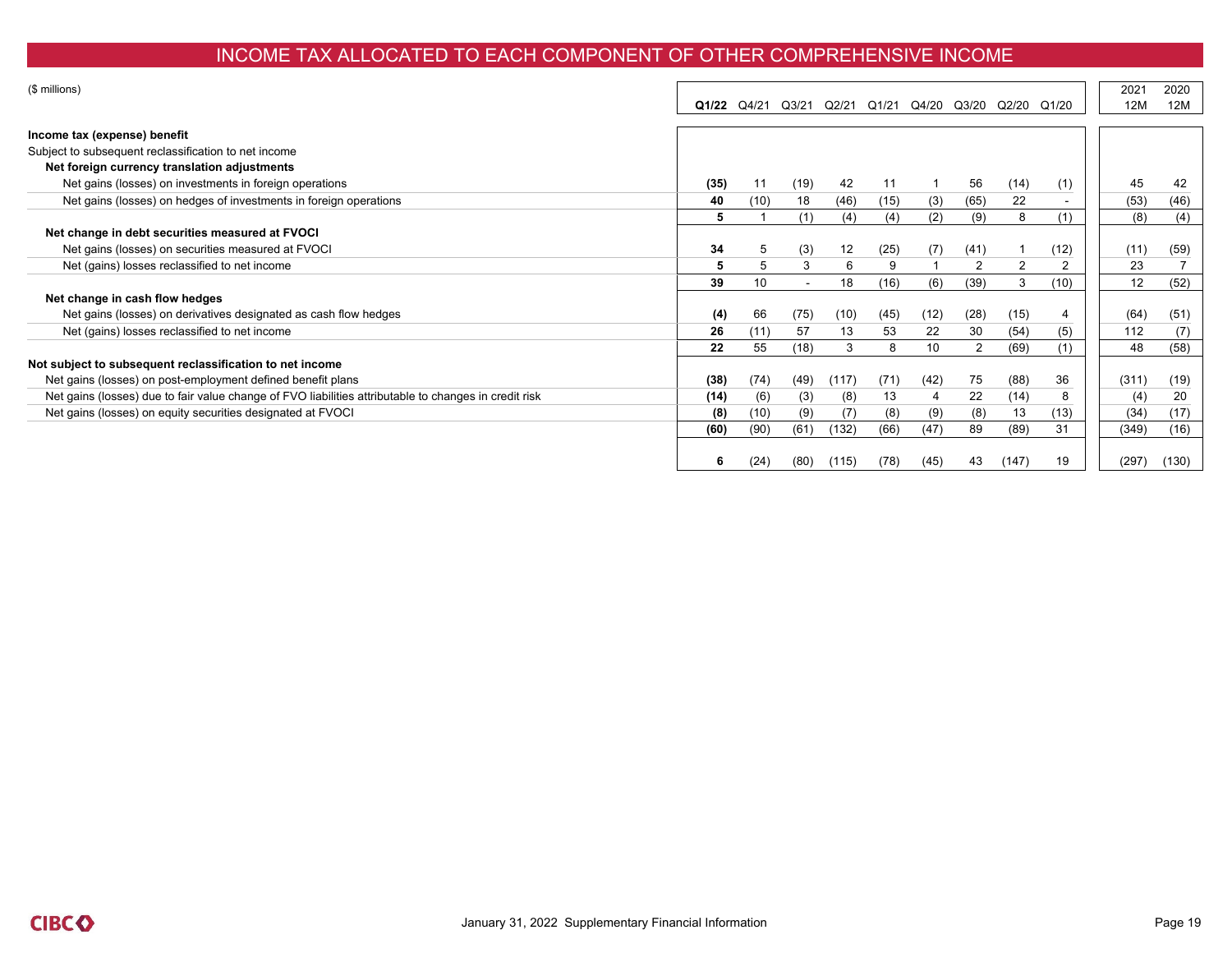# INCOME TAX ALLOCATED TO EACH COMPONENT OF OTHER COMPREHENSIVE INCOME

| ($ millions) | **Q1/22** | Q4/21 | Q3/21 | Q2/21 | Q1/21 | Q4/20 | Q3/20 | Q2/20 | Q1/20 | 2021 12M | 2020 12M |
|---|---|---|---|---|---|---|---|---|---|---|---|
| **Income tax (expense) benefit** | | | | | | | | | | | |
| Subject to subsequent reclassification to net income | | | | | | | | | | | |
| **Net foreign currency translation adjustments** | | | | | | | | | | | |
| Net gains (losses) on investments in foreign operations | **(35)** | 11 | (19) | 42 | 11 | 1 | 56 | (14) | (1) | 45 | 42 |
| Net gains (losses) on hedges of investments in foreign operations | **40** | (10) | 18 | (46) | (15) | (3) | (65) | 22 | - | (53) | (46) |
| | **5** | 1 | (1) | (4) | (4) | (2) | (9) | 8 | (1) | (8) | (4) |
| **Net change in debt securities measured at FVOCI** | | | | | | | | | | | |
| Net gains (losses) on securities measured at FVOCI | **34** | 5 | (3) | 12 | (25) | (7) | (41) | 1 | (12) | (11) | (59) |
| Net (gains) losses reclassified to net income | **5** | 5 | 3 | 6 | 9 | 1 | 2 | 2 | 2 | 23 | 7 |
| | **39** | 10 | - | 18 | (16) | (6) | (39) | 3 | (10) | 12 | (52) |
| **Net change in cash flow hedges** | | | | | | | | | | | |
| Net gains (losses) on derivatives designated as cash flow hedges | **(4)** | 66 | (75) | (10) | (45) | (12) | (28) | (15) | 4 | (64) | (51) |
| Net (gains) losses reclassified to net income | **26** | (11) | 57 | 13 | 53 | 22 | 30 | (54) | (5) | 112 | (7) |
| | **22** | 55 | (18) | 3 | 8 | 10 | 2 | (69) | (1) | 48 | (58) |
| **Not subject to subsequent reclassification to net income** | | | | | | | | | | | |
| Net gains (losses) on post-employment defined benefit plans | **(38)** | (74) | (49) | (117) | (71) | (42) | 75 | (88) | 36 | (311) | (19) |
| Net gains (losses) due to fair value change of FVO liabilities attributable to changes in credit risk | **(14)** | (6) | (3) | (8) | 13 | 4 | 22 | (14) | 8 | (4) | 20 |
| Net gains (losses) on equity securities designated at FVOCI | **(8)** | (10) | (9) | (7) | (8) | (9) | (8) | 13 | (13) | (34) | (17) |
| | **(60)** | (90) | (61) | (132) | (66) | (47) | 89 | (89) | 31 | (349) | (16) |
| | **6** | (24) | (80) | (115) | (78) | (45) | 43 | (147) | 19 | (297) | (130) |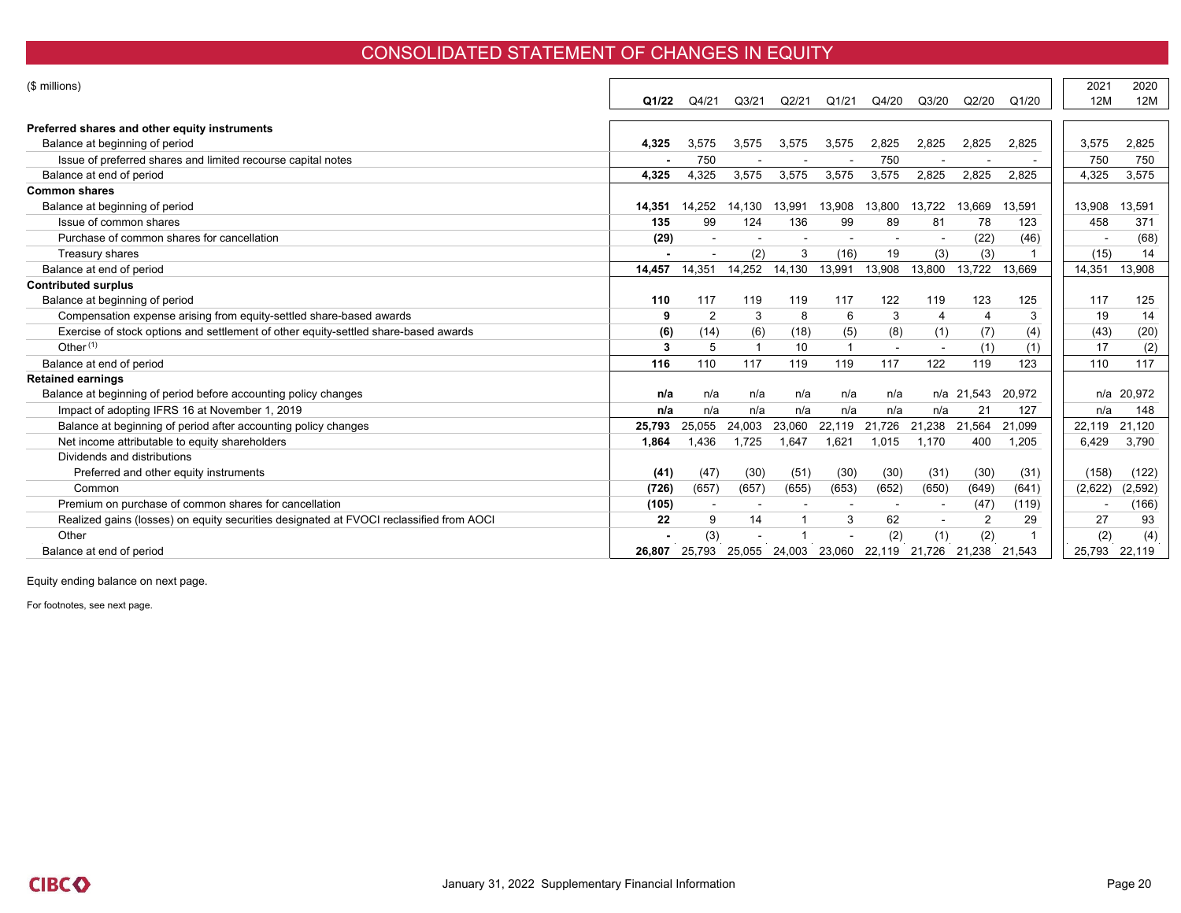# CONSOLIDATED STATEMENT OF CHANGES IN EQUITY

| ($ millions) | Q1/22 | Q4/21 | Q3/21 | Q2/21 | Q1/21 | Q4/20 | Q3/20 | Q2/20 | Q1/20 | 2021 12M | 2020 12M |
|---|---|---|---|---|---|---|---|---|---|---|---|
| **Preferred shares and other equity instruments** | | | | | | | | | | | |
| Balance at beginning of period | **4,325** | 3,575 | 3,575 | 3,575 | 3,575 | 2,825 | 2,825 | 2,825 | 2,825 | 3,575 | 2,825 |
| Issue of preferred shares and limited recourse capital notes | **-** | 750 | - | - | - | 750 | - | - | - | 750 | 750 |
| Balance at end of period | **4,325** | 4,325 | 3,575 | 3,575 | 3,575 | 3,575 | 2,825 | 2,825 | 2,825 | 4,325 | 3,575 |
| **Common shares** | | | | | | | | | | | |
| Balance at beginning of period | **14,351** | 14,252 | 14,130 | 13,991 | 13,908 | 13,800 | 13,722 | 13,669 | 13,591 | 13,908 | 13,591 |
| Issue of common shares | **135** | 99 | 124 | 136 | 99 | 89 | 81 | 78 | 123 | 458 | 371 |
| Purchase of common shares for cancellation | **(29)** | - | - | - | - | - | - | (22) | (46) | - | (68) |
| Treasury shares | **-** | - | (2) | 3 | (16) | 19 | (3) | (3) | 1 | (15) | 14 |
| Balance at end of period | **14,457** | 14,351 | 14,252 | 14,130 | 13,991 | 13,908 | 13,800 | 13,722 | 13,669 | 14,351 | 13,908 |
| **Contributed surplus** | | | | | | | | | | | |
| Balance at beginning of period | **110** | 117 | 119 | 119 | 117 | 122 | 119 | 123 | 125 | 117 | 125 |
| Compensation expense arising from equity-settled share-based awards | **9** | 2 | 3 | 8 | 6 | 3 | 4 | 4 | 3 | 19 | 14 |
| Exercise of stock options and settlement of other equity-settled share-based awards | **(6)** | (14) | (6) | (18) | (5) | (8) | (1) | (7) | (4) | (43) | (20) |
| Other [1] | **3** | 5 | 1 | 10 | 1 | - | - | (1) | (1) | 17 | (2) |
| Balance at end of period | **116** | 110 | 117 | 119 | 119 | 117 | 122 | 119 | 123 | 110 | 117 |
| **Retained earnings** | | | | | | | | | | | |
| Balance at beginning of period before accounting policy changes | **n/a** | n/a | n/a | n/a | n/a | n/a | n/a | 21,543 | 20,972 | n/a | 20,972 |
| Impact of adopting IFRS 16 at November 1, 2019 | **n/a** | n/a | n/a | n/a | n/a | n/a | n/a | 21 | 127 | n/a | 148 |
| Balance at beginning of period after accounting policy changes | **25,793** | 25,055 | 24,003 | 23,060 | 22,119 | 21,726 | 21,238 | 21,564 | 21,099 | 22,119 | 21,120 |
| Net income attributable to equity shareholders | **1,864** | 1,436 | 1,725 | 1,647 | 1,621 | 1,015 | 1,170 | 400 | 1,205 | 6,429 | 3,790 |
| Dividends and distributions | | | | | | | | | | | |
| Preferred and other equity instruments | **(41)** | (47) | (30) | (51) | (30) | (30) | (31) | (30) | (31) | (158) | (122) |
| Common | **(726)** | (657) | (657) | (655) | (653) | (652) | (650) | (649) | (641) | (2,622) | (2,592) |
| Premium on purchase of common shares for cancellation | **(105)** | - | - | - | - | - | - | (47) | (119) | - | (166) |
| Realized gains (losses) on equity securities designated at FVOCI reclassified from AOCI | **22** | 9 | 14 | 1 | 3 | 62 | - | 2 | 29 | 27 | 93 |
| Other | **-** | (3) | - | 1 | - | (2) | (1) | (2) | 1 | (2) | (4) |
| Balance at end of period | **26,807** | 25,793 | 25,055 | 24,003 | 23,060 | 22,119 | 21,726 | 21,238 | 21,543 | 25,793 | 22,119 |

Equity ending balance on next page.

For footnotes, see next page.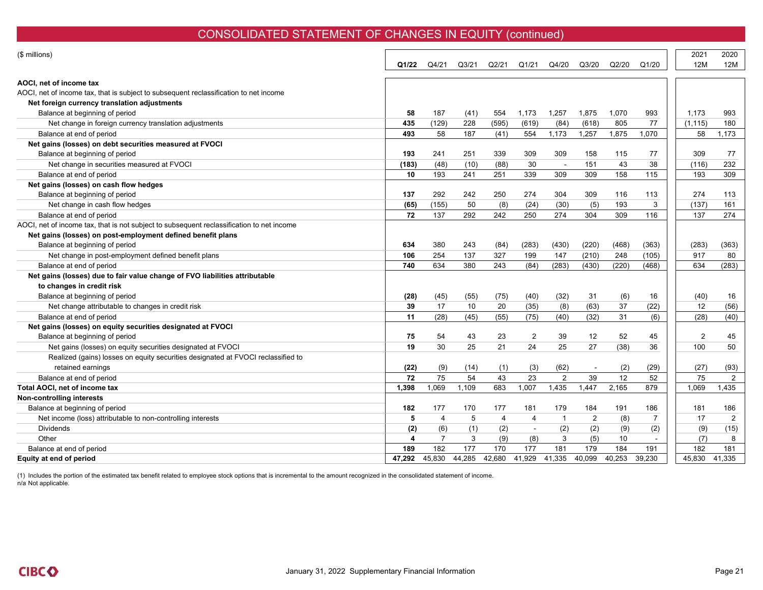## CONSOLIDATED STATEMENT OF CHANGES IN EQUITY (continued)

| ($ millions) | Q1/22 | Q4/21 | Q3/21 | Q2/21 | Q1/21 | Q4/20 | Q3/20 | Q2/20 | Q1/20 | 2021 12M | 2020 12M |
|---|---|---|---|---|---|---|---|---|---|---|---|
| **AOCI, net of income tax** | | | | | | | | | | | |
| AOCI, net of income tax, that is subject to subsequent reclassification to net income | | | | | | | | | | | |
| **Net foreign currency translation adjustments** | | | | | | | | | | | |
| Balance at beginning of period | **58** | 187 | (41) | 554 | 1,173 | 1,257 | 1,875 | 1,070 | 993 | 1,173 | 993 |
| Net change in foreign currency translation adjustments | **435** | (129) | 228 | (595) | (619) | (84) | (618) | 805 | 77 | (1,115) | 180 |
| Balance at end of period | **493** | 58 | 187 | (41) | 554 | 1,173 | 1,257 | 1,875 | 1,070 | 58 | 1,173 |
| **Net gains (losses) on debt securities measured at FVOCI** | | | | | | | | | | | |
| Balance at beginning of period | **193** | 241 | 251 | 339 | 309 | 309 | 158 | 115 | 77 | 309 | 77 |
| Net change in securities measured at FVOCI | **(183)** | (48) | (10) | (88) | 30 | - | 151 | 43 | 38 | (116) | 232 |
| Balance at end of period | **10** | 193 | 241 | 251 | 339 | 309 | 309 | 158 | 115 | 193 | 309 |
| **Net gains (losses) on cash flow hedges** | | | | | | | | | | | |
| Balance at beginning of period | **137** | 292 | 242 | 250 | 274 | 304 | 309 | 116 | 113 | 274 | 113 |
| Net change in cash flow hedges | **(65)** | (155) | 50 | (8) | (24) | (30) | (5) | 193 | 3 | (137) | 161 |
| Balance at end of period | **72** | 137 | 292 | 242 | 250 | 274 | 304 | 309 | 116 | 137 | 274 |
| AOCI, net of income tax, that is not subject to subsequent reclassification to net income | | | | | | | | | | | |
| **Net gains (losses) on post-employment defined benefit plans** | | | | | | | | | | | |
| Balance at beginning of period | **634** | 380 | 243 | (84) | (283) | (430) | (220) | (468) | (363) | (283) | (363) |
| Net change in post-employment defined benefit plans | **106** | 254 | 137 | 327 | 199 | 147 | (210) | 248 | (105) | 917 | 80 |
| Balance at end of period | **740** | 634 | 380 | 243 | (84) | (283) | (430) | (220) | (468) | 634 | (283) |
| **Net gains (losses) due to fair value change of FVO liabilities attributable to changes in credit risk** | | | | | | | | | | | |
| Balance at beginning of period | **(28)** | (45) | (55) | (75) | (40) | (32) | 31 | (6) | 16 | (40) | 16 |
| Net change attributable to changes in credit risk | **39** | 17 | 10 | 20 | (35) | (8) | (63) | 37 | (22) | 12 | (56) |
| Balance at end of period | **11** | (28) | (45) | (55) | (75) | (40) | (32) | 31 | (6) | (28) | (40) |
| **Net gains (losses) on equity securities designated at FVOCI** | | | | | | | | | | | |
| Balance at beginning of period | **75** | 54 | 43 | 23 | 2 | 39 | 12 | 52 | 45 | 2 | 45 |
| Net gains (losses) on equity securities designated at FVOCI | **19** | 30 | 25 | 21 | 24 | 25 | 27 | (38) | 36 | 100 | 50 |
| Realized (gains) losses on equity securities designated at FVOCI reclassified to retained earnings | **(22)** | (9) | (14) | (1) | (3) | (62) | - | (2) | (29) | (27) | (93) |
| Balance at end of period | **72** | 75 | 54 | 43 | 23 | 2 | 39 | 12 | 52 | 75 | 2 |
| **Total AOCI, net of income tax** | **1,398** | 1,069 | 1,109 | 683 | 1,007 | 1,435 | 1,447 | 2,165 | 879 | 1,069 | 1,435 |
| **Non-controlling interests** | | | | | | | | | | | |
| Balance at beginning of period | **182** | 177 | 170 | 177 | 181 | 179 | 184 | 191 | 186 | 181 | 186 |
| Net income (loss) attributable to non-controlling interests | **5** | 4 | 5 | 4 | 4 | 1 | 2 | (8) | 7 | 17 | 2 |
| Dividends | **(2)** | (6) | (1) | (2) | - | (2) | (2) | (9) | (2) | (9) | (15) |
| Other | **4** | 7 | 3 | (9) | (8) | 3 | (5) | 10 | - | (7) | 8 |
| Balance at end of period | **189** | 182 | 177 | 170 | 177 | 181 | 179 | 184 | 191 | 182 | 181 |
| **Equity at end of period** | **47,292** | 45,830 | 44,285 | 42,680 | 41,929 | 41,335 | 40,099 | 40,253 | 39,230 | 45,830 | 41,335 |

(1) Includes the portion of the estimated tax benefit related to employee stock options that is incremental to the amount recognized in the consolidated statement of income.
n/a Not applicable.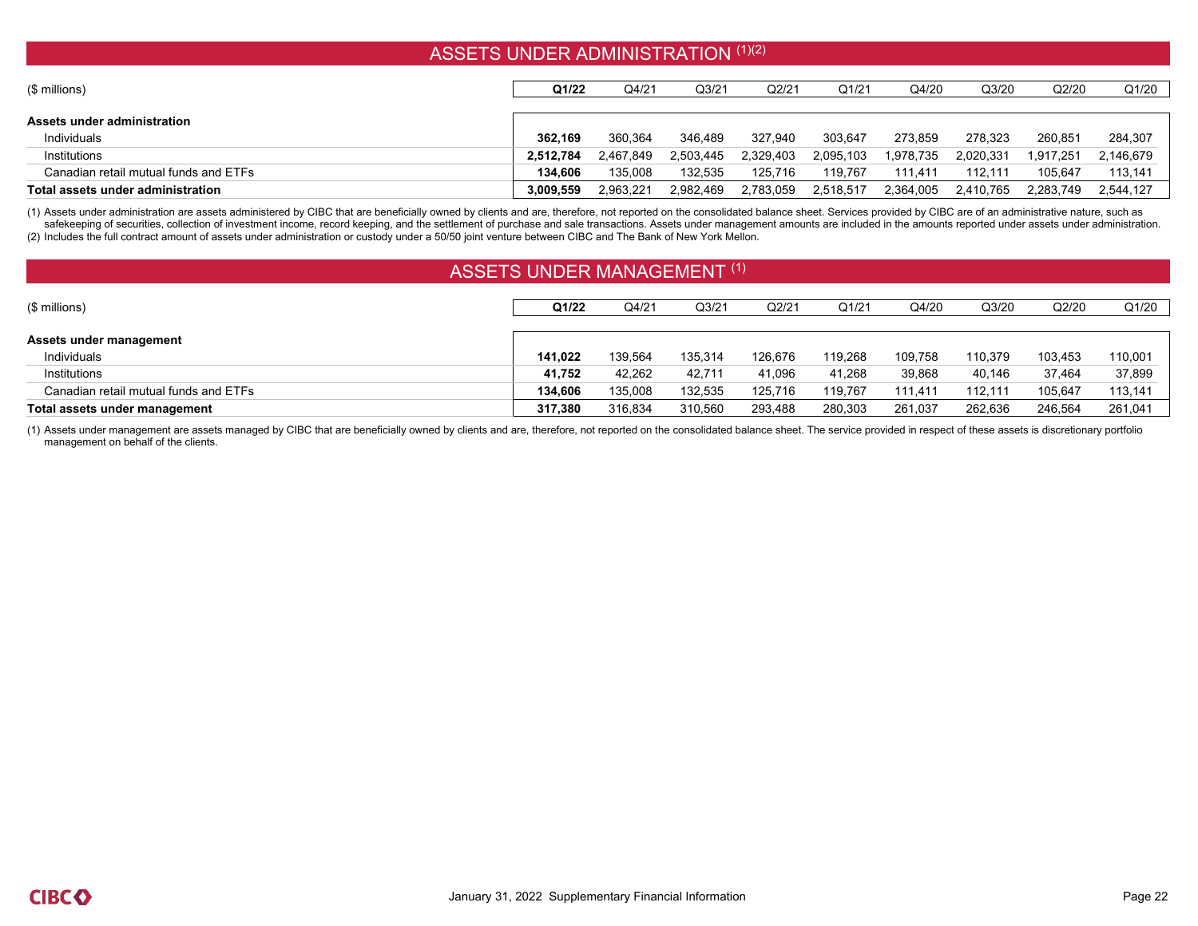## ASSETS UNDER ADMINISTRATION (1)(2)

| ($ millions) | Q1/22 | Q4/21 | Q3/21 | Q2/21 | Q1/21 | Q4/20 | Q3/20 | Q2/20 | Q1/20 |
|---|---|---|---|---|---|---|---|---|---|
| **Assets under administration** | | | | | | | | | |
| Individuals | **362,169** | 360,364 | 346,489 | 327,940 | 303,647 | 273,859 | 278,323 | 260,851 | 284,307 |
| Institutions | **2,512,784** | 2,467,849 | 2,503,445 | 2,329,403 | 2,095,103 | 1,978,735 | 2,020,331 | 1,917,251 | 2,146,679 |
| Canadian retail mutual funds and ETFs | **134,606** | 135,008 | 132,535 | 125,716 | 119,767 | 111,411 | 112,111 | 105,647 | 113,141 |
| **Total assets under administration** | **3,009,559** | 2,963,221 | 2,982,469 | 2,783,059 | 2,518,517 | 2,364,005 | 2,410,765 | 2,283,749 | 2,544,127 |

(1) Assets under administration are assets administered by CIBC that are beneficially owned by clients and are, therefore, not reported on the consolidated balance sheet. Services provided by CIBC are of an administrative nature, such as safekeeping of securities, collection of investment income, record keeping, and the settlement of purchase and sale transactions. Assets under management amounts are included in the amounts reported under assets under administration.
(2) Includes the full contract amount of assets under administration or custody under a 50/50 joint venture between CIBC and The Bank of New York Mellon.

## ASSETS UNDER MANAGEMENT (1)

| ($ millions) | Q1/22 | Q4/21 | Q3/21 | Q2/21 | Q1/21 | Q4/20 | Q3/20 | Q2/20 | Q1/20 |
|---|---|---|---|---|---|---|---|---|---|
| **Assets under management** | | | | | | | | | |
| Individuals | **141,022** | 139,564 | 135,314 | 126,676 | 119,268 | 109,758 | 110,379 | 103,453 | 110,001 |
| Institutions | **41,752** | 42,262 | 42,711 | 41,096 | 41,268 | 39,868 | 40,146 | 37,464 | 37,899 |
| Canadian retail mutual funds and ETFs | **134,606** | 135,008 | 132,535 | 125,716 | 119,767 | 111,411 | 112,111 | 105,647 | 113,141 |
| **Total assets under management** | **317,380** | 316,834 | 310,560 | 293,488 | 280,303 | 261,037 | 262,636 | 246,564 | 261,041 |

(1) Assets under management are assets managed by CIBC that are beneficially owned by clients and are, therefore, not reported on the consolidated balance sheet. The service provided in respect of these assets is discretionary portfolio management on behalf of the clients.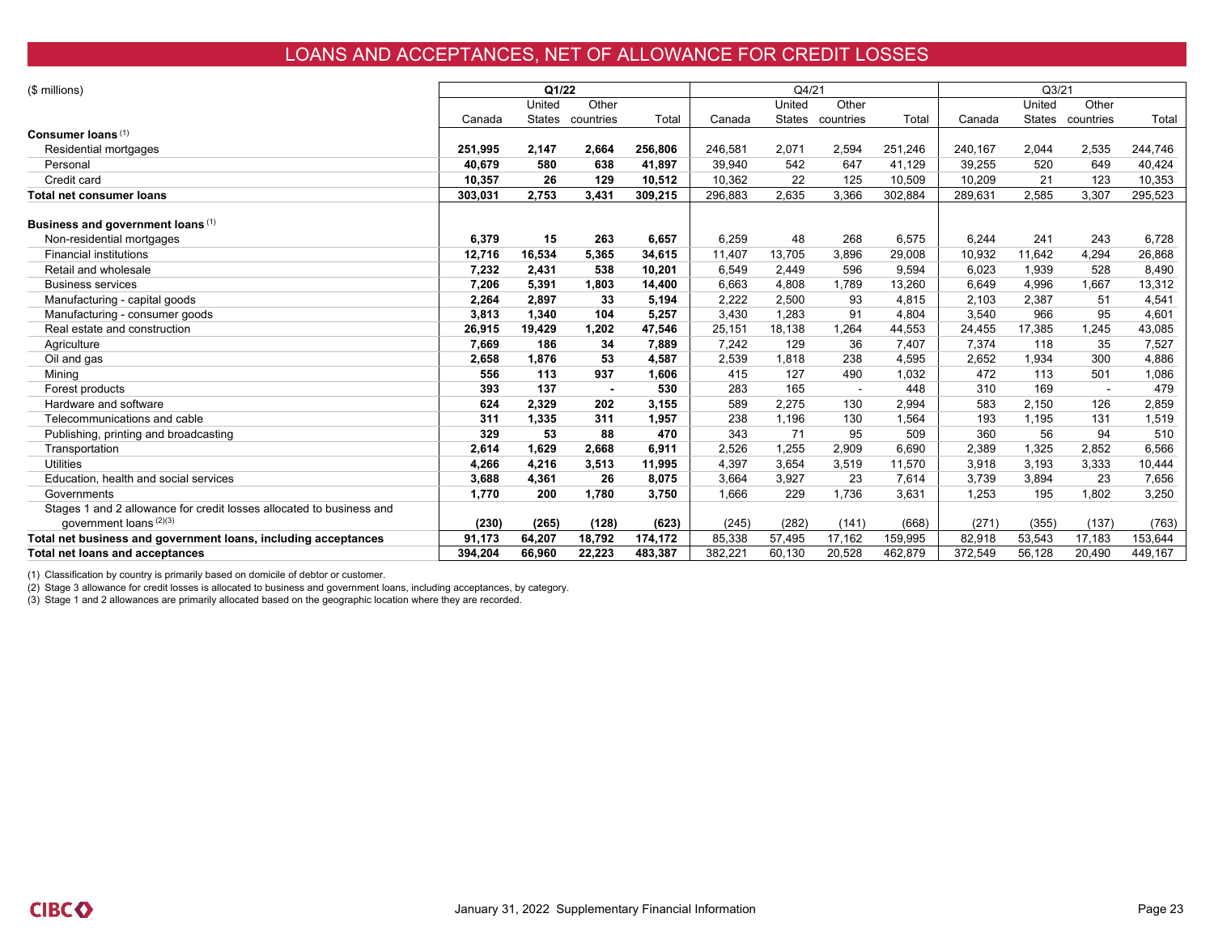# LOANS AND ACCEPTANCES, NET OF ALLOWANCE FOR CREDIT LOSSES

| ($ millions) | Q1/22 | | | | Q4/21 | | | | Q3/21 | | | |
|---|---|---|---|---|---|---|---|---|---|---|---|---|
| | Canada | United States | Other countries | Total | Canada | United States | Other countries | Total | Canada | United States | Other countries | Total |
| **Consumer loans** (1) | | | | | | | | | | | | |
| Residential mortgages | **251,995** | **2,147** | **2,664** | **256,806** | 246,581 | 2,071 | 2,594 | 251,246 | 240,167 | 2,044 | 2,535 | 244,746 |
| Personal | **40,679** | **580** | **638** | **41,897** | 39,940 | 542 | 647 | 41,129 | 39,255 | 520 | 649 | 40,424 |
| Credit card | **10,357** | **26** | **129** | **10,512** | 10,362 | 22 | 125 | 10,509 | 10,209 | 21 | 123 | 10,353 |
| **Total net consumer loans** | **303,031** | **2,753** | **3,431** | **309,215** | 296,883 | 2,635 | 3,366 | 302,884 | 289,631 | 2,585 | 3,307 | 295,523 |
| **Business and government loans** (1) | | | | | | | | | | | | |
| Non-residential mortgages | **6,379** | **15** | **263** | **6,657** | 6,259 | 48 | 268 | 6,575 | 6,244 | 241 | 243 | 6,728 |
| Financial institutions | **12,716** | **16,534** | **5,365** | **34,615** | 11,407 | 13,705 | 3,896 | 29,008 | 10,932 | 11,642 | 4,294 | 26,868 |
| Retail and wholesale | **7,232** | **2,431** | **538** | **10,201** | 6,549 | 2,449 | 596 | 9,594 | 6,023 | 1,939 | 528 | 8,490 |
| Business services | **7,206** | **5,391** | **1,803** | **14,400** | 6,663 | 4,808 | 1,789 | 13,260 | 6,649 | 4,996 | 1,667 | 13,312 |
| Manufacturing - capital goods | **2,264** | **2,897** | **33** | **5,194** | 2,222 | 2,500 | 93 | 4,815 | 2,103 | 2,387 | 51 | 4,541 |
| Manufacturing - consumer goods | **3,813** | **1,340** | **104** | **5,257** | 3,430 | 1,283 | 91 | 4,804 | 3,540 | 966 | 95 | 4,601 |
| Real estate and construction | **26,915** | **19,429** | **1,202** | **47,546** | 25,151 | 18,138 | 1,264 | 44,553 | 24,455 | 17,385 | 1,245 | 43,085 |
| Agriculture | **7,669** | **186** | **34** | **7,889** | 7,242 | 129 | 36 | 7,407 | 7,374 | 118 | 35 | 7,527 |
| Oil and gas | **2,658** | **1,876** | **53** | **4,587** | 2,539 | 1,818 | 238 | 4,595 | 2,652 | 1,934 | 300 | 4,886 |
| Mining | **556** | **113** | **937** | **1,606** | 415 | 127 | 490 | 1,032 | 472 | 113 | 501 | 1,086 |
| Forest products | **393** | **137** | **-** | **530** | 283 | 165 | - | 448 | 310 | 169 | - | 479 |
| Hardware and software | **624** | **2,329** | **202** | **3,155** | 589 | 2,275 | 130 | 2,994 | 583 | 2,150 | 126 | 2,859 |
| Telecommunications and cable | **311** | **1,335** | **311** | **1,957** | 238 | 1,196 | 130 | 1,564 | 193 | 1,195 | 131 | 1,519 |
| Publishing, printing and broadcasting | **329** | **53** | **88** | **470** | 343 | 71 | 95 | 509 | 360 | 56 | 94 | 510 |
| Transportation | **2,614** | **1,629** | **2,668** | **6,911** | 2,526 | 1,255 | 2,909 | 6,690 | 2,389 | 1,325 | 2,852 | 6,566 |
| Utilities | **4,266** | **4,216** | **3,513** | **11,995** | 4,397 | 3,654 | 3,519 | 11,570 | 3,918 | 3,193 | 3,333 | 10,444 |
| Education, health and social services | **3,688** | **4,361** | **26** | **8,075** | 3,664 | 3,927 | 23 | 7,614 | 3,739 | 3,894 | 23 | 7,656 |
| Governments | **1,770** | **200** | **1,780** | **3,750** | 1,666 | 229 | 1,736 | 3,631 | 1,253 | 195 | 1,802 | 3,250 |
| Stages 1 and 2 allowance for credit losses allocated to business and government loans (2)(3) | **(230)** | **(265)** | **(128)** | **(623)** | (245) | (282) | (141) | (668) | (271) | (355) | (137) | (763) |
| **Total net business and government loans, including acceptances** | **91,173** | **64,207** | **18,792** | **174,172** | 85,338 | 57,495 | 17,162 | 159,995 | 82,918 | 53,543 | 17,183 | 153,644 |
| **Total net loans and acceptances** | **394,204** | **66,960** | **22,223** | **483,387** | 382,221 | 60,130 | 20,528 | 462,879 | 372,549 | 56,128 | 20,490 | 449,167 |

(1) Classification by country is primarily based on domicile of debtor or customer.
(2) Stage 3 allowance for credit losses is allocated to business and government loans, including acceptances, by category.
(3) Stage 1 and 2 allowances are primarily allocated based on the geographic location where they are recorded.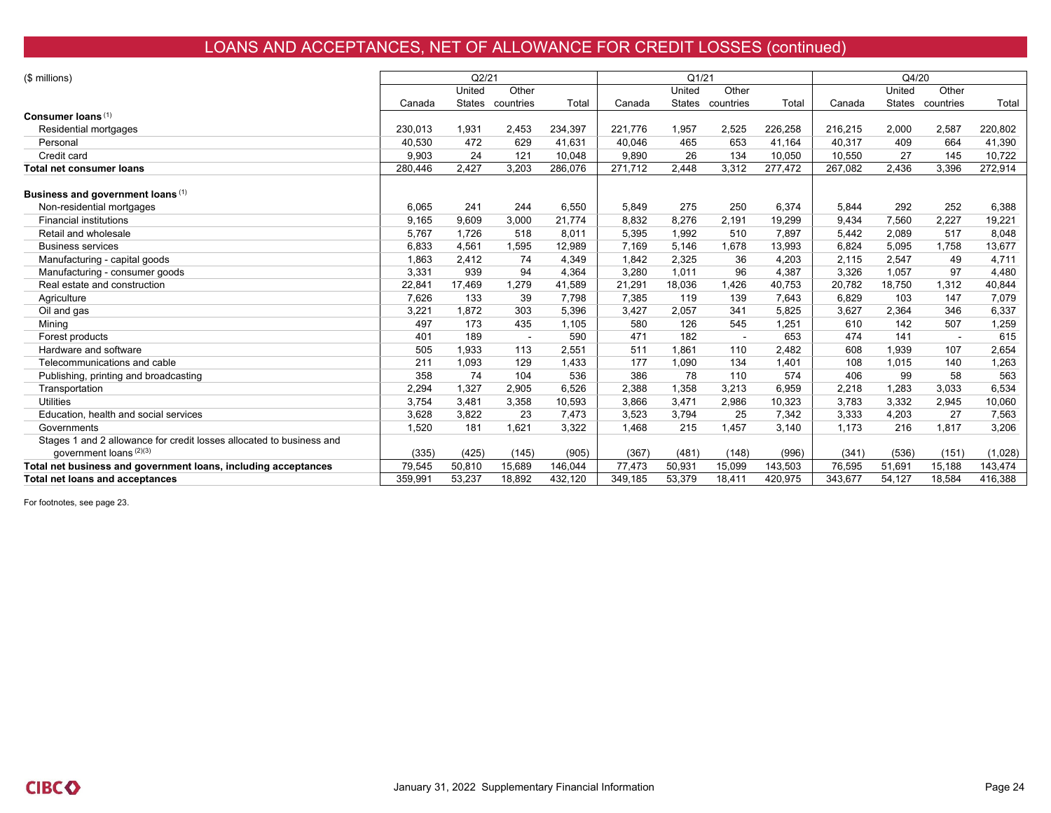# LOANS AND ACCEPTANCES, NET OF ALLOWANCE FOR CREDIT LOSSES (continued)

| ($ millions) | Q2/21 | | | | Q1/21 | | | | Q4/20 | | | |
|---|---|---|---|---|---|---|---|---|---|---|---|---|
| | Canada | United States | Other countries | Total | Canada | United States | Other countries | Total | Canada | United States | Other countries | Total |
| **Consumer loans** [1] | | | | | | | | | | | | |
| Residential mortgages | 230,013 | 1,931 | 2,453 | 234,397 | 221,776 | 1,957 | 2,525 | 226,258 | 216,215 | 2,000 | 2,587 | 220,802 |
| Personal | 40,530 | 472 | 629 | 41,631 | 40,046 | 465 | 653 | 41,164 | 40,317 | 409 | 664 | 41,390 |
| Credit card | 9,903 | 24 | 121 | 10,048 | 9,890 | 26 | 134 | 10,050 | 10,550 | 27 | 145 | 10,722 |
| **Total net consumer loans** | 280,446 | 2,427 | 3,203 | 286,076 | 271,712 | 2,448 | 3,312 | 277,472 | 267,082 | 2,436 | 3,396 | 272,914 |
| **Business and government loans** [1] | | | | | | | | | | | | |
| Non-residential mortgages | 6,065 | 241 | 244 | 6,550 | 5,849 | 275 | 250 | 6,374 | 5,844 | 292 | 252 | 6,388 |
| Financial institutions | 9,165 | 9,609 | 3,000 | 21,774 | 8,832 | 8,276 | 2,191 | 19,299 | 9,434 | 7,560 | 2,227 | 19,221 |
| Retail and wholesale | 5,767 | 1,726 | 518 | 8,011 | 5,395 | 1,992 | 510 | 7,897 | 5,442 | 2,089 | 517 | 8,048 |
| Business services | 6,833 | 4,561 | 1,595 | 12,989 | 7,169 | 5,146 | 1,678 | 13,993 | 6,824 | 5,095 | 1,758 | 13,677 |
| Manufacturing - capital goods | 1,863 | 2,412 | 74 | 4,349 | 1,842 | 2,325 | 36 | 4,203 | 2,115 | 2,547 | 49 | 4,711 |
| Manufacturing - consumer goods | 3,331 | 939 | 94 | 4,364 | 3,280 | 1,011 | 96 | 4,387 | 3,326 | 1,057 | 97 | 4,480 |
| Real estate and construction | 22,841 | 17,469 | 1,279 | 41,589 | 21,291 | 18,036 | 1,426 | 40,753 | 20,782 | 18,750 | 1,312 | 40,844 |
| Agriculture | 7,626 | 133 | 39 | 7,798 | 7,385 | 119 | 139 | 7,643 | 6,829 | 103 | 147 | 7,079 |
| Oil and gas | 3,221 | 1,872 | 303 | 5,396 | 3,427 | 2,057 | 341 | 5,825 | 3,627 | 2,364 | 346 | 6,337 |
| Mining | 497 | 173 | 435 | 1,105 | 580 | 126 | 545 | 1,251 | 610 | 142 | 507 | 1,259 |
| Forest products | 401 | 189 | - | 590 | 471 | 182 | - | 653 | 474 | 141 | - | 615 |
| Hardware and software | 505 | 1,933 | 113 | 2,551 | 511 | 1,861 | 110 | 2,482 | 608 | 1,939 | 107 | 2,654 |
| Telecommunications and cable | 211 | 1,093 | 129 | 1,433 | 177 | 1,090 | 134 | 1,401 | 108 | 1,015 | 140 | 1,263 |
| Publishing, printing and broadcasting | 358 | 74 | 104 | 536 | 386 | 78 | 110 | 574 | 406 | 99 | 58 | 563 |
| Transportation | 2,294 | 1,327 | 2,905 | 6,526 | 2,388 | 1,358 | 3,213 | 6,959 | 2,218 | 1,283 | 3,033 | 6,534 |
| Utilities | 3,754 | 3,481 | 3,358 | 10,593 | 3,866 | 3,471 | 2,986 | 10,323 | 3,783 | 3,332 | 2,945 | 10,060 |
| Education, health and social services | 3,628 | 3,822 | 23 | 7,473 | 3,523 | 3,794 | 25 | 7,342 | 3,333 | 4,203 | 27 | 7,563 |
| Governments | 1,520 | 181 | 1,621 | 3,322 | 1,468 | 215 | 1,457 | 3,140 | 1,173 | 216 | 1,817 | 3,206 |
| Stages 1 and 2 allowance for credit losses allocated to business and government loans [2][3] | (335) | (425) | (145) | (905) | (367) | (481) | (148) | (996) | (341) | (536) | (151) | (1,028) |
| **Total net business and government loans, including acceptances** | 79,545 | 50,810 | 15,689 | 146,044 | 77,473 | 50,931 | 15,099 | 143,503 | 76,595 | 51,691 | 15,188 | 143,474 |
| **Total net loans and acceptances** | 359,991 | 53,237 | 18,892 | 432,120 | 349,185 | 53,379 | 18,411 | 420,975 | 343,677 | 54,127 | 18,584 | 416,388 |

For footnotes, see page 23.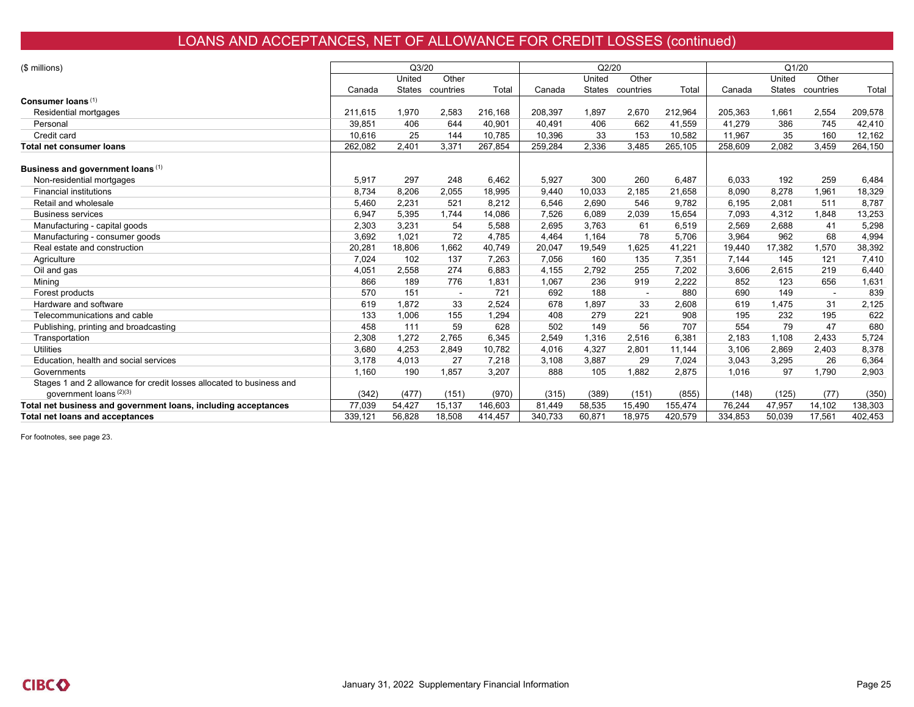## LOANS AND ACCEPTANCES, NET OF ALLOWANCE FOR CREDIT LOSSES (continued)

| ($ millions) | Q3/20 | | | | Q2/20 | | | | Q1/20 | | | |
|---|---|---|---|---|---|---|---|---|---|---|---|---|
| | Canada | United States | Other countries | Total | Canada | United States | Other countries | Total | Canada | United States | Other countries | Total |
| **Consumer loans** (1) | | | | | | | | | | | | |
| Residential mortgages | 211,615 | 1,970 | 2,583 | 216,168 | 208,397 | 1,897 | 2,670 | 212,964 | 205,363 | 1,661 | 2,554 | 209,578 |
| Personal | 39,851 | 406 | 644 | 40,901 | 40,491 | 406 | 662 | 41,559 | 41,279 | 386 | 745 | 42,410 |
| Credit card | 10,616 | 25 | 144 | 10,785 | 10,396 | 33 | 153 | 10,582 | 11,967 | 35 | 160 | 12,162 |
| **Total net consumer loans** | 262,082 | 2,401 | 3,371 | 267,854 | 259,284 | 2,336 | 3,485 | 265,105 | 258,609 | 2,082 | 3,459 | 264,150 |
| **Business and government loans** (1) | | | | | | | | | | | | |
| Non-residential mortgages | 5,917 | 297 | 248 | 6,462 | 5,927 | 300 | 260 | 6,487 | 6,033 | 192 | 259 | 6,484 |
| Financial institutions | 8,734 | 8,206 | 2,055 | 18,995 | 9,440 | 10,033 | 2,185 | 21,658 | 8,090 | 8,278 | 1,961 | 18,329 |
| Retail and wholesale | 5,460 | 2,231 | 521 | 8,212 | 6,546 | 2,690 | 546 | 9,782 | 6,195 | 2,081 | 511 | 8,787 |
| Business services | 6,947 | 5,395 | 1,744 | 14,086 | 7,526 | 6,089 | 2,039 | 15,654 | 7,093 | 4,312 | 1,848 | 13,253 |
| Manufacturing - capital goods | 2,303 | 3,231 | 54 | 5,588 | 2,695 | 3,763 | 61 | 6,519 | 2,569 | 2,688 | 41 | 5,298 |
| Manufacturing - consumer goods | 3,692 | 1,021 | 72 | 4,785 | 4,464 | 1,164 | 78 | 5,706 | 3,964 | 962 | 68 | 4,994 |
| Real estate and construction | 20,281 | 18,806 | 1,662 | 40,749 | 20,047 | 19,549 | 1,625 | 41,221 | 19,440 | 17,382 | 1,570 | 38,392 |
| Agriculture | 7,024 | 102 | 137 | 7,263 | 7,056 | 160 | 135 | 7,351 | 7,144 | 145 | 121 | 7,410 |
| Oil and gas | 4,051 | 2,558 | 274 | 6,883 | 4,155 | 2,792 | 255 | 7,202 | 3,606 | 2,615 | 219 | 6,440 |
| Mining | 866 | 189 | 776 | 1,831 | 1,067 | 236 | 919 | 2,222 | 852 | 123 | 656 | 1,631 |
| Forest products | 570 | 151 | - | 721 | 692 | 188 | - | 880 | 690 | 149 | - | 839 |
| Hardware and software | 619 | 1,872 | 33 | 2,524 | 678 | 1,897 | 33 | 2,608 | 619 | 1,475 | 31 | 2,125 |
| Telecommunications and cable | 133 | 1,006 | 155 | 1,294 | 408 | 279 | 221 | 908 | 195 | 232 | 195 | 622 |
| Publishing, printing and broadcasting | 458 | 111 | 59 | 628 | 502 | 149 | 56 | 707 | 554 | 79 | 47 | 680 |
| Transportation | 2,308 | 1,272 | 2,765 | 6,345 | 2,549 | 1,316 | 2,516 | 6,381 | 2,183 | 1,108 | 2,433 | 5,724 |
| Utilities | 3,680 | 4,253 | 2,849 | 10,782 | 4,016 | 4,327 | 2,801 | 11,144 | 3,106 | 2,869 | 2,403 | 8,378 |
| Education, health and social services | 3,178 | 4,013 | 27 | 7,218 | 3,108 | 3,887 | 29 | 7,024 | 3,043 | 3,295 | 26 | 6,364 |
| Governments | 1,160 | 190 | 1,857 | 3,207 | 888 | 105 | 1,882 | 2,875 | 1,016 | 97 | 1,790 | 2,903 |
| Stages 1 and 2 allowance for credit losses allocated to business and government loans (2)(3) | (342) | (477) | (151) | (970) | (315) | (389) | (151) | (855) | (148) | (125) | (77) | (350) |
| **Total net business and government loans, including acceptances** | 77,039 | 54,427 | 15,137 | 146,603 | 81,449 | 58,535 | 15,490 | 155,474 | 76,244 | 47,957 | 14,102 | 138,303 |
| **Total net loans and acceptances** | 339,121 | 56,828 | 18,508 | 414,457 | 340,733 | 60,871 | 18,975 | 420,579 | 334,853 | 50,039 | 17,561 | 402,453 |

For footnotes, see page 23.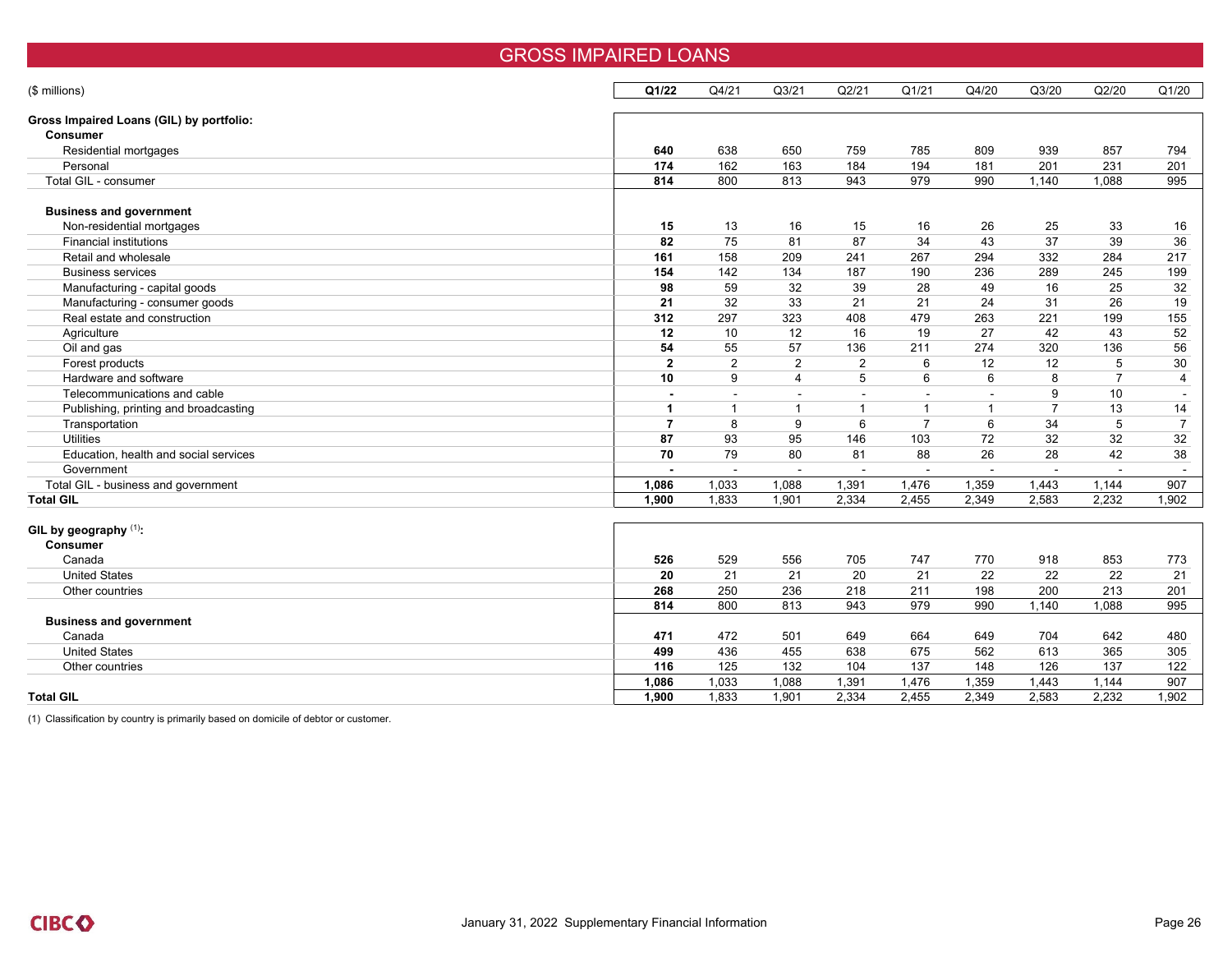# GROSS IMPAIRED LOANS

| ($ millions) | Q1/22 | Q4/21 | Q3/21 | Q2/21 | Q1/21 | Q4/20 | Q3/20 | Q2/20 | Q1/20 |
|---|---|---|---|---|---|---|---|---|---|
| **Gross Impaired Loans (GIL) by portfolio:** | | | | | | | | | |
| **Consumer** | | | | | | | | | |
| Residential mortgages | **640** | 638 | 650 | 759 | 785 | 809 | 939 | 857 | 794 |
| Personal | **174** | 162 | 163 | 184 | 194 | 181 | 201 | 231 | 201 |
| Total GIL - consumer | **814** | 800 | 813 | 943 | 979 | 990 | 1,140 | 1,088 | 995 |
| **Business and government** | | | | | | | | | |
| Non-residential mortgages | **15** | 13 | 16 | 15 | 16 | 26 | 25 | 33 | 16 |
| Financial institutions | **82** | 75 | 81 | 87 | 34 | 43 | 37 | 39 | 36 |
| Retail and wholesale | **161** | 158 | 209 | 241 | 267 | 294 | 332 | 284 | 217 |
| Business services | **154** | 142 | 134 | 187 | 190 | 236 | 289 | 245 | 199 |
| Manufacturing - capital goods | **98** | 59 | 32 | 39 | 28 | 49 | 16 | 25 | 32 |
| Manufacturing - consumer goods | **21** | 32 | 33 | 21 | 21 | 24 | 31 | 26 | 19 |
| Real estate and construction | **312** | 297 | 323 | 408 | 479 | 263 | 221 | 199 | 155 |
| Agriculture | **12** | 10 | 12 | 16 | 19 | 27 | 42 | 43 | 52 |
| Oil and gas | **54** | 55 | 57 | 136 | 211 | 274 | 320 | 136 | 56 |
| Forest products | **2** | 2 | 2 | 2 | 6 | 12 | 12 | 5 | 30 |
| Hardware and software | **10** | 9 | 4 | 5 | 6 | 6 | 8 | 7 | 4 |
| Telecommunications and cable | **-** | - | - | - | - | - | 9 | 10 | - |
| Publishing, printing and broadcasting | **1** | 1 | 1 | 1 | 1 | 1 | 7 | 13 | 14 |
| Transportation | **7** | 8 | 9 | 6 | 7 | 6 | 34 | 5 | 7 |
| Utilities | **87** | 93 | 95 | 146 | 103 | 72 | 32 | 32 | 32 |
| Education, health and social services | **70** | 79 | 80 | 81 | 88 | 26 | 28 | 42 | 38 |
| Government | **-** | - | - | - | - | - | - | - | - |
| Total GIL - business and government | **1,086** | 1,033 | 1,088 | 1,391 | 1,476 | 1,359 | 1,443 | 1,144 | 907 |
| **Total GIL** | **1,900** | 1,833 | 1,901 | 2,334 | 2,455 | 2,349 | 2,583 | 2,232 | 1,902 |
| **GIL by geography** (1)**:** | | | | | | | | | |
| **Consumer** | | | | | | | | | |
| Canada | **526** | 529 | 556 | 705 | 747 | 770 | 918 | 853 | 773 |
| United States | **20** | 21 | 21 | 20 | 21 | 22 | 22 | 22 | 21 |
| Other countries | **268** | 250 | 236 | 218 | 211 | 198 | 200 | 213 | 201 |
| | **814** | 800 | 813 | 943 | 979 | 990 | 1,140 | 1,088 | 995 |
| **Business and government** | | | | | | | | | |
| Canada | **471** | 472 | 501 | 649 | 664 | 649 | 704 | 642 | 480 |
| United States | **499** | 436 | 455 | 638 | 675 | 562 | 613 | 365 | 305 |
| Other countries | **116** | 125 | 132 | 104 | 137 | 148 | 126 | 137 | 122 |
| | **1,086** | 1,033 | 1,088 | 1,391 | 1,476 | 1,359 | 1,443 | 1,144 | 907 |
| **Total GIL** | **1,900** | 1,833 | 1,901 | 2,334 | 2,455 | 2,349 | 2,583 | 2,232 | 1,902 |

(1) Classification by country is primarily based on domicile of debtor or customer.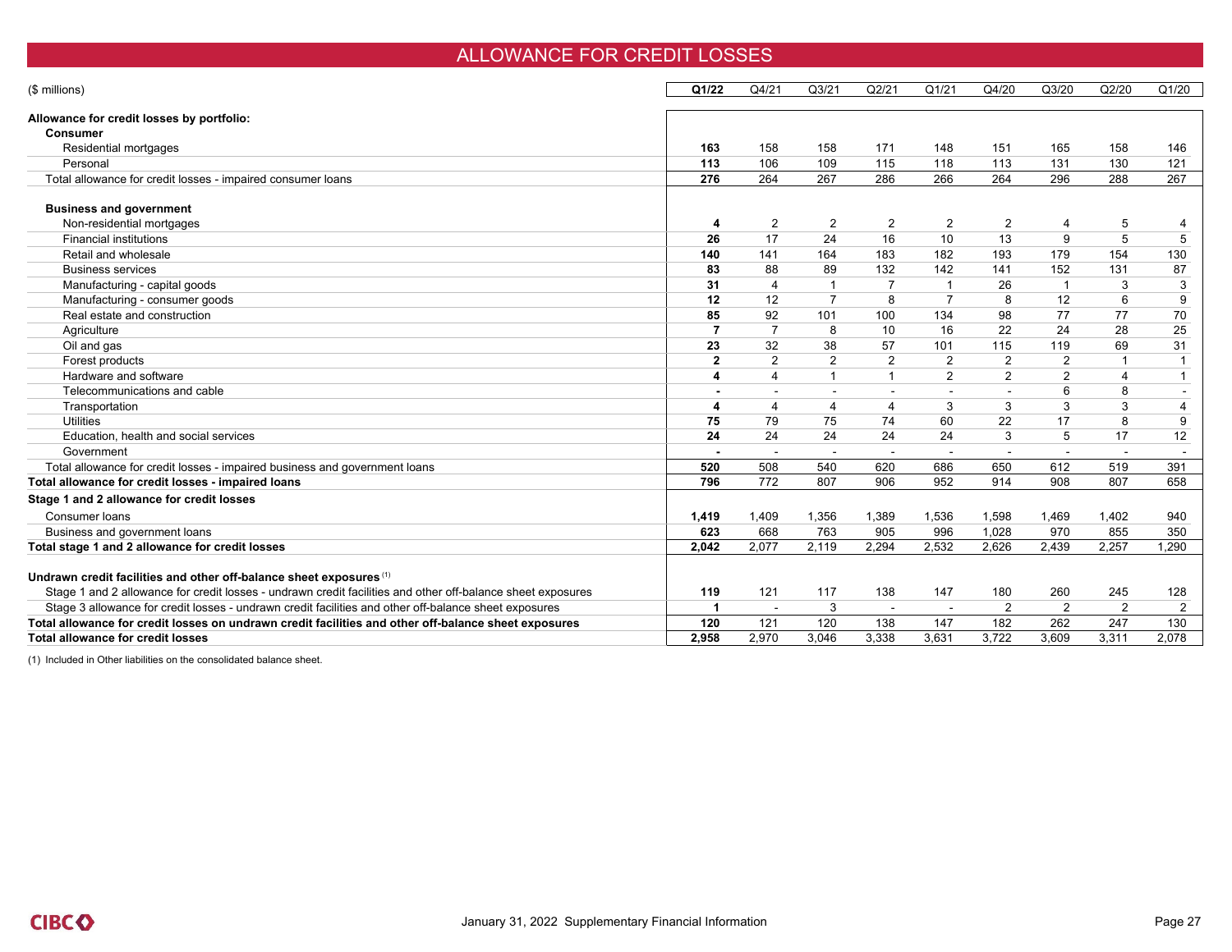# ALLOWANCE FOR CREDIT LOSSES

| ($ millions) | Q1/22 | Q4/21 | Q3/21 | Q2/21 | Q1/21 | Q4/20 | Q3/20 | Q2/20 | Q1/20 |
|---|---|---|---|---|---|---|---|---|---|
| **Allowance for credit losses by portfolio:** | | | | | | | | | |
| **Consumer** | | | | | | | | | |
| Residential mortgages | **163** | 158 | 158 | 171 | 148 | 151 | 165 | 158 | 146 |
| Personal | **113** | 106 | 109 | 115 | 118 | 113 | 131 | 130 | 121 |
| Total allowance for credit losses - impaired consumer loans | **276** | 264 | 267 | 286 | 266 | 264 | 296 | 288 | 267 |
| **Business and government** | | | | | | | | | |
| Non-residential mortgages | **4** | 2 | 2 | 2 | 2 | 2 | 4 | 5 | 4 |
| Financial institutions | **26** | 17 | 24 | 16 | 10 | 13 | 9 | 5 | 5 |
| Retail and wholesale | **140** | 141 | 164 | 183 | 182 | 193 | 179 | 154 | 130 |
| Business services | **83** | 88 | 89 | 132 | 142 | 141 | 152 | 131 | 87 |
| Manufacturing - capital goods | **31** | 4 | 1 | 7 | 1 | 26 | 1 | 3 | 3 |
| Manufacturing - consumer goods | **12** | 12 | 7 | 8 | 7 | 8 | 12 | 6 | 9 |
| Real estate and construction | **85** | 92 | 101 | 100 | 134 | 98 | 77 | 77 | 70 |
| Agriculture | **7** | 7 | 8 | 10 | 16 | 22 | 24 | 28 | 25 |
| Oil and gas | **23** | 32 | 38 | 57 | 101 | 115 | 119 | 69 | 31 |
| Forest products | **2** | 2 | 2 | 2 | 2 | 2 | 2 | 1 | 1 |
| Hardware and software | **4** | 4 | 1 | 1 | 2 | 2 | 2 | 4 | 1 |
| Telecommunications and cable | **-** | - | - | - | - | - | 6 | 8 | - |
| Transportation | **4** | 4 | 4 | 4 | 3 | 3 | 3 | 3 | 4 |
| Utilities | **75** | 79 | 75 | 74 | 60 | 22 | 17 | 8 | 9 |
| Education, health and social services | **24** | 24 | 24 | 24 | 24 | 3 | 5 | 17 | 12 |
| Government | **-** | - | - | - | - | - | - | - | - |
| Total allowance for credit losses - impaired business and government loans | **520** | 508 | 540 | 620 | 686 | 650 | 612 | 519 | 391 |
| **Total allowance for credit losses - impaired loans** | **796** | 772 | 807 | 906 | 952 | 914 | 908 | 807 | 658 |
| **Stage 1 and 2 allowance for credit losses** | | | | | | | | | |
| Consumer loans | **1,419** | 1,409 | 1,356 | 1,389 | 1,536 | 1,598 | 1,469 | 1,402 | 940 |
| Business and government loans | **623** | 668 | 763 | 905 | 996 | 1,028 | 970 | 855 | 350 |
| **Total stage 1 and 2 allowance for credit losses** | **2,042** | 2,077 | 2,119 | 2,294 | 2,532 | 2,626 | 2,439 | 2,257 | 1,290 |
| **Undrawn credit facilities and other off-balance sheet exposures** [1] | | | | | | | | | |
| Stage 1 and 2 allowance for credit losses - undrawn credit facilities and other off-balance sheet exposures | **119** | 121 | 117 | 138 | 147 | 180 | 260 | 245 | 128 |
| Stage 3 allowance for credit losses - undrawn credit facilities and other off-balance sheet exposures | **1** | - | 3 | - | - | 2 | 2 | 2 | 2 |
| **Total allowance for credit losses on undrawn credit facilities and other off-balance sheet exposures** | **120** | 121 | 120 | 138 | 147 | 182 | 262 | 247 | 130 |
| **Total allowance for credit losses** | **2,958** | 2,970 | 3,046 | 3,338 | 3,631 | 3,722 | 3,609 | 3,311 | 2,078 |

(1) Included in Other liabilities on the consolidated balance sheet.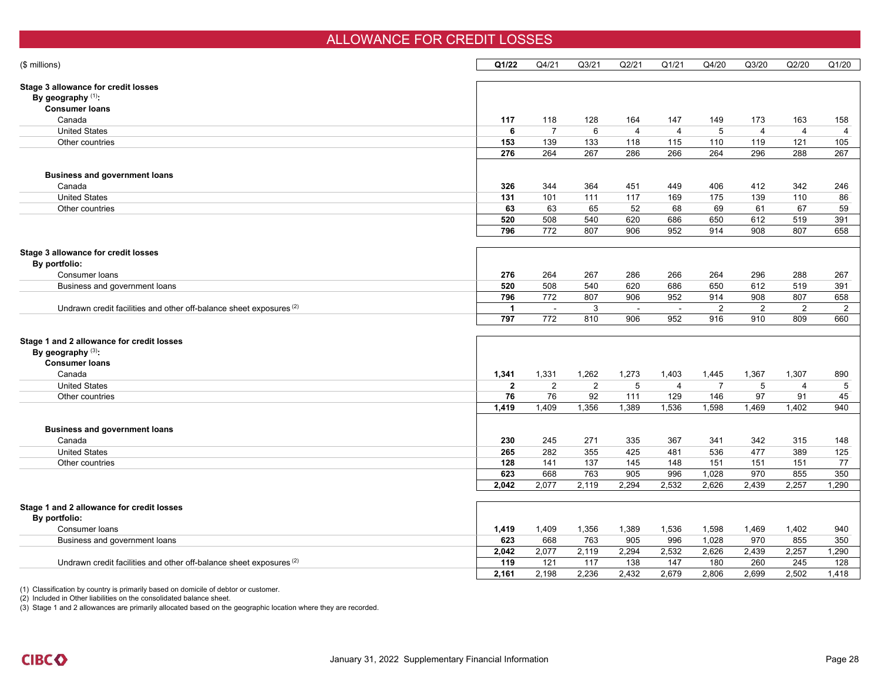# ALLOWANCE FOR CREDIT LOSSES

| ($ millions) | Q1/22 | Q4/21 | Q3/21 | Q2/21 | Q1/21 | Q4/20 | Q3/20 | Q2/20 | Q1/20 |
|---|---|---|---|---|---|---|---|---|---|
| **Stage 3 allowance for credit losses** | | | | | | | | | |
| **By geography [1]:** | | | | | | | | | |
| **Consumer loans** | | | | | | | | | |
| Canada | **117** | 118 | 128 | 164 | 147 | 149 | 173 | 163 | 158 |
| United States | **6** | 7 | 6 | 4 | 4 | 5 | 4 | 4 | 4 |
| Other countries | **153** | 139 | 133 | 118 | 115 | 110 | 119 | 121 | 105 |
| | **276** | 264 | 267 | 286 | 266 | 264 | 296 | 288 | 267 |
| **Business and government loans** | | | | | | | | | |
| Canada | **326** | 344 | 364 | 451 | 449 | 406 | 412 | 342 | 246 |
| United States | **131** | 101 | 111 | 117 | 169 | 175 | 139 | 110 | 86 |
| Other countries | **63** | 63 | 65 | 52 | 68 | 69 | 61 | 67 | 59 |
| | **520** | 508 | 540 | 620 | 686 | 650 | 612 | 519 | 391 |
| | **796** | 772 | 807 | 906 | 952 | 914 | 908 | 807 | 658 |
| **Stage 3 allowance for credit losses** | | | | | | | | | |
| **By portfolio:** | | | | | | | | | |
| Consumer loans | **276** | 264 | 267 | 286 | 266 | 264 | 296 | 288 | 267 |
| Business and government loans | **520** | 508 | 540 | 620 | 686 | 650 | 612 | 519 | 391 |
| | **796** | 772 | 807 | 906 | 952 | 914 | 908 | 807 | 658 |
| Undrawn credit facilities and other off-balance sheet exposures [2] | **1** | - | 3 | - | - | 2 | 2 | 2 | 2 |
| | **797** | 772 | 810 | 906 | 952 | 916 | 910 | 809 | 660 |
| **Stage 1 and 2 allowance for credit losses** | | | | | | | | | |
| **By geography [3]:** | | | | | | | | | |
| **Consumer loans** | | | | | | | | | |
| Canada | **1,341** | 1,331 | 1,262 | 1,273 | 1,403 | 1,445 | 1,367 | 1,307 | 890 |
| United States | **2** | 2 | 2 | 5 | 4 | 7 | 5 | 4 | 5 |
| Other countries | **76** | 76 | 92 | 111 | 129 | 146 | 97 | 91 | 45 |
| | **1,419** | 1,409 | 1,356 | 1,389 | 1,536 | 1,598 | 1,469 | 1,402 | 940 |
| **Business and government loans** | | | | | | | | | |
| Canada | **230** | 245 | 271 | 335 | 367 | 341 | 342 | 315 | 148 |
| United States | **265** | 282 | 355 | 425 | 481 | 536 | 477 | 389 | 125 |
| Other countries | **128** | 141 | 137 | 145 | 148 | 151 | 151 | 151 | 77 |
| | **623** | 668 | 763 | 905 | 996 | 1,028 | 970 | 855 | 350 |
| | **2,042** | 2,077 | 2,119 | 2,294 | 2,532 | 2,626 | 2,439 | 2,257 | 1,290 |
| **Stage 1 and 2 allowance for credit losses** | | | | | | | | | |
| **By portfolio:** | | | | | | | | | |
| Consumer loans | **1,419** | 1,409 | 1,356 | 1,389 | 1,536 | 1,598 | 1,469 | 1,402 | 940 |
| Business and government loans | **623** | 668 | 763 | 905 | 996 | 1,028 | 970 | 855 | 350 |
| | **2,042** | 2,077 | 2,119 | 2,294 | 2,532 | 2,626 | 2,439 | 2,257 | 1,290 |
| Undrawn credit facilities and other off-balance sheet exposures [2] | **119** | 121 | 117 | 138 | 147 | 180 | 260 | 245 | 128 |
| | **2,161** | 2,198 | 2,236 | 2,432 | 2,679 | 2,806 | 2,699 | 2,502 | 1,418 |

(1) Classification by country is primarily based on domicile of debtor or customer.
(2) Included in Other liabilities on the consolidated balance sheet.
(3) Stage 1 and 2 allowances are primarily allocated based on the geographic location where they are recorded.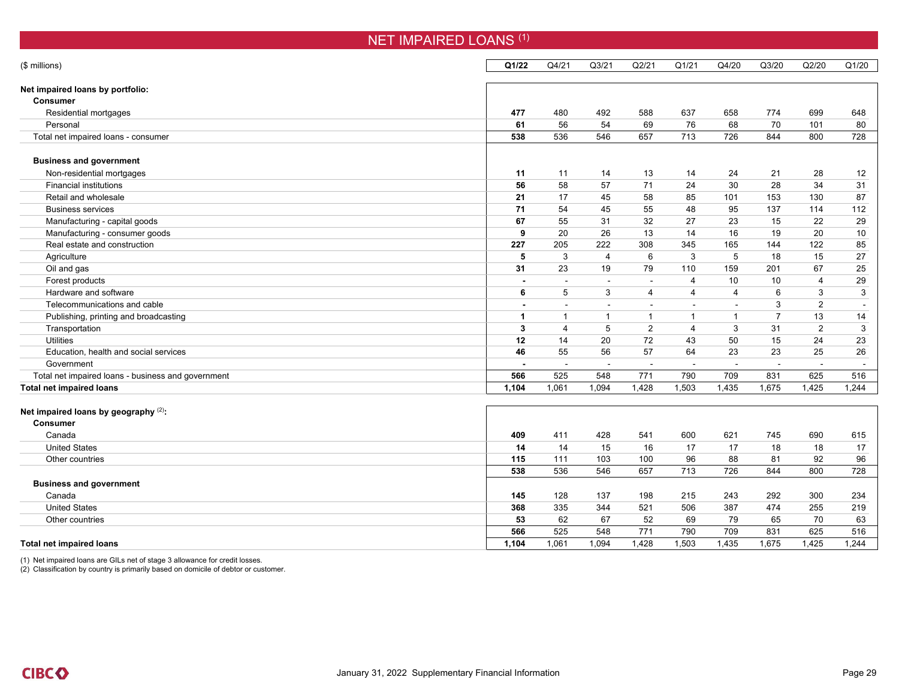# NET IMPAIRED LOANS [1]

| ($ millions) | Q1/22 | Q4/21 | Q3/21 | Q2/21 | Q1/21 | Q4/20 | Q3/20 | Q2/20 | Q1/20 |
|---|---|---|---|---|---|---|---|---|---|
| **Net impaired loans by portfolio:** | | | | | | | | | |
| **Consumer** | | | | | | | | | |
| Residential mortgages | **477** | 480 | 492 | 588 | 637 | 658 | 774 | 699 | 648 |
| Personal | **61** | 56 | 54 | 69 | 76 | 68 | 70 | 101 | 80 |
| Total net impaired loans - consumer | **538** | 536 | 546 | 657 | 713 | 726 | 844 | 800 | 728 |
| **Business and government** | | | | | | | | | |
| Non-residential mortgages | **11** | 11 | 14 | 13 | 14 | 24 | 21 | 28 | 12 |
| Financial institutions | **56** | 58 | 57 | 71 | 24 | 30 | 28 | 34 | 31 |
| Retail and wholesale | **21** | 17 | 45 | 58 | 85 | 101 | 153 | 130 | 87 |
| Business services | **71** | 54 | 45 | 55 | 48 | 95 | 137 | 114 | 112 |
| Manufacturing - capital goods | **67** | 55 | 31 | 32 | 27 | 23 | 15 | 22 | 29 |
| Manufacturing - consumer goods | **9** | 20 | 26 | 13 | 14 | 16 | 19 | 20 | 10 |
| Real estate and construction | **227** | 205 | 222 | 308 | 345 | 165 | 144 | 122 | 85 |
| Agriculture | **5** | 3 | 4 | 6 | 3 | 5 | 18 | 15 | 27 |
| Oil and gas | **31** | 23 | 19 | 79 | 110 | 159 | 201 | 67 | 25 |
| Forest products | **-** | - | - | - | 4 | 10 | 10 | 4 | 29 |
| Hardware and software | **6** | 5 | 3 | 4 | 4 | 4 | 6 | 3 | 3 |
| Telecommunications and cable | **-** | - | - | - | - | - | 3 | 2 | - |
| Publishing, printing and broadcasting | **1** | 1 | 1 | 1 | 1 | 1 | 7 | 13 | 14 |
| Transportation | **3** | 4 | 5 | 2 | 4 | 3 | 31 | 2 | 3 |
| Utilities | **12** | 14 | 20 | 72 | 43 | 50 | 15 | 24 | 23 |
| Education, health and social services | **46** | 55 | 56 | 57 | 64 | 23 | 23 | 25 | 26 |
| Government | **-** | - | - | - | - | - | - | - | - |
| Total net impaired loans - business and government | **566** | 525 | 548 | 771 | 790 | 709 | 831 | 625 | 516 |
| **Total net impaired loans** | **1,104** | 1,061 | 1,094 | 1,428 | 1,503 | 1,435 | 1,675 | 1,425 | 1,244 |
| **Net impaired loans by geography [2]:** | | | | | | | | | |
| **Consumer** | | | | | | | | | |
| Canada | **409** | 411 | 428 | 541 | 600 | 621 | 745 | 690 | 615 |
| United States | **14** | 14 | 15 | 16 | 17 | 17 | 18 | 18 | 17 |
| Other countries | **115** | 111 | 103 | 100 | 96 | 88 | 81 | 92 | 96 |
| | **538** | 536 | 546 | 657 | 713 | 726 | 844 | 800 | 728 |
| **Business and government** | | | | | | | | | |
| Canada | **145** | 128 | 137 | 198 | 215 | 243 | 292 | 300 | 234 |
| United States | **368** | 335 | 344 | 521 | 506 | 387 | 474 | 255 | 219 |
| Other countries | **53** | 62 | 67 | 52 | 69 | 79 | 65 | 70 | 63 |
| | **566** | 525 | 548 | 771 | 790 | 709 | 831 | 625 | 516 |
| **Total net impaired loans** | **1,104** | 1,061 | 1,094 | 1,428 | 1,503 | 1,435 | 1,675 | 1,425 | 1,244 |

(1) Net impaired loans are GILs net of stage 3 allowance for credit losses.
(2) Classification by country is primarily based on domicile of debtor or customer.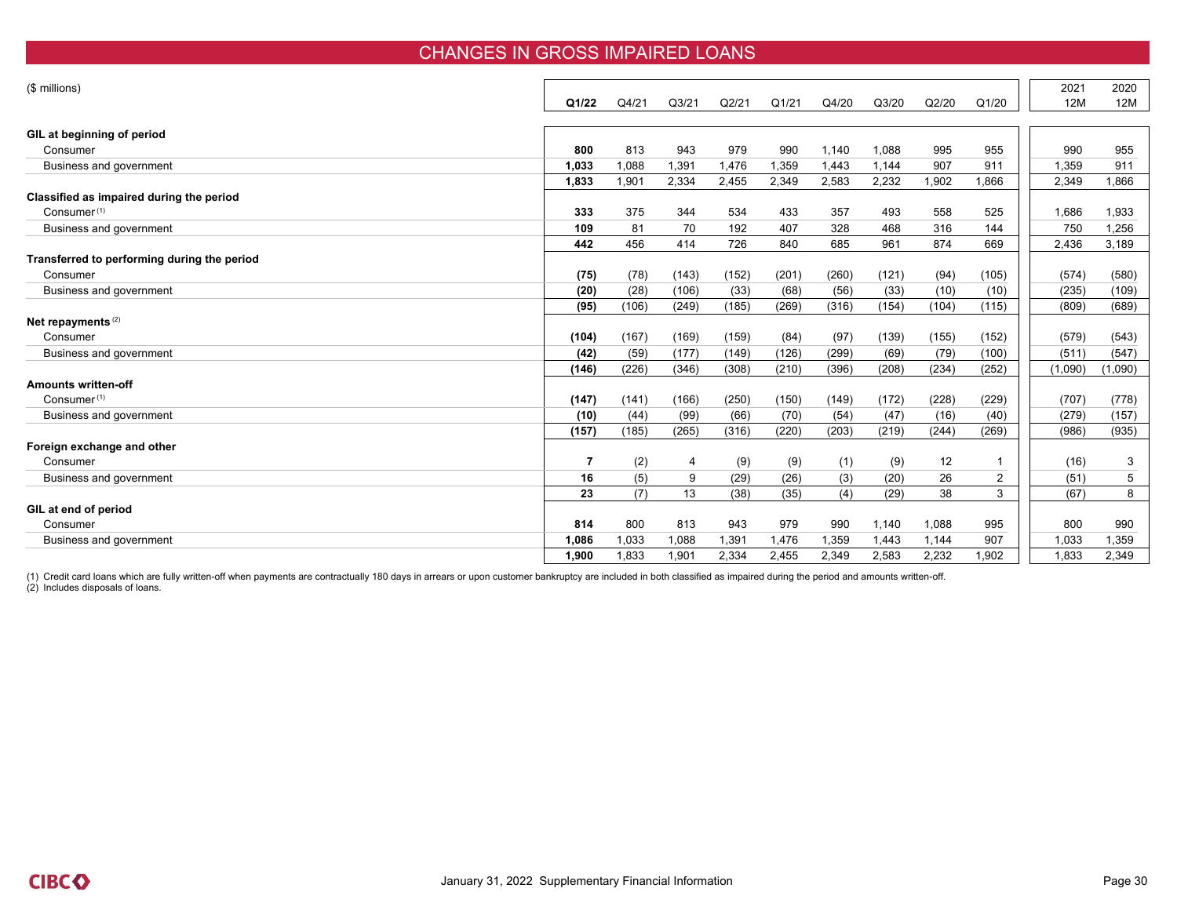# CHANGES IN GROSS IMPAIRED LOANS

| ($ millions) | Q1/22 | Q4/21 | Q3/21 | Q2/21 | Q1/21 | Q4/20 | Q3/20 | Q2/20 | Q1/20 | 2021 12M | 2020 12M |
|---|---|---|---|---|---|---|---|---|---|---|---|
| **GIL at beginning of period** | | | | | | | | | | | |
| Consumer | **800** | 813 | 943 | 979 | 990 | 1,140 | 1,088 | 995 | 955 | 990 | 955 |
| Business and government | **1,033** | 1,088 | 1,391 | 1,476 | 1,359 | 1,443 | 1,144 | 907 | 911 | 1,359 | 911 |
| | **1,833** | 1,901 | 2,334 | 2,455 | 2,349 | 2,583 | 2,232 | 1,902 | 1,866 | 2,349 | 1,866 |
| **Classified as impaired during the period** | | | | | | | | | | | |
| Consumer [(1)] | **333** | 375 | 344 | 534 | 433 | 357 | 493 | 558 | 525 | 1,686 | 1,933 |
| Business and government | **109** | 81 | 70 | 192 | 407 | 328 | 468 | 316 | 144 | 750 | 1,256 |
| | **442** | 456 | 414 | 726 | 840 | 685 | 961 | 874 | 669 | 2,436 | 3,189 |
| **Transferred to performing during the period** | | | | | | | | | | | |
| Consumer | **(75)** | (78) | (143) | (152) | (201) | (260) | (121) | (94) | (105) | (574) | (580) |
| Business and government | **(20)** | (28) | (106) | (33) | (68) | (56) | (33) | (10) | (10) | (235) | (109) |
| | **(95)** | (106) | (249) | (185) | (269) | (316) | (154) | (104) | (115) | (809) | (689) |
| **Net repayments** [(2)] | | | | | | | | | | | |
| Consumer | **(104)** | (167) | (169) | (159) | (84) | (97) | (139) | (155) | (152) | (579) | (543) |
| Business and government | **(42)** | (59) | (177) | (149) | (126) | (299) | (69) | (79) | (100) | (511) | (547) |
| | **(146)** | (226) | (346) | (308) | (210) | (396) | (208) | (234) | (252) | (1,090) | (1,090) |
| **Amounts written-off** | | | | | | | | | | | |
| Consumer [(1)] | **(147)** | (141) | (166) | (250) | (150) | (149) | (172) | (228) | (229) | (707) | (778) |
| Business and government | **(10)** | (44) | (99) | (66) | (70) | (54) | (47) | (16) | (40) | (279) | (157) |
| | **(157)** | (185) | (265) | (316) | (220) | (203) | (219) | (244) | (269) | (986) | (935) |
| **Foreign exchange and other** | | | | | | | | | | | |
| Consumer | **7** | (2) | 4 | (9) | (9) | (1) | (9) | 12 | 1 | (16) | 3 |
| Business and government | **16** | (5) | 9 | (29) | (26) | (3) | (20) | 26 | 2 | (51) | 5 |
| | **23** | (7) | 13 | (38) | (35) | (4) | (29) | 38 | 3 | (67) | 8 |
| **GIL at end of period** | | | | | | | | | | | |
| Consumer | **814** | 800 | 813 | 943 | 979 | 990 | 1,140 | 1,088 | 995 | 800 | 990 |
| Business and government | **1,086** | 1,033 | 1,088 | 1,391 | 1,476 | 1,359 | 1,443 | 1,144 | 907 | 1,033 | 1,359 |
| | **1,900** | 1,833 | 1,901 | 2,334 | 2,455 | 2,349 | 2,583 | 2,232 | 1,902 | 1,833 | 2,349 |

(1) Credit card loans which are fully written-off when payments are contractually 180 days in arrears or upon customer bankruptcy are included in both classified as impaired during the period and amounts written-off.
(2) Includes disposals of loans.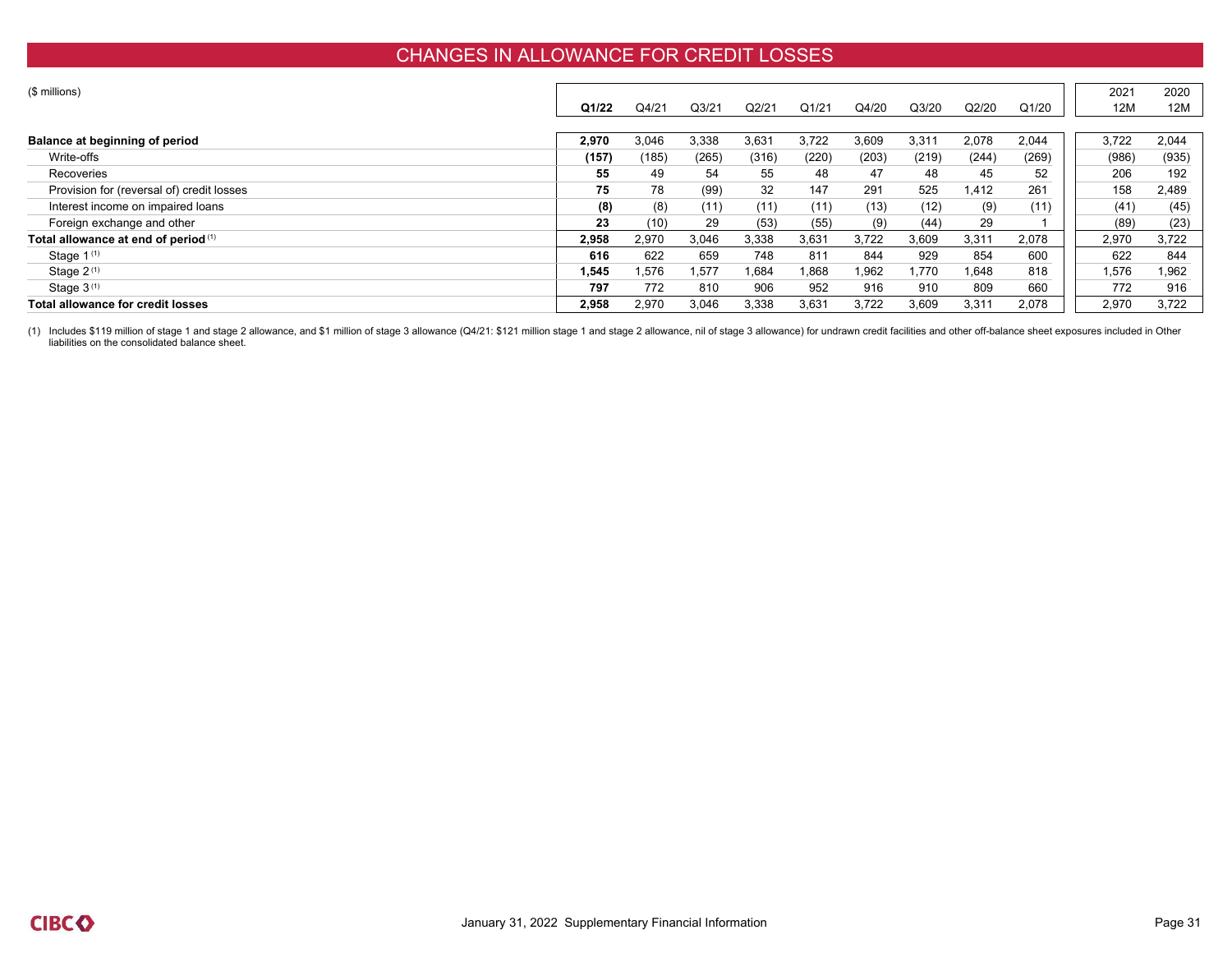# CHANGES IN ALLOWANCE FOR CREDIT LOSSES

| ($ millions) | Q1/22 | Q4/21 | Q3/21 | Q2/21 | Q1/21 | Q4/20 | Q3/20 | Q2/20 | Q1/20 | 2021 12M | 2020 12M |
|---|---|---|---|---|---|---|---|---|---|---|---|
| **Balance at beginning of period** | **2,970** | 3,046 | 3,338 | 3,631 | 3,722 | 3,609 | 3,311 | 2,078 | 2,044 | 3,722 | 2,044 |
| Write-offs | **(157)** | (185) | (265) | (316) | (220) | (203) | (219) | (244) | (269) | (986) | (935) |
| Recoveries | **55** | 49 | 54 | 55 | 48 | 47 | 48 | 45 | 52 | 206 | 192 |
| Provision for (reversal of) credit losses | **75** | 78 | (99) | 32 | 147 | 291 | 525 | 1,412 | 261 | 158 | 2,489 |
| Interest income on impaired loans | **(8)** | (8) | (11) | (11) | (11) | (13) | (12) | (9) | (11) | (41) | (45) |
| Foreign exchange and other | **23** | (10) | 29 | (53) | (55) | (9) | (44) | 29 | 1 | (89) | (23) |
| **Total allowance at end of period** [1] | **2,958** | 2,970 | 3,046 | 3,338 | 3,631 | 3,722 | 3,609 | 3,311 | 2,078 | 2,970 | 3,722 |
| Stage 1 [1] | **616** | 622 | 659 | 748 | 811 | 844 | 929 | 854 | 600 | 622 | 844 |
| Stage 2 [1] | **1,545** | 1,576 | 1,577 | 1,684 | 1,868 | 1,962 | 1,770 | 1,648 | 818 | 1,576 | 1,962 |
| Stage 3 [1] | **797** | 772 | 810 | 906 | 952 | 916 | 910 | 809 | 660 | 772 | 916 |
| **Total allowance for credit losses** | **2,958** | 2,970 | 3,046 | 3,338 | 3,631 | 3,722 | 3,609 | 3,311 | 2,078 | 2,970 | 3,722 |

(1) Includes $119 million of stage 1 and stage 2 allowance, and $1 million of stage 3 allowance (Q4/21: $121 million stage 1 and stage 2 allowance, nil of stage 3 allowance) for undrawn credit facilities and other off-balance sheet exposures included in Other liabilities on the consolidated balance sheet.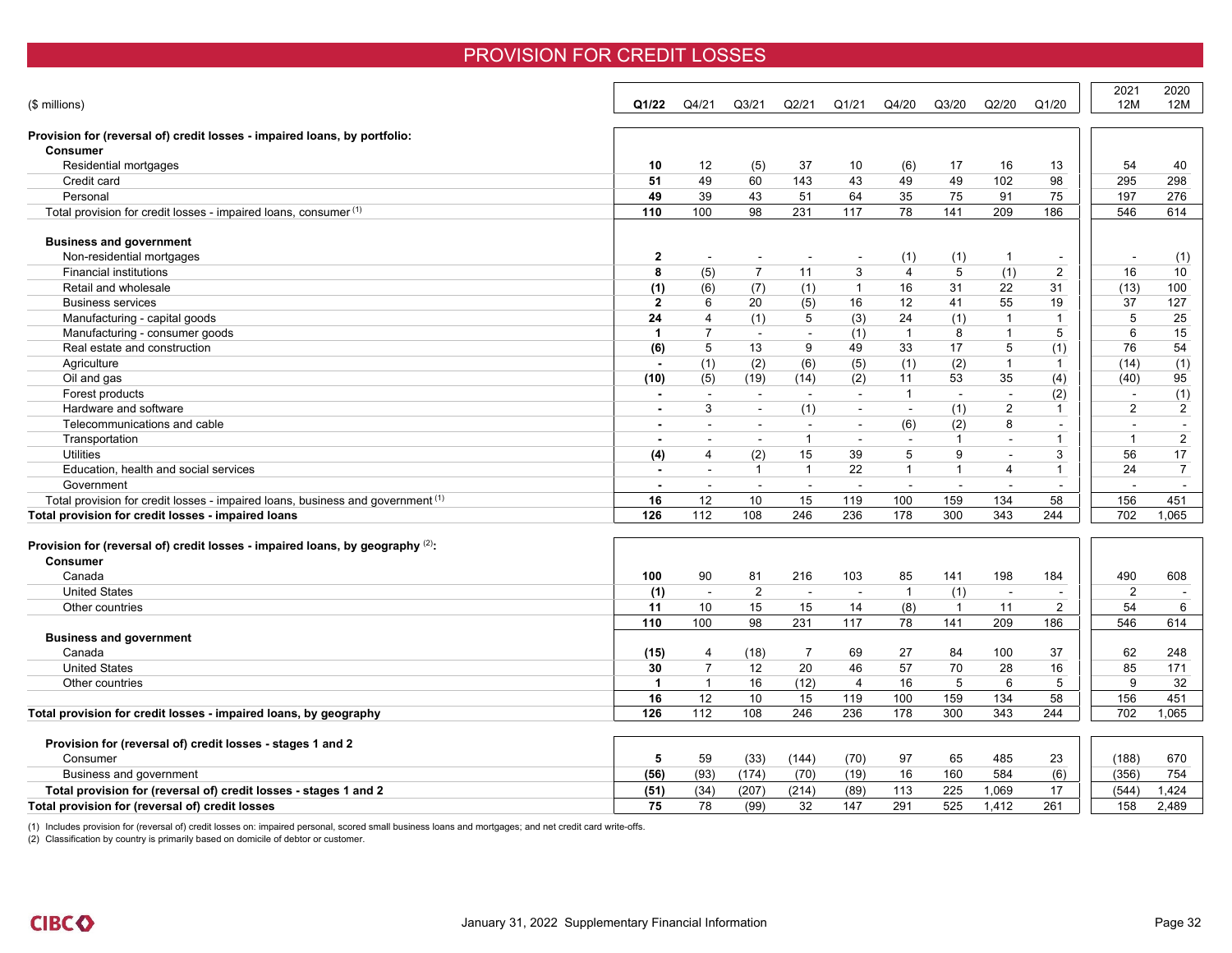# PROVISION FOR CREDIT LOSSES

| ($ millions) | Q1/22 | Q4/21 | Q3/21 | Q2/21 | Q1/21 | Q4/20 | Q3/20 | Q2/20 | Q1/20 | 2021 12M | 2020 12M |
|---|---|---|---|---|---|---|---|---|---|---|---|
| **Provision for (reversal of) credit losses - impaired loans, by portfolio:** | | | | | | | | | | | |
| **Consumer** | | | | | | | | | | | |
| Residential mortgages | **10** | 12 | (5) | 37 | 10 | (6) | 17 | 16 | 13 | 54 | 40 |
| Credit card | **51** | 49 | 60 | 143 | 43 | 49 | 49 | 102 | 98 | 295 | 298 |
| Personal | **49** | 39 | 43 | 51 | 64 | 35 | 75 | 91 | 75 | 197 | 276 |
| Total provision for credit losses - impaired loans, consumer [1] | **110** | 100 | 98 | 231 | 117 | 78 | 141 | 209 | 186 | 546 | 614 |
| **Business and government** | | | | | | | | | | | |
| Non-residential mortgages | **2** | - | - | - | - | (1) | (1) | 1 | - | - | (1) |
| Financial institutions | **8** | (5) | 7 | 11 | 3 | 4 | 5 | (1) | 2 | 16 | 10 |
| Retail and wholesale | **(1)** | (6) | (7) | (1) | 1 | 16 | 31 | 22 | 31 | (13) | 100 |
| Business services | **2** | 6 | 20 | (5) | 16 | 12 | 41 | 55 | 19 | 37 | 127 |
| Manufacturing - capital goods | **24** | 4 | (1) | 5 | (3) | 24 | (1) | 1 | 1 | 5 | 25 |
| Manufacturing - consumer goods | **1** | 7 | - | - | (1) | 1 | 8 | 1 | 5 | 6 | 15 |
| Real estate and construction | **(6)** | 5 | 13 | 9 | 49 | 33 | 17 | 5 | (1) | 76 | 54 |
| Agriculture | **-** | (1) | (2) | (6) | (5) | (1) | (2) | 1 | 1 | (14) | (1) |
| Oil and gas | **(10)** | (5) | (19) | (14) | (2) | 11 | 53 | 35 | (4) | (40) | 95 |
| Forest products | **-** | - | - | - | - | 1 | - | - | (2) | - | (1) |
| Hardware and software | **-** | 3 | - | (1) | - | - | (1) | 2 | 1 | 2 | 2 |
| Telecommunications and cable | **-** | - | - | - | - | (6) | (2) | 8 | - | - | - |
| Transportation | **-** | - | - | 1 | - | - | 1 | - | 1 | 1 | 2 |
| Utilities | **(4)** | 4 | (2) | 15 | 39 | 5 | 9 | - | 3 | 56 | 17 |
| Education, health and social services | **-** | - | 1 | 1 | 22 | 1 | 1 | 4 | 1 | 24 | 7 |
| Government | **-** | - | - | - | - | - | - | - | - | - | - |
| Total provision for credit losses - impaired loans, business and government [1] | **16** | 12 | 10 | 15 | 119 | 100 | 159 | 134 | 58 | 156 | 451 |
| **Total provision for credit losses - impaired loans** | **126** | 112 | 108 | 246 | 236 | 178 | 300 | 343 | 244 | 702 | 1,065 |
| **Provision for (reversal of) credit losses - impaired loans, by geography [2]:** | | | | | | | | | | | |
| **Consumer** | | | | | | | | | | | |
| Canada | **100** | 90 | 81 | 216 | 103 | 85 | 141 | 198 | 184 | 490 | 608 |
| United States | **(1)** | - | 2 | - | - | 1 | (1) | - | - | 2 | - |
| Other countries | **11** | 10 | 15 | 15 | 14 | (8) | 1 | 11 | 2 | 54 | 6 |
| | **110** | 100 | 98 | 231 | 117 | 78 | 141 | 209 | 186 | 546 | 614 |
| **Business and government** | | | | | | | | | | | |
| Canada | **(15)** | 4 | (18) | 7 | 69 | 27 | 84 | 100 | 37 | 62 | 248 |
| United States | **30** | 7 | 12 | 20 | 46 | 57 | 70 | 28 | 16 | 85 | 171 |
| Other countries | **1** | 1 | 16 | (12) | 4 | 16 | 5 | 6 | 5 | 9 | 32 |
| | **16** | 12 | 10 | 15 | 119 | 100 | 159 | 134 | 58 | 156 | 451 |
| **Total provision for credit losses - impaired loans, by geography** | **126** | 112 | 108 | 246 | 236 | 178 | 300 | 343 | 244 | 702 | 1,065 |
| **Provision for (reversal of) credit losses - stages 1 and 2** | | | | | | | | | | | |
| Consumer | **5** | 59 | (33) | (144) | (70) | 97 | 65 | 485 | 23 | (188) | 670 |
| Business and government | **(56)** | (93) | (174) | (70) | (19) | 16 | 160 | 584 | (6) | (356) | 754 |
| **Total provision for (reversal of) credit losses - stages 1 and 2** | **(51)** | (34) | (207) | (214) | (89) | 113 | 225 | 1,069 | 17 | (544) | 1,424 |
| **Total provision for (reversal of) credit losses** | **75** | 78 | (99) | 32 | 147 | 291 | 525 | 1,412 | 261 | 158 | 2,489 |

(1) Includes provision for (reversal of) credit losses on: impaired personal, scored small business loans and mortgages; and net credit card write-offs.
(2) Classification by country is primarily based on domicile of debtor or customer.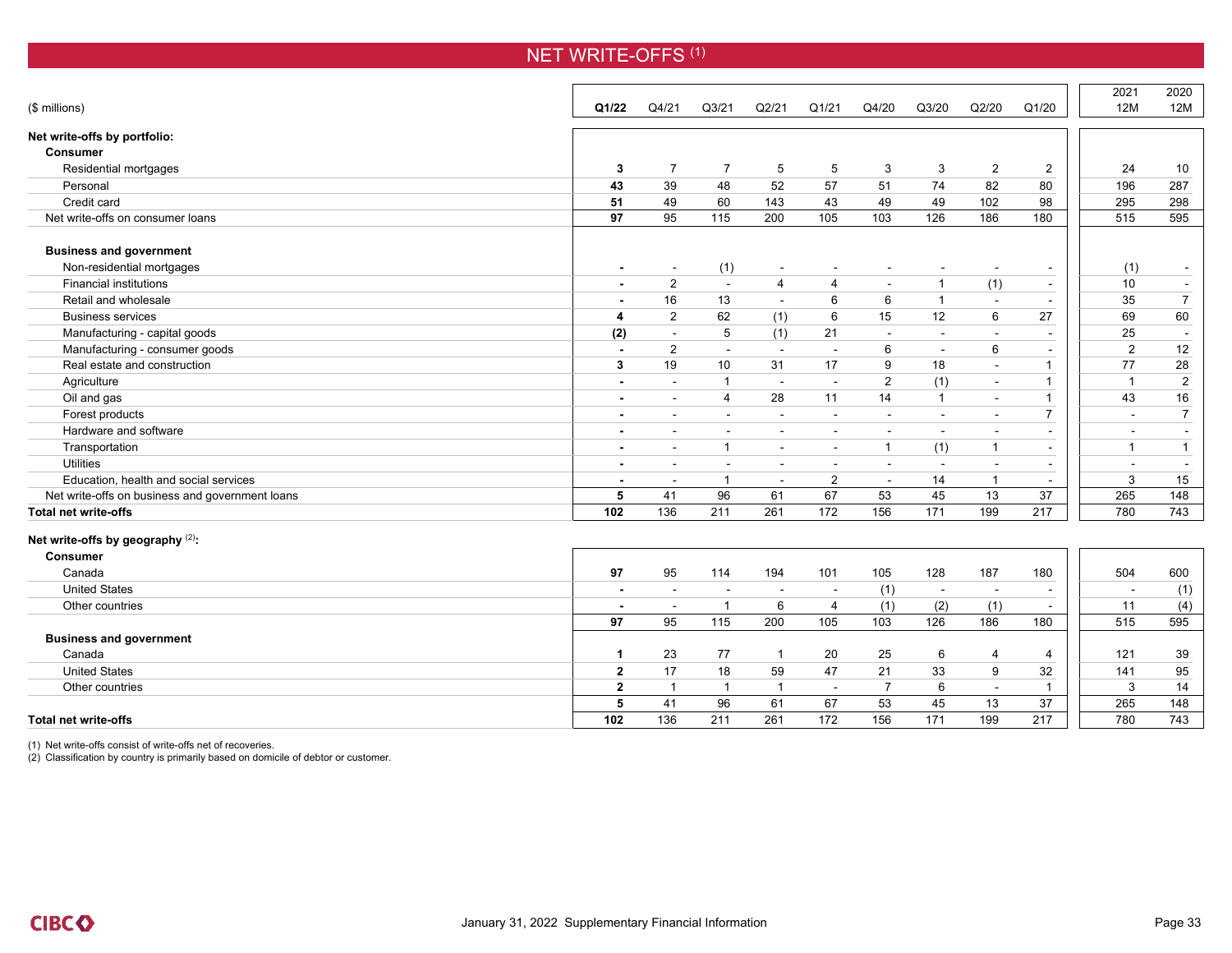# NET WRITE-OFFS [1]

| ($ millions) | Q1/22 | Q4/21 | Q3/21 | Q2/21 | Q1/21 | Q4/20 | Q3/20 | Q2/20 | Q1/20 | 2021 12M | 2020 12M |
|---|---|---|---|---|---|---|---|---|---|---|---|
| **Net write-offs by portfolio:** | | | | | | | | | | | |
| **Consumer** | | | | | | | | | | | |
| Residential mortgages | **3** | 7 | 7 | 5 | 5 | 3 | 3 | 2 | 2 | 24 | 10 |
| Personal | **43** | 39 | 48 | 52 | 57 | 51 | 74 | 82 | 80 | 196 | 287 |
| Credit card | **51** | 49 | 60 | 143 | 43 | 49 | 49 | 102 | 98 | 295 | 298 |
| Net write-offs on consumer loans | **97** | 95 | 115 | 200 | 105 | 103 | 126 | 186 | 180 | 515 | 595 |
| **Business and government** | | | | | | | | | | | |
| Non-residential mortgages | **-** | - | (1) | - | - | - | - | - | - | (1) | - |
| Financial institutions | **-** | 2 | - | 4 | 4 | - | 1 | (1) | - | 10 | - |
| Retail and wholesale | **-** | 16 | 13 | - | 6 | 6 | 1 | - | - | 35 | 7 |
| Business services | **4** | 2 | 62 | (1) | 6 | 15 | 12 | 6 | 27 | 69 | 60 |
| Manufacturing - capital goods | **(2)** | - | 5 | (1) | 21 | - | - | - | - | 25 | - |
| Manufacturing - consumer goods | **-** | 2 | - | - | - | 6 | - | 6 | - | 2 | 12 |
| Real estate and construction | **3** | 19 | 10 | 31 | 17 | 9 | 18 | - | 1 | 77 | 28 |
| Agriculture | **-** | - | 1 | - | - | 2 | (1) | - | 1 | 1 | 2 |
| Oil and gas | **-** | - | 4 | 28 | 11 | 14 | 1 | - | 1 | 43 | 16 |
| Forest products | **-** | - | - | - | - | - | - | - | 7 | - | 7 |
| Hardware and software | **-** | - | - | - | - | - | - | - | - | - | - |
| Transportation | **-** | - | 1 | - | - | 1 | (1) | 1 | - | 1 | 1 |
| Utilities | **-** | - | - | - | - | - | - | - | - | - | - |
| Education, health and social services | **-** | - | 1 | - | 2 | - | 14 | 1 | - | 3 | 15 |
| Net write-offs on business and government loans | **5** | 41 | 96 | 61 | 67 | 53 | 45 | 13 | 37 | 265 | 148 |
| **Total net write-offs** | **102** | 136 | 211 | 261 | 172 | 156 | 171 | 199 | 217 | 780 | 743 |
| **Net write-offs by geography [2]:** | | | | | | | | | | | |
| **Consumer** | | | | | | | | | | | |
| Canada | **97** | 95 | 114 | 194 | 101 | 105 | 128 | 187 | 180 | 504 | 600 |
| United States | **-** | - | - | - | - | (1) | - | - | - | - | (1) |
| Other countries | **-** | - | 1 | 6 | 4 | (1) | (2) | (1) | - | 11 | (4) |
| | **97** | 95 | 115 | 200 | 105 | 103 | 126 | 186 | 180 | 515 | 595 |
| **Business and government** | | | | | | | | | | | |
| Canada | **1** | 23 | 77 | 1 | 20 | 25 | 6 | 4 | 4 | 121 | 39 |
| United States | **2** | 17 | 18 | 59 | 47 | 21 | 33 | 9 | 32 | 141 | 95 |
| Other countries | **2** | 1 | 1 | 1 | - | 7 | 6 | - | 1 | 3 | 14 |
| | **5** | 41 | 96 | 61 | 67 | 53 | 45 | 13 | 37 | 265 | 148 |
| **Total net write-offs** | **102** | 136 | 211 | 261 | 172 | 156 | 171 | 199 | 217 | 780 | 743 |

(1) Net write-offs consist of write-offs net of recoveries.
(2) Classification by country is primarily based on domicile of debtor or customer.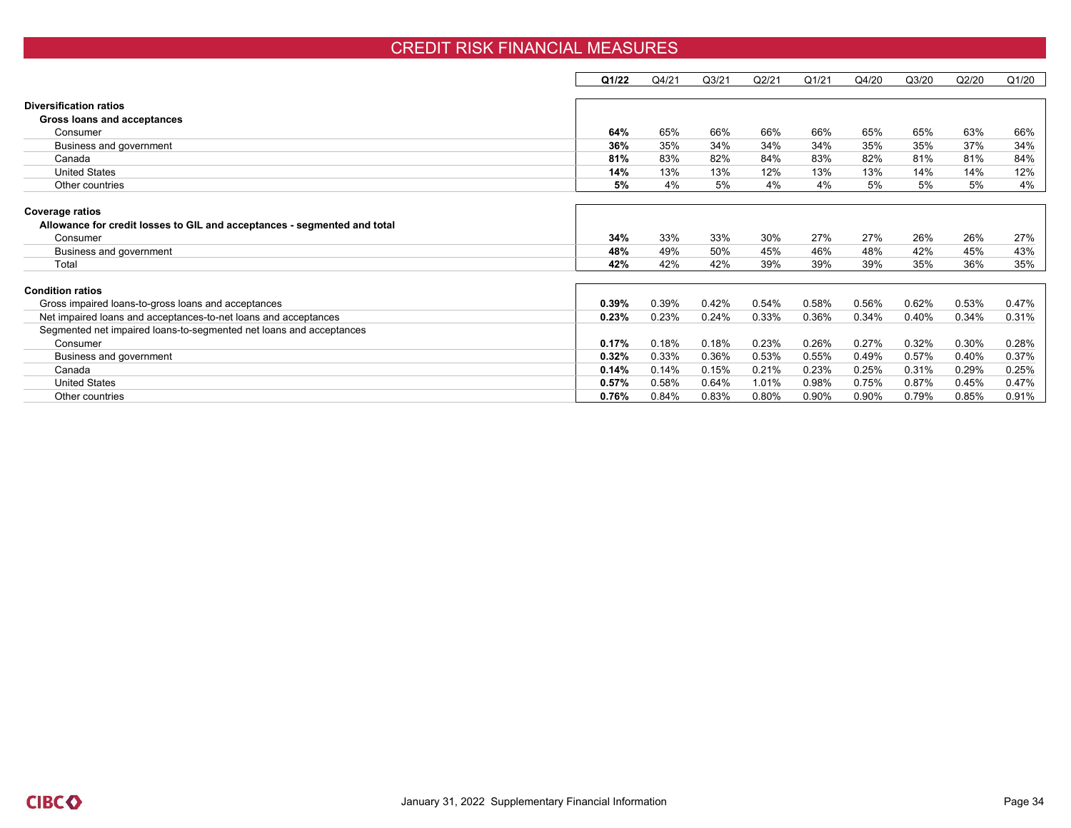# CREDIT RISK FINANCIAL MEASURES

| | Q1/22 | Q4/21 | Q3/21 | Q2/21 | Q1/21 | Q4/20 | Q3/20 | Q2/20 | Q1/20 |
|---|---|---|---|---|---|---|---|---|---|
| **Diversification ratios** | | | | | | | | | |
| **Gross loans and acceptances** | | | | | | | | | |
| Consumer | **64%** | 65% | 66% | 66% | 66% | 65% | 65% | 63% | 66% |
| Business and government | **36%** | 35% | 34% | 34% | 34% | 35% | 35% | 37% | 34% |
| Canada | **81%** | 83% | 82% | 84% | 83% | 82% | 81% | 81% | 84% |
| United States | **14%** | 13% | 13% | 12% | 13% | 13% | 14% | 14% | 12% |
| Other countries | **5%** | 4% | 5% | 4% | 4% | 5% | 5% | 5% | 4% |
| **Coverage ratios** | | | | | | | | | |
| **Allowance for credit losses to GIL and acceptances - segmented and total** | | | | | | | | | |
| Consumer | **34%** | 33% | 33% | 30% | 27% | 27% | 26% | 26% | 27% |
| Business and government | **48%** | 49% | 50% | 45% | 46% | 48% | 42% | 45% | 43% |
| Total | **42%** | 42% | 42% | 39% | 39% | 39% | 35% | 36% | 35% |
| **Condition ratios** | | | | | | | | | |
| Gross impaired loans-to-gross loans and acceptances | **0.39%** | 0.39% | 0.42% | 0.54% | 0.58% | 0.56% | 0.62% | 0.53% | 0.47% |
| Net impaired loans and acceptances-to-net loans and acceptances | **0.23%** | 0.23% | 0.24% | 0.33% | 0.36% | 0.34% | 0.40% | 0.34% | 0.31% |
| Segmented net impaired loans-to-segmented net loans and acceptances | | | | | | | | | |
| Consumer | **0.17%** | 0.18% | 0.18% | 0.23% | 0.26% | 0.27% | 0.32% | 0.30% | 0.28% |
| Business and government | **0.32%** | 0.33% | 0.36% | 0.53% | 0.55% | 0.49% | 0.57% | 0.40% | 0.37% |
| Canada | **0.14%** | 0.14% | 0.15% | 0.21% | 0.23% | 0.25% | 0.31% | 0.29% | 0.25% |
| United States | **0.57%** | 0.58% | 0.64% | 1.01% | 0.98% | 0.75% | 0.87% | 0.45% | 0.47% |
| Other countries | **0.76%** | 0.84% | 0.83% | 0.80% | 0.90% | 0.90% | 0.79% | 0.85% | 0.91% |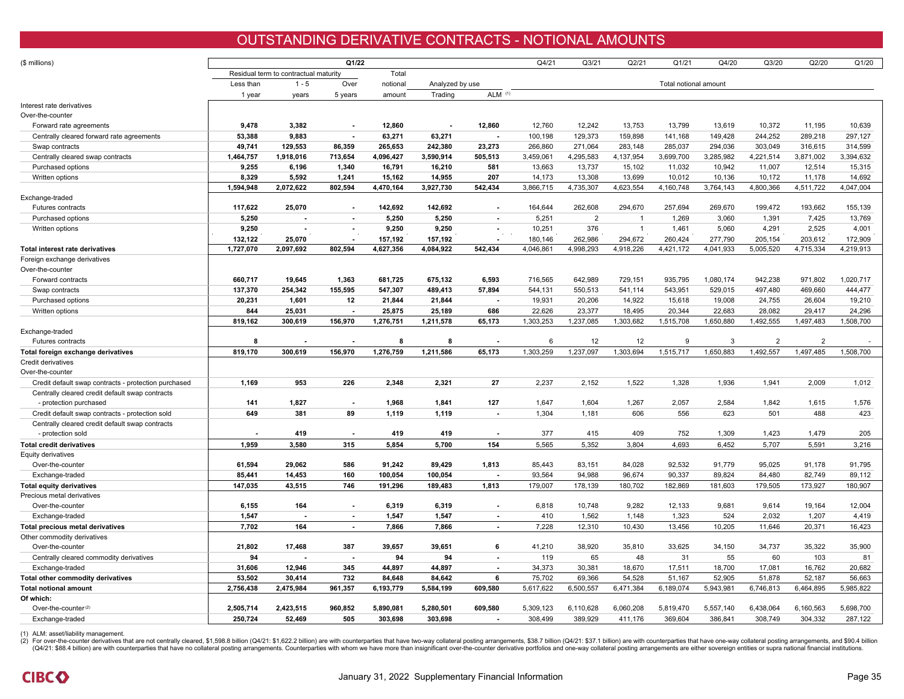# OUTSTANDING DERIVATIVE CONTRACTS - NOTIONAL AMOUNTS

| ($ millions) | Q1/22 | | | | | | Q4/21 | Q3/21 | Q2/21 | Q1/21 | Q4/20 | Q3/20 | Q2/20 | Q1/20 |
|---|---|---|---|---|---|---|---|---|---|---|---|---|---|---|
| | Residual term to contractual maturity | | | Total | Analyzed by use | | Total notional amount | | | | | | | |
| | Less than 1 year | 1 - 5 years | Over 5 years | notional amount | Trading | ALM [(1)] | | | | | | | | |
| **Interest rate derivatives** | | | | | | | | | | | | | | |
| Over-the-counter | | | | | | | | | | | | | | |
| Forward rate agreements | 9,478 | 3,382 | - | 12,860 | - | 12,860 | 12,760 | 12,242 | 13,753 | 13,799 | 13,619 | 10,372 | 11,195 | 10,639 |
| Centrally cleared forward rate agreements | 53,388 | 9,883 | - | 63,271 | 63,271 | - | 100,198 | 129,373 | 159,898 | 141,168 | 149,428 | 244,252 | 289,218 | 297,127 |
| Swap contracts | 49,741 | 129,553 | 86,359 | 265,653 | 242,380 | 23,273 | 266,860 | 271,064 | 283,148 | 285,037 | 294,036 | 303,049 | 316,615 | 314,599 |
| Centrally cleared swap contracts | 1,464,757 | 1,918,016 | 713,654 | 4,096,427 | 3,590,914 | 505,513 | 3,459,061 | 4,295,583 | 4,137,954 | 3,699,700 | 3,285,982 | 4,221,514 | 3,871,002 | 3,394,632 |
| Purchased options | 9,255 | 6,196 | 1,340 | 16,791 | 16,210 | 581 | 13,663 | 13,737 | 15,102 | 11,032 | 10,942 | 11,007 | 12,514 | 15,315 |
| Written options | 8,329 | 5,592 | 1,241 | 15,162 | 14,955 | 207 | 14,173 | 13,308 | 13,699 | 10,012 | 10,136 | 10,172 | 11,178 | 14,692 |
| | 1,594,948 | 2,072,622 | 802,594 | 4,470,164 | 3,927,730 | 542,434 | 3,866,715 | 4,735,307 | 4,623,554 | 4,160,748 | 3,764,143 | 4,800,366 | 4,511,722 | 4,047,004 |
| Exchange-traded | | | | | | | | | | | | | | |
| Futures contracts | 117,622 | 25,070 | - | 142,692 | 142,692 | - | 164,644 | 262,608 | 294,670 | 257,694 | 269,670 | 199,472 | 193,662 | 155,139 |
| Purchased options | 5,250 | - | - | 5,250 | 5,250 | - | 5,251 | 2 | 1 | 1,269 | 3,060 | 1,391 | 7,425 | 13,769 |
| Written options | 9,250 | - | - | 9,250 | 9,250 | - | 10,251 | 376 | 1 | 1,461 | 5,060 | 4,291 | 2,525 | 4,001 |
| | 132,122 | 25,070 | - | 157,192 | 157,192 | - | 180,146 | 262,986 | 294,672 | 260,424 | 277,790 | 205,154 | 203,612 | 172,909 |
| **Total interest rate derivatives** | 1,727,070 | 2,097,692 | 802,594 | 4,627,356 | 4,084,922 | 542,434 | 4,046,861 | 4,998,293 | 4,918,226 | 4,421,172 | 4,041,933 | 5,005,520 | 4,715,334 | 4,219,913 |
| **Foreign exchange derivatives** | | | | | | | | | | | | | | |
| Over-the-counter | | | | | | | | | | | | | | |
| Forward contracts | 660,717 | 19,645 | 1,363 | 681,725 | 675,132 | 6,593 | 716,565 | 642,989 | 729,151 | 935,795 | 1,080,174 | 942,238 | 971,802 | 1,020,717 |
| Swap contracts | 137,370 | 254,342 | 155,595 | 547,307 | 489,413 | 57,894 | 544,131 | 550,513 | 541,114 | 543,951 | 529,015 | 497,480 | 469,660 | 444,477 |
| Purchased options | 20,231 | 1,601 | 12 | 21,844 | 21,844 | - | 19,931 | 20,206 | 14,922 | 15,618 | 19,008 | 24,755 | 26,604 | 19,210 |
| Written options | 844 | 25,031 | - | 25,875 | 25,189 | 686 | 22,626 | 23,377 | 18,495 | 20,344 | 22,683 | 28,082 | 29,417 | 24,296 |
| | 819,162 | 300,619 | 156,970 | 1,276,751 | 1,211,578 | 65,173 | 1,303,253 | 1,237,085 | 1,303,682 | 1,515,708 | 1,650,880 | 1,492,555 | 1,497,483 | 1,508,700 |
| Exchange-traded | | | | | | | | | | | | | | |
| Futures contracts | 8 | - | - | 8 | 8 | - | 6 | 12 | 12 | 9 | 3 | 2 | 2 | - |
| **Total foreign exchange derivatives** | 819,170 | 300,619 | 156,970 | 1,276,759 | 1,211,586 | 65,173 | 1,303,259 | 1,237,097 | 1,303,694 | 1,515,717 | 1,650,883 | 1,492,557 | 1,497,485 | 1,508,700 |
| **Credit derivatives** | | | | | | | | | | | | | | |
| Over-the-counter | | | | | | | | | | | | | | |
| Credit default swap contracts - protection purchased | 1,169 | 953 | 226 | 2,348 | 2,321 | 27 | 2,237 | 2,152 | 1,522 | 1,328 | 1,936 | 1,941 | 2,009 | 1,012 |
| Centrally cleared credit default swap contracts - protection purchased | 141 | 1,827 | - | 1,968 | 1,841 | 127 | 1,647 | 1,604 | 1,267 | 2,057 | 2,584 | 1,842 | 1,615 | 1,576 |
| Credit default swap contracts - protection sold | 649 | 381 | 89 | 1,119 | 1,119 | - | 1,304 | 1,181 | 606 | 556 | 623 | 501 | 488 | 423 |
| Centrally cleared credit default swap contracts - protection sold | - | 419 | - | 419 | 419 | - | 377 | 415 | 409 | 752 | 1,309 | 1,423 | 1,479 | 205 |
| **Total credit derivatives** | 1,959 | 3,580 | 315 | 5,854 | 5,700 | 154 | 5,565 | 5,352 | 3,804 | 4,693 | 6,452 | 5,707 | 5,591 | 3,216 |
| **Equity derivatives** | | | | | | | | | | | | | | |
| Over-the-counter | 61,594 | 29,062 | 586 | 91,242 | 89,429 | 1,813 | 85,443 | 83,151 | 84,028 | 92,532 | 91,779 | 95,025 | 91,178 | 91,795 |
| Exchange-traded | 85,441 | 14,453 | 160 | 100,054 | 100,054 | - | 93,564 | 94,988 | 96,674 | 90,337 | 89,824 | 84,480 | 82,749 | 89,112 |
| **Total equity derivatives** | 147,035 | 43,515 | 746 | 191,296 | 189,483 | 1,813 | 179,007 | 178,139 | 180,702 | 182,869 | 181,603 | 179,505 | 173,927 | 180,907 |
| **Precious metal derivatives** | | | | | | | | | | | | | | |
| Over-the-counter | 6,155 | 164 | - | 6,319 | 6,319 | - | 6,818 | 10,748 | 9,282 | 12,133 | 9,681 | 9,614 | 19,164 | 12,004 |
| Exchange-traded | 1,547 | - | - | 1,547 | 1,547 | - | 410 | 1,562 | 1,148 | 1,323 | 524 | 2,032 | 1,207 | 4,419 |
| **Total precious metal derivatives** | 7,702 | 164 | - | 7,866 | 7,866 | - | 7,228 | 12,310 | 10,430 | 13,456 | 10,205 | 11,646 | 20,371 | 16,423 |
| **Other commodity derivatives** | | | | | | | | | | | | | | |
| Over-the-counter | 21,802 | 17,468 | 387 | 39,657 | 39,651 | 6 | 41,210 | 38,920 | 35,810 | 33,625 | 34,150 | 34,737 | 35,322 | 35,900 |
| Centrally cleared commodity derivatives | 94 | - | - | 94 | 94 | - | 119 | 65 | 48 | 31 | 55 | 60 | 103 | 81 |
| Exchange-traded | 31,606 | 12,946 | 345 | 44,897 | 44,897 | - | 34,373 | 30,381 | 18,670 | 17,511 | 18,700 | 17,081 | 16,762 | 20,682 |
| **Total other commodity derivatives** | 53,502 | 30,414 | 732 | 84,648 | 84,642 | 6 | 75,702 | 69,366 | 54,528 | 51,167 | 52,905 | 51,878 | 52,187 | 56,663 |
| **Total notional amount** | 2,756,438 | 2,475,984 | 961,357 | 6,193,779 | 5,584,199 | 609,580 | 5,617,622 | 6,500,557 | 6,471,384 | 6,189,074 | 5,943,981 | 6,746,813 | 6,464,895 | 5,985,822 |
| **Of which:** | | | | | | | | | | | | | | |
| Over-the-counter [(2)] | 2,505,714 | 2,423,515 | 960,852 | 5,890,081 | 5,280,501 | 609,580 | 5,309,123 | 6,110,628 | 6,060,208 | 5,819,470 | 5,557,140 | 6,438,064 | 6,160,563 | 5,698,700 |
| Exchange-traded | 250,724 | 52,469 | 505 | 303,698 | 303,698 | - | 308,499 | 389,929 | 411,176 | 369,604 | 386,841 | 308,749 | 304,332 | 287,122 |

(1) ALM: asset/liability management.
(2) For over-the-counter derivatives that are not centrally cleared, $1,598.8 billion (Q4/21: $1,622.2 billion) are with counterparties that have two-way collateral posting arrangements, $38.7 billion (Q4/21: $37.1 billion) are with counterparties that have one-way collateral posting arrangements, and $90.4 billion (Q4/21: $88.4 billion) are with counterparties that have no collateral posting arrangements. Counterparties with whom we have more than insignificant over-the-counter derivative portfolios and one-way collateral posting arrangements are either sovereign entities or supra national financial institutions.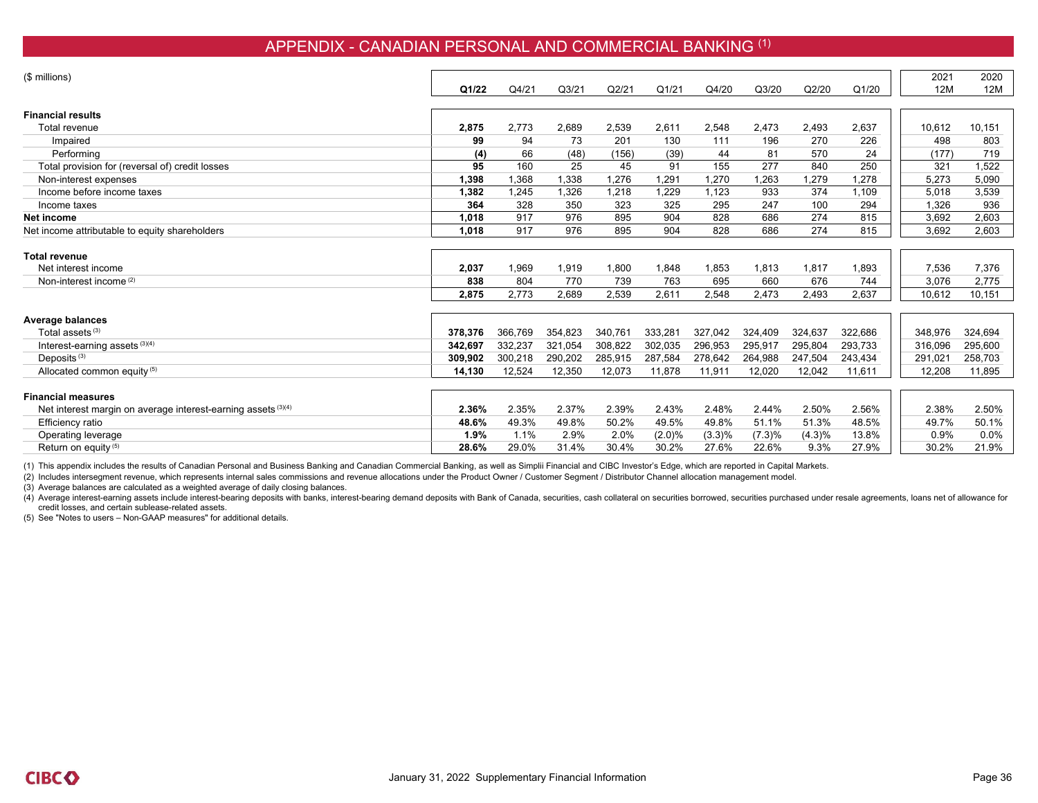# APPENDIX - CANADIAN PERSONAL AND COMMERCIAL BANKING [(1)]

| ($ millions) | Q1/22 | Q4/21 | Q3/21 | Q2/21 | Q1/21 | Q4/20 | Q3/20 | Q2/20 | Q1/20 | 2021 12M | 2020 12M |
|---|---|---|---|---|---|---|---|---|---|---|---|
| **Financial results** | | | | | | | | | | | |
| Total revenue | **2,875** | 2,773 | 2,689 | 2,539 | 2,611 | 2,548 | 2,473 | 2,493 | 2,637 | 10,612 | 10,151 |
| Impaired | **99** | 94 | 73 | 201 | 130 | 111 | 196 | 270 | 226 | 498 | 803 |
| Performing | **(4)** | 66 | (48) | (156) | (39) | 44 | 81 | 570 | 24 | (177) | 719 |
| Total provision for (reversal of) credit losses | **95** | 160 | 25 | 45 | 91 | 155 | 277 | 840 | 250 | 321 | 1,522 |
| Non-interest expenses | **1,398** | 1,368 | 1,338 | 1,276 | 1,291 | 1,270 | 1,263 | 1,279 | 1,278 | 5,273 | 5,090 |
| Income before income taxes | **1,382** | 1,245 | 1,326 | 1,218 | 1,229 | 1,123 | 933 | 374 | 1,109 | 5,018 | 3,539 |
| Income taxes | **364** | 328 | 350 | 323 | 325 | 295 | 247 | 100 | 294 | 1,326 | 936 |
| **Net income** | **1,018** | 917 | 976 | 895 | 904 | 828 | 686 | 274 | 815 | 3,692 | 2,603 |
| Net income attributable to equity shareholders | **1,018** | 917 | 976 | 895 | 904 | 828 | 686 | 274 | 815 | 3,692 | 2,603 |
| **Total revenue** | | | | | | | | | | | |
| Net interest income | **2,037** | 1,969 | 1,919 | 1,800 | 1,848 | 1,853 | 1,813 | 1,817 | 1,893 | 7,536 | 7,376 |
| Non-interest income [(2)] | **838** | 804 | 770 | 739 | 763 | 695 | 660 | 676 | 744 | 3,076 | 2,775 |
| | **2,875** | 2,773 | 2,689 | 2,539 | 2,611 | 2,548 | 2,473 | 2,493 | 2,637 | 10,612 | 10,151 |
| **Average balances** | | | | | | | | | | | |
| Total assets [(3)] | **378,376** | 366,769 | 354,823 | 340,761 | 333,281 | 327,042 | 324,409 | 324,637 | 322,686 | 348,976 | 324,694 |
| Interest-earning assets [(3)(4)] | **342,697** | 332,237 | 321,054 | 308,822 | 302,035 | 296,953 | 295,917 | 295,804 | 293,733 | 316,096 | 295,600 |
| Deposits [(3)] | **309,902** | 300,218 | 290,202 | 285,915 | 287,584 | 278,642 | 264,988 | 247,504 | 243,434 | 291,021 | 258,703 |
| Allocated common equity [(5)] | **14,130** | 12,524 | 12,350 | 12,073 | 11,878 | 11,911 | 12,020 | 12,042 | 11,611 | 12,208 | 11,895 |
| **Financial measures** | | | | | | | | | | | |
| Net interest margin on average interest-earning assets [(3)(4)] | **2.36%** | 2.35% | 2.37% | 2.39% | 2.43% | 2.48% | 2.44% | 2.50% | 2.56% | 2.38% | 2.50% |
| Efficiency ratio | **48.6%** | 49.3% | 49.8% | 50.2% | 49.5% | 49.8% | 51.1% | 51.3% | 48.5% | 49.7% | 50.1% |
| Operating leverage | **1.9%** | 1.1% | 2.9% | 2.0% | (2.0)% | (3.3)% | (7.3)% | (4.3)% | 13.8% | 0.9% | 0.0% |
| Return on equity [(5)] | **28.6%** | 29.0% | 31.4% | 30.4% | 30.2% | 27.6% | 22.6% | 9.3% | 27.9% | 30.2% | 21.9% |

(1) This appendix includes the results of Canadian Personal and Business Banking and Canadian Commercial Banking, as well as Simplii Financial and CIBC Investor's Edge, which are reported in Capital Markets.
(2) Includes intersegment revenue, which represents internal sales commissions and revenue allocations under the Product Owner / Customer Segment / Distributor Channel allocation management model.
(3) Average balances are calculated as a weighted average of daily closing balances.
(4) Average interest-earning assets include interest-bearing deposits with banks, interest-bearing demand deposits with Bank of Canada, securities, cash collateral on securities borrowed, securities purchased under resale agreements, loans net of allowance for credit losses, and certain sublease-related assets.
(5) See "Notes to users – Non-GAAP measures" for additional details.